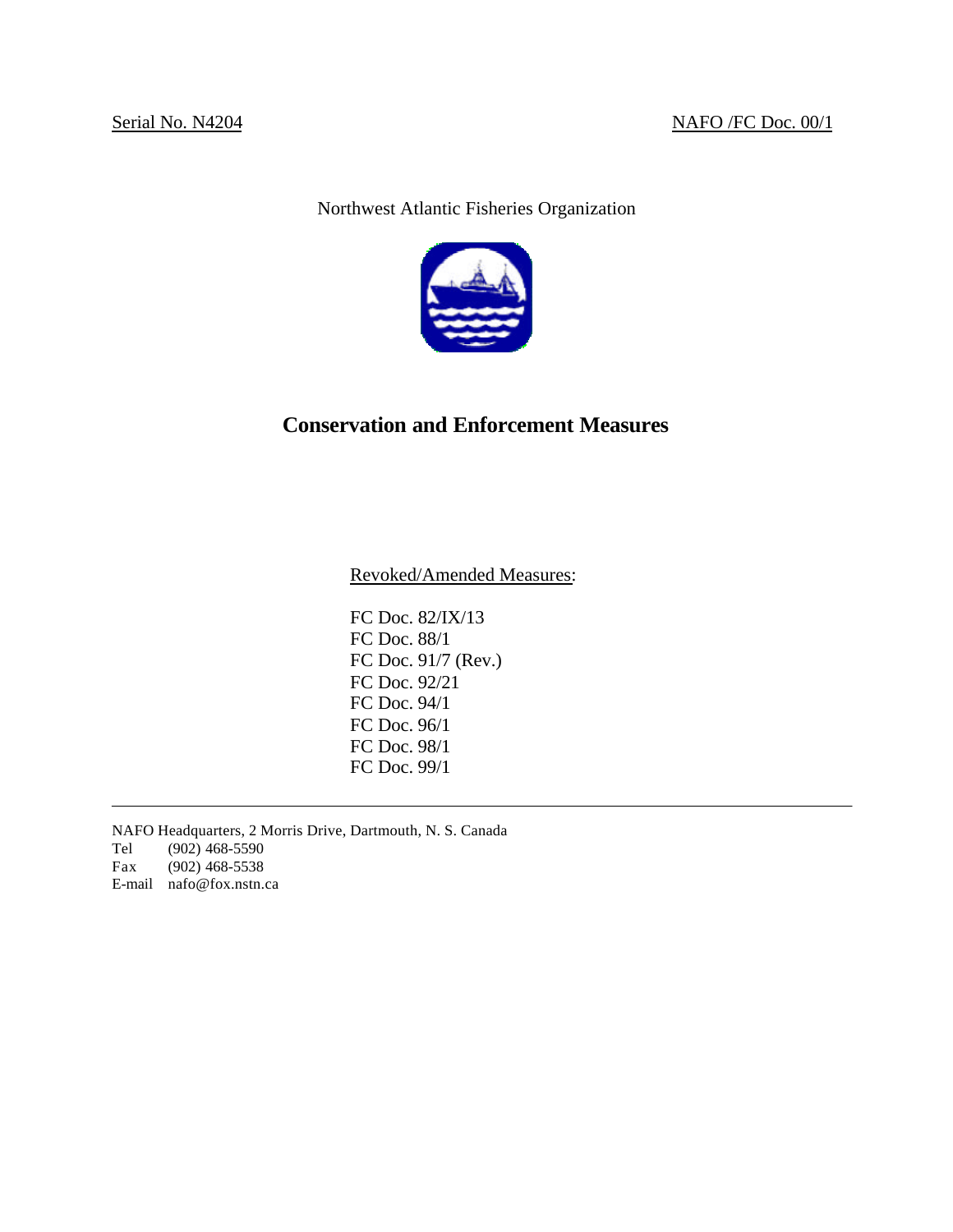Serial No. N4204 NAFO /FC Doc. 00/1

Northwest Atlantic Fisheries Organization

# Conservation and Enforcement Measures

Revoked/Amended Measures:

FC Doc. 82/IX/13
FC Doc. 88/1
FC Doc. 91/7 (Rev.)
FC Doc. 92/21
FC Doc. 94/1
FC Doc. 96/1
FC Doc. 98/1
FC Doc. 99/1

---

NAFO Headquarters, 2 Morris Drive, Dartmouth, N. S. Canada
Tel (902) 468-5590
Fax (902) 468-5538
E-mail nafo@fox.nstn.ca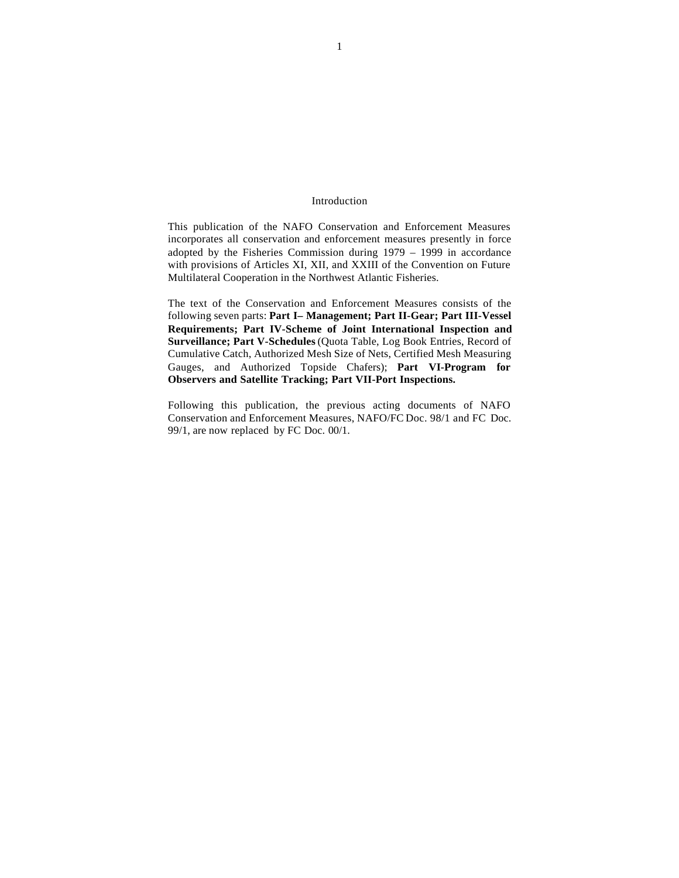# Introduction

This publication of the NAFO Conservation and Enforcement Measures incorporates all conservation and enforcement measures presently in force adopted by the Fisheries Commission during 1979 – 1999 in accordance with provisions of Articles XI, XII, and XXIII of the Convention on Future Multilateral Cooperation in the Northwest Atlantic Fisheries.

The text of the Conservation and Enforcement Measures consists of the following seven parts: **Part I– Management; Part II-Gear; Part III-Vessel Requirements; Part IV-Scheme of Joint International Inspection and Surveillance; Part V-Schedules** (Quota Table, Log Book Entries, Record of Cumulative Catch, Authorized Mesh Size of Nets, Certified Mesh Measuring Gauges, and Authorized Topside Chafers); **Part VI-Program for Observers and Satellite Tracking; Part VII-Port Inspections.**

Following this publication, the previous acting documents of NAFO Conservation and Enforcement Measures, NAFO/FC Doc. 98/1 and FC Doc. 99/1, are now replaced by FC Doc. 00/1.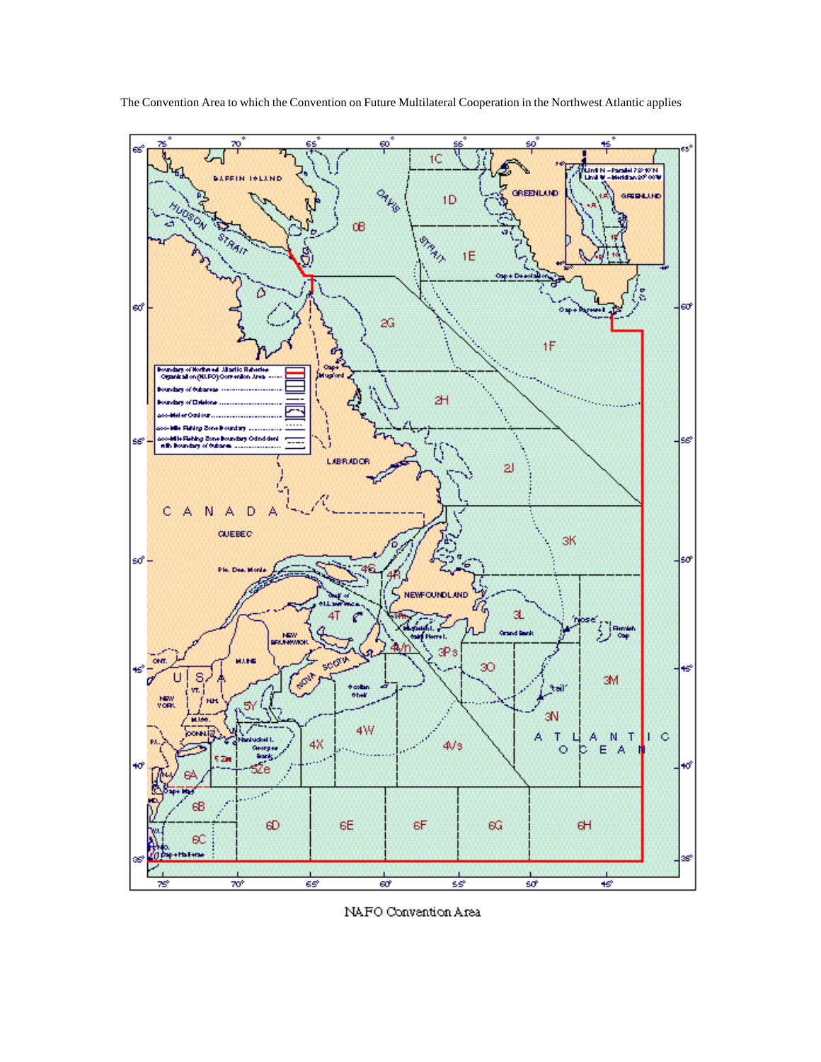The Convention Area to which the Convention on Future Multilateral Cooperation in the Northwest Atlantic applies

NAFO Convention Area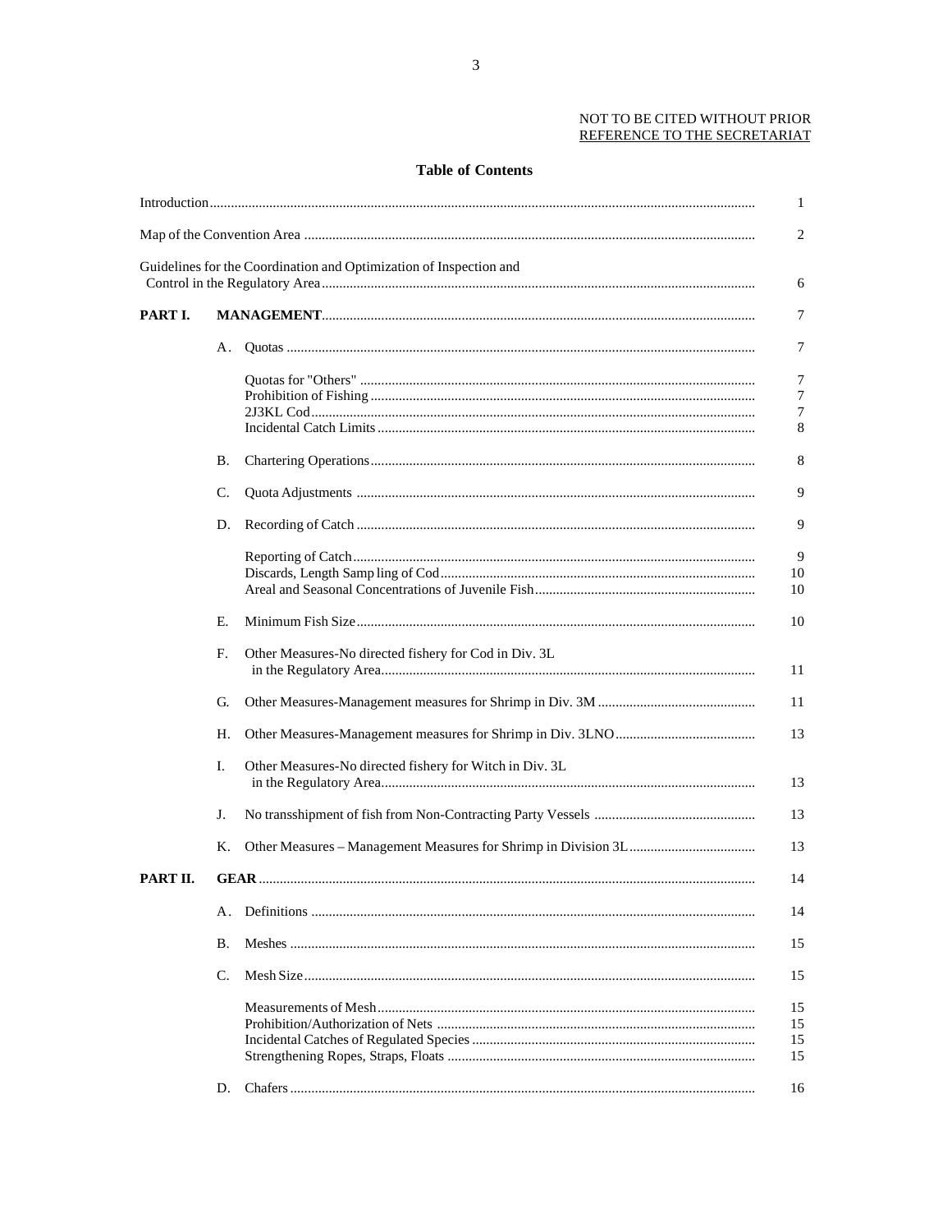NOT TO BE CITED WITHOUT PRIOR
REFERENCE TO THE SECRETARIAT

## Table of Contents

| | | | |
|---|---|---|---|
| Introduction | | | 1 |
| Map of the Convention Area | | | 2 |
| Guidelines for the Coordination and Optimization of Inspection and Control in the Regulatory Area | | | 6 |
| **PART I.** | **MANAGEMENT** | | 7 |
| | A. | Quotas | 7 |
| | | Quotas for "Others" | 7 |
| | | Prohibition of Fishing | 7 |
| | | 2J3KL Cod | 7 |
| | | Incidental Catch Limits | 8 |
| | B. | Chartering Operations | 8 |
| | C. | Quota Adjustments | 9 |
| | D. | Recording of Catch | 9 |
| | | Reporting of Catch | 9 |
| | | Discards, Length Samp ling of Cod | 10 |
| | | Areal and Seasonal Concentrations of Juvenile Fish | 10 |
| | E. | Minimum Fish Size | 10 |
| | F. | Other Measures-No directed fishery for Cod in Div. 3L in the Regulatory Area | 11 |
| | G. | Other Measures-Management measures for Shrimp in Div. 3M | 11 |
| | H. | Other Measures-Management measures for Shrimp in Div. 3LNO | 13 |
| | I. | Other Measures-No directed fishery for Witch in Div. 3L in the Regulatory Area | 13 |
| | J. | No transshipment of fish from Non-Contracting Party Vessels | 13 |
| | K. | Other Measures – Management Measures for Shrimp in Division 3L | 13 |
| **PART II.** | **GEAR** | | 14 |
| | A. | Definitions | 14 |
| | B. | Meshes | 15 |
| | C. | Mesh Size | 15 |
| | | Measurements of Mesh | 15 |
| | | Prohibition/Authorization of Nets | 15 |
| | | Incidental Catches of Regulated Species | 15 |
| | | Strengthening Ropes, Straps, Floats | 15 |
| | D. | Chafers | 16 |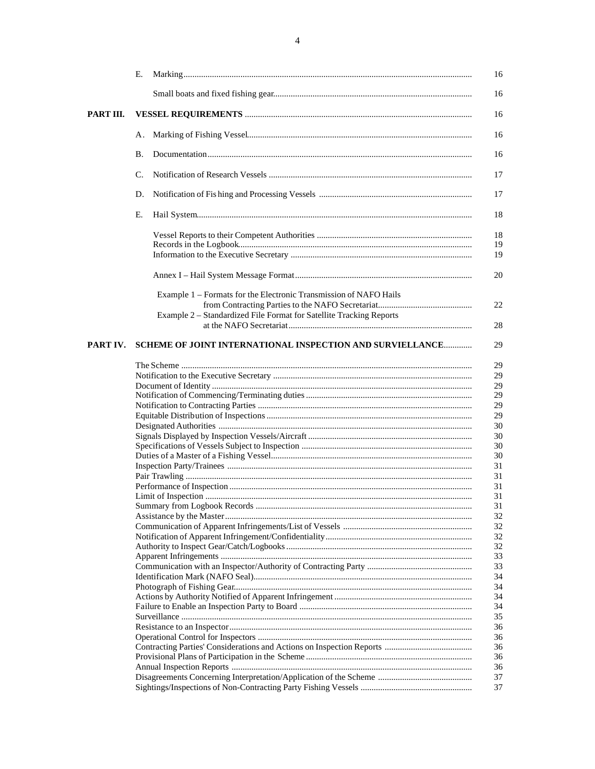| | | | |
|---|---|---|---|
| | E. | Marking | 16 |
| | | Small boats and fixed fishing gear | 16 |
| **PART III.** | **VESSEL REQUIREMENTS** | | 16 |
| | A. | Marking of Fishing Vessel | 16 |
| | B. | Documentation | 16 |
| | C. | Notification of Research Vessels | 17 |
| | D. | Notification of Fishing and Processing Vessels | 17 |
| | E. | Hail System | 18 |
| | | Vessel Reports to their Competent Authorities | 18 |
| | | Records in the Logbook | 19 |
| | | Information to the Executive Secretary | 19 |
| | | Annex I – Hail System Message Format | 20 |
| | | Example 1 – Formats for the Electronic Transmission of NAFO Hails from Contracting Parties to the NAFO Secretariat | 22 |
| | | Example 2 – Standardized File Format for Satellite Tracking Reports at the NAFO Secretariat | 28 |
| **PART IV.** | **SCHEME OF JOINT INTERNATIONAL INSPECTION AND SURVIELLANCE** | | 29 |
| | The Scheme | | 29 |
| | Notification to the Executive Secretary | | 29 |
| | Document of Identity | | 29 |
| | Notification of Commencing/Terminating duties | | 29 |
| | Notification to Contracting Parties | | 29 |
| | Equitable Distribution of Inspections | | 29 |
| | Designated Authorities | | 30 |
| | Signals Displayed by Inspection Vessels/Aircraft | | 30 |
| | Specifications of Vessels Subject to Inspection | | 30 |
| | Duties of a Master of a Fishing Vessel | | 30 |
| | Inspection Party/Trainees | | 31 |
| | Pair Trawling | | 31 |
| | Performance of Inspection | | 31 |
| | Limit of Inspection | | 31 |
| | Summary from Logbook Records | | 31 |
| | Assistance by the Master | | 32 |
| | Communication of Apparent Infringements/List of Vessels | | 32 |
| | Notification of Apparent Infringement/Confidentiality | | 32 |
| | Authority to Inspect Gear/Catch/Logbooks | | 32 |
| | Apparent Infringements | | 33 |
| | Communication with an Inspector/Authority of Contracting Party | | 33 |
| | Identification Mark (NAFO Seal) | | 34 |
| | Photograph of Fishing Gear | | 34 |
| | Actions by Authority Notified of Apparent Infringement | | 34 |
| | Failure to Enable an Inspection Party to Board | | 34 |
| | Surveillance | | 35 |
| | Resistance to an Inspector | | 36 |
| | Operational Control for Inspectors | | 36 |
| | Contracting Parties' Considerations and Actions on Inspection Reports | | 36 |
| | Provisional Plans of Participation in the Scheme | | 36 |
| | Annual Inspection Reports | | 36 |
| | Disagreements Concerning Interpretation/Application of the Scheme | | 37 |
| | Sightings/Inspections of Non-Contracting Party Fishing Vessels | | 37 |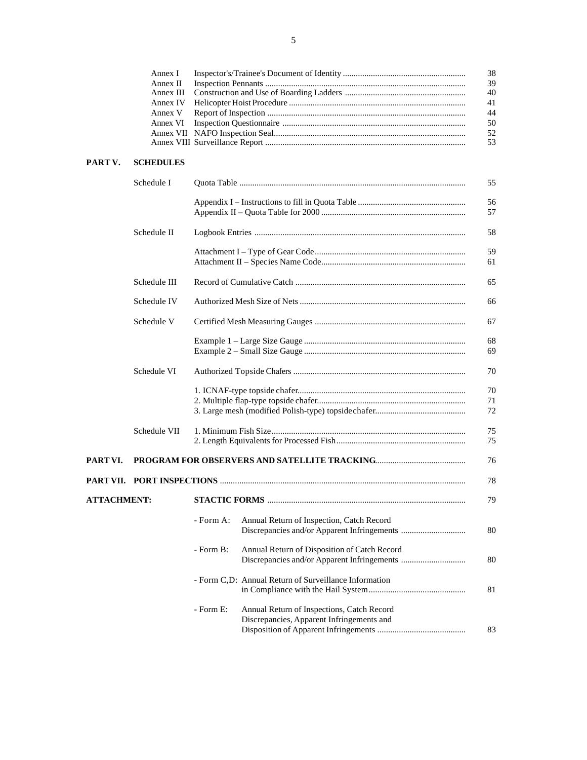| | | |
|---|---|---|
| Annex I | Inspector's/Trainee's Document of Identity | 38 |
| Annex II | Inspection Pennants | 39 |
| Annex III | Construction and Use of Boarding Ladders | 40 |
| Annex IV | Helicopter Hoist Procedure | 41 |
| Annex V | Report of Inspection | 44 |
| Annex VI | Inspection Questionnaire | 50 |
| Annex VII | NAFO Inspection Seal | 52 |
| Annex VIII | Surveillance Report | 53 |

**PART V. SCHEDULES**

| | | |
|---|---|---|
| Schedule I | Quota Table | 55 |
| | Appendix I – Instructions to fill in Quota Table | 56 |
| | Appendix II – Quota Table for 2000 | 57 |
| Schedule II | Logbook Entries | 58 |
| | Attachment I – Type of Gear Code | 59 |
| | Attachment II – Species Name Code | 61 |
| Schedule III | Record of Cumulative Catch | 65 |
| Schedule IV | Authorized Mesh Size of Nets | 66 |
| Schedule V | Certified Mesh Measuring Gauges | 67 |
| | Example 1 – Large Size Gauge | 68 |
| | Example 2 – Small Size Gauge | 69 |
| Schedule VI | Authorized Topside Chafers | 70 |
| | 1. ICNAF-type topside chafer | 70 |
| | 2. Multiple flap-type topside chafer | 71 |
| | 3. Large mesh (modified Polish-type) topside chafer | 72 |
| Schedule VII | 1. Minimum Fish Size | 75 |
| | 2. Length Equivalents for Processed Fish | 75 |

**PART VI. PROGRAM FOR OBSERVERS AND SATELLITE TRACKING** ........ 76

**PART VII. PORT INSPECTIONS** ........ 78

**ATTACHMENT: STACTIC FORMS** ........ 79

| | | |
|---|---|---|
| - Form A: | Annual Return of Inspection, Catch Record Discrepancies and/or Apparent Infringements | 80 |
| - Form B: | Annual Return of Disposition of Catch Record Discrepancies and/or Apparent Infringements | 80 |
| - Form C,D: | Annual Return of Surveillance Information in Compliance with the Hail System | 81 |
| - Form E: | Annual Return of Inspections, Catch Record Discrepancies, Apparent Infringements and Disposition of Apparent Infringements | 83 |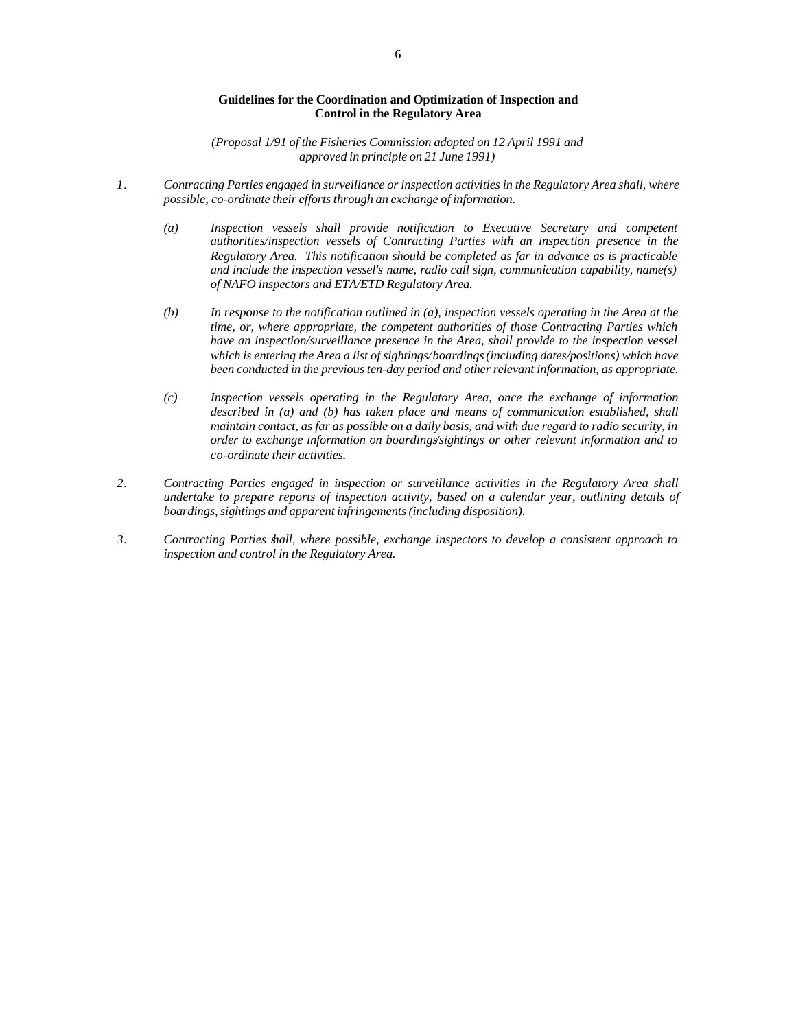## Guidelines for the Coordination and Optimization of Inspection and Control in the Regulatory Area

*(Proposal 1/91 of the Fisheries Commission adopted on 12 April 1991 and approved in principle on 21 June 1991)*

1. *Contracting Parties engaged in surveillance or inspection activities in the Regulatory Area shall, where possible, co-ordinate their efforts through an exchange of information.*

   (a) *Inspection vessels shall provide notification to Executive Secretary and competent authorities/inspection vessels of Contracting Parties with an inspection presence in the Regulatory Area. This notification should be completed as far in advance as is practicable and include the inspection vessel's name, radio call sign, communication capability, name(s) of NAFO inspectors and ETA/ETD Regulatory Area.*

   (b) *In response to the notification outlined in (a), inspection vessels operating in the Area at the time, or, where appropriate, the competent authorities of those Contracting Parties which have an inspection/surveillance presence in the Area, shall provide to the inspection vessel which is entering the Area a list of sightings/boardings (including dates/positions) which have been conducted in the previous ten-day period and other relevant information, as appropriate.*

   (c) *Inspection vessels operating in the Regulatory Area, once the exchange of information described in (a) and (b) has taken place and means of communication established, shall maintain contact, as far as possible on a daily basis, and with due regard to radio security, in order to exchange information on boardings/sightings or other relevant information and to co-ordinate their activities.*

2. *Contracting Parties engaged in inspection or surveillance activities in the Regulatory Area shall undertake to prepare reports of inspection activity, based on a calendar year, outlining details of boardings, sightings and apparent infringements (including disposition).*

3. *Contracting Parties shall, where possible, exchange inspectors to develop a consistent approach to inspection and control in the Regulatory Area.*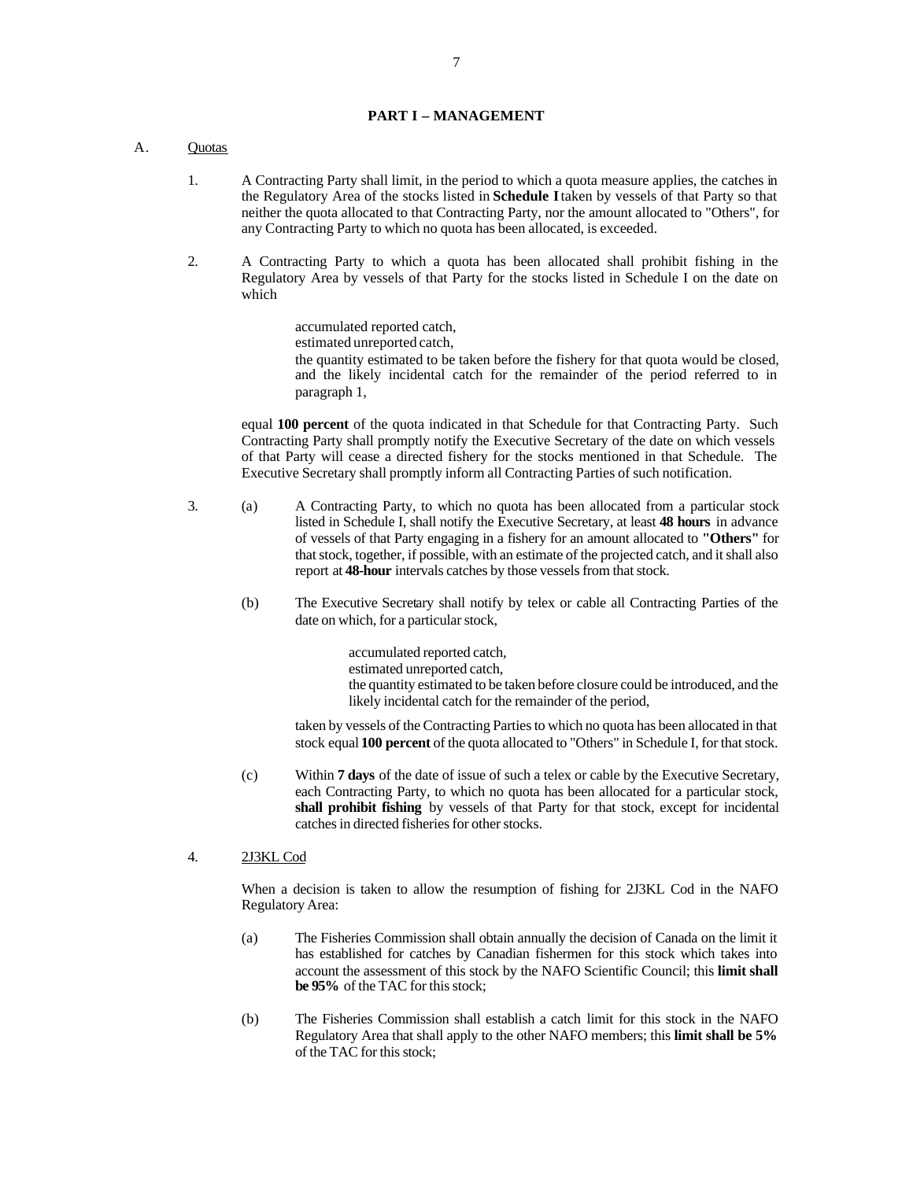## PART I – MANAGEMENT

A. Quotas

1. A Contracting Party shall limit, in the period to which a quota measure applies, the catches in the Regulatory Area of the stocks listed in **Schedule I** taken by vessels of that Party so that neither the quota allocated to that Contracting Party, nor the amount allocated to "Others", for any Contracting Party to which no quota has been allocated, is exceeded.

2. A Contracting Party to which a quota has been allocated shall prohibit fishing in the Regulatory Area by vessels of that Party for the stocks listed in Schedule I on the date on which

   accumulated reported catch,
   estimated unreported catch,
   the quantity estimated to be taken before the fishery for that quota would be closed, and the likely incidental catch for the remainder of the period referred to in paragraph 1,

   equal **100 percent** of the quota indicated in that Schedule for that Contracting Party. Such Contracting Party shall promptly notify the Executive Secretary of the date on which vessels of that Party will cease a directed fishery for the stocks mentioned in that Schedule. The Executive Secretary shall promptly inform all Contracting Parties of such notification.

3. (a) A Contracting Party, to which no quota has been allocated from a particular stock listed in Schedule I, shall notify the Executive Secretary, at least **48 hours** in advance of vessels of that Party engaging in a fishery for an amount allocated to **"Others"** for that stock, together, if possible, with an estimate of the projected catch, and it shall also report at **48-hour** intervals catches by those vessels from that stock.

   (b) The Executive Secretary shall notify by telex or cable all Contracting Parties of the date on which, for a particular stock,

   accumulated reported catch,
   estimated unreported catch,
   the quantity estimated to be taken before closure could be introduced, and the likely incidental catch for the remainder of the period,

   taken by vessels of the Contracting Parties to which no quota has been allocated in that stock equal **100 percent** of the quota allocated to "Others" in Schedule I, for that stock.

   (c) Within **7 days** of the date of issue of such a telex or cable by the Executive Secretary, each Contracting Party, to which no quota has been allocated for a particular stock, **shall prohibit fishing** by vessels of that Party for that stock, except for incidental catches in directed fisheries for other stocks.

4. 2J3KL Cod

   When a decision is taken to allow the resumption of fishing for 2J3KL Cod in the NAFO Regulatory Area:

   (a) The Fisheries Commission shall obtain annually the decision of Canada on the limit it has established for catches by Canadian fishermen for this stock which takes into account the assessment of this stock by the NAFO Scientific Council; this **limit shall be 95%** of the TAC for this stock;

   (b) The Fisheries Commission shall establish a catch limit for this stock in the NAFO Regulatory Area that shall apply to the other NAFO members; this **limit shall be 5%** of the TAC for this stock;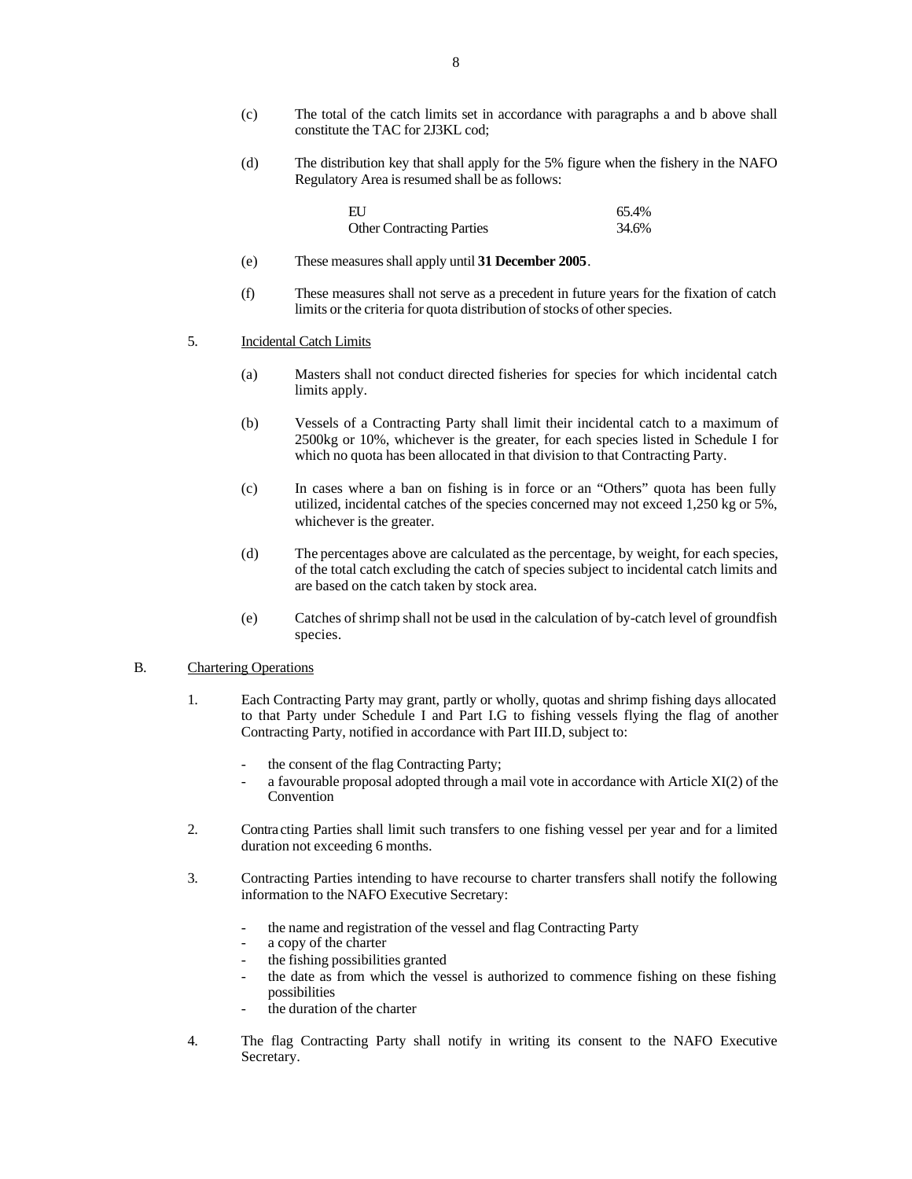(c) The total of the catch limits set in accordance with paragraphs a and b above shall constitute the TAC for 2J3KL cod;

(d) The distribution key that shall apply for the 5% figure when the fishery in the NAFO Regulatory Area is resumed shall be as follows:

| | |
|---|---|
| EU | 65.4% |
| Other Contracting Parties | 34.6% |

(e) These measures shall apply until **31 December 2005**.

(f) These measures shall not serve as a precedent in future years for the fixation of catch limits or the criteria for quota distribution of stocks of other species.

5. Incidental Catch Limits

(a) Masters shall not conduct directed fisheries for species for which incidental catch limits apply.

(b) Vessels of a Contracting Party shall limit their incidental catch to a maximum of 2500kg or 10%, whichever is the greater, for each species listed in Schedule I for which no quota has been allocated in that division to that Contracting Party.

(c) In cases where a ban on fishing is in force or an "Others" quota has been fully utilized, incidental catches of the species concerned may not exceed 1,250 kg or 5%, whichever is the greater.

(d) The percentages above are calculated as the percentage, by weight, for each species, of the total catch excluding the catch of species subject to incidental catch limits and are based on the catch taken by stock area.

(e) Catches of shrimp shall not be used in the calculation of by-catch level of groundfish species.

B. Chartering Operations

1. Each Contracting Party may grant, partly or wholly, quotas and shrimp fishing days allocated to that Party under Schedule I and Part I.G to fishing vessels flying the flag of another Contracting Party, notified in accordance with Part III.D, subject to:

   - the consent of the flag Contracting Party;
   - a favourable proposal adopted through a mail vote in accordance with Article XI(2) of the Convention

2. Contracting Parties shall limit such transfers to one fishing vessel per year and for a limited duration not exceeding 6 months.

3. Contracting Parties intending to have recourse to charter transfers shall notify the following information to the NAFO Executive Secretary:

   - the name and registration of the vessel and flag Contracting Party
   - a copy of the charter
   - the fishing possibilities granted
   - the date as from which the vessel is authorized to commence fishing on these fishing possibilities
   - the duration of the charter

4. The flag Contracting Party shall notify in writing its consent to the NAFO Executive Secretary.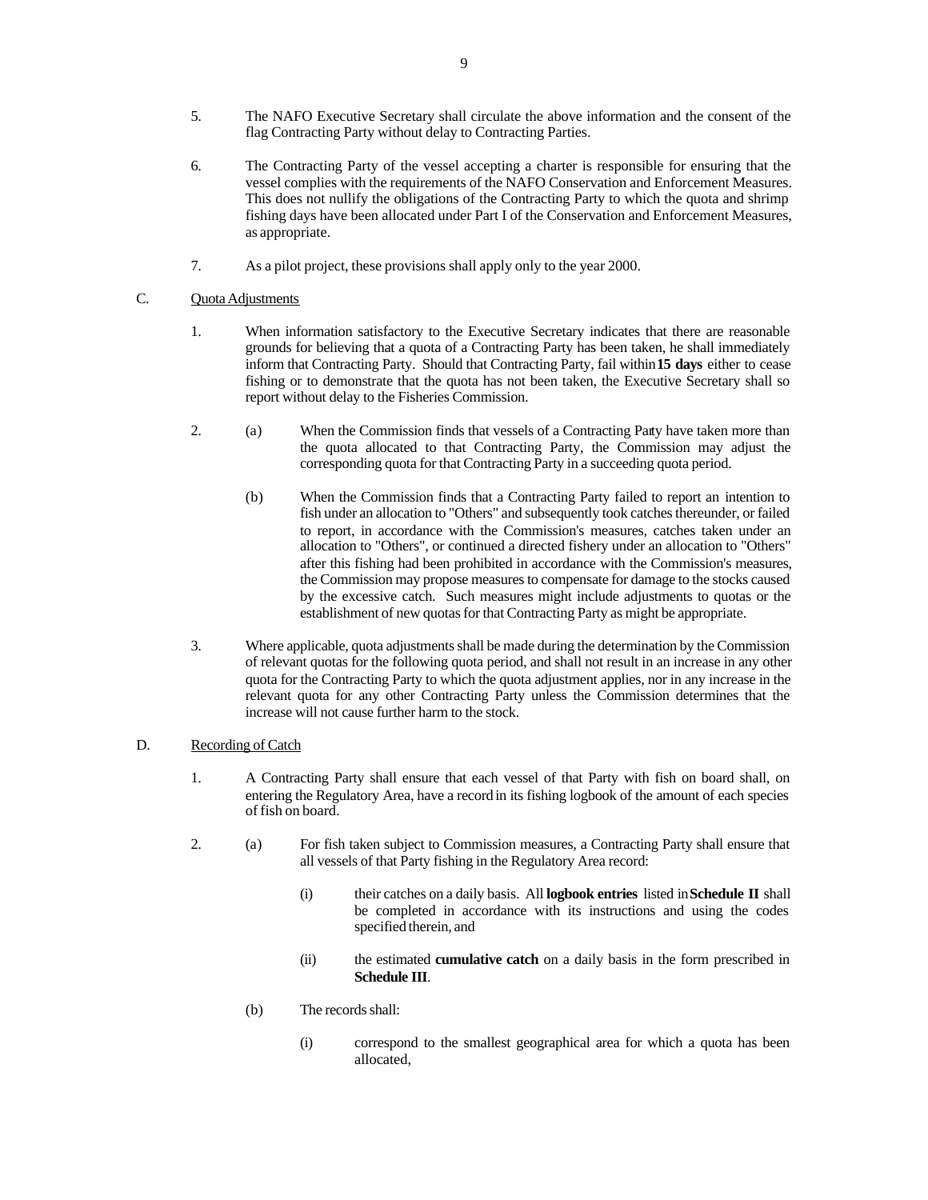5. The NAFO Executive Secretary shall circulate the above information and the consent of the flag Contracting Party without delay to Contracting Parties.

6. The Contracting Party of the vessel accepting a charter is responsible for ensuring that the vessel complies with the requirements of the NAFO Conservation and Enforcement Measures. This does not nullify the obligations of the Contracting Party to which the quota and shrimp fishing days have been allocated under Part I of the Conservation and Enforcement Measures, as appropriate.

7. As a pilot project, these provisions shall apply only to the year 2000.

C. Quota Adjustments

1. When information satisfactory to the Executive Secretary indicates that there are reasonable grounds for believing that a quota of a Contracting Party has been taken, he shall immediately inform that Contracting Party. Should that Contracting Party, fail within **15 days** either to cease fishing or to demonstrate that the quota has not been taken, the Executive Secretary shall so report without delay to the Fisheries Commission.

2. (a) When the Commission finds that vessels of a Contracting Party have taken more than the quota allocated to that Contracting Party, the Commission may adjust the corresponding quota for that Contracting Party in a succeeding quota period.

   (b) When the Commission finds that a Contracting Party failed to report an intention to fish under an allocation to "Others" and subsequently took catches thereunder, or failed to report, in accordance with the Commission's measures, catches taken under an allocation to "Others", or continued a directed fishery under an allocation to "Others" after this fishing had been prohibited in accordance with the Commission's measures, the Commission may propose measures to compensate for damage to the stocks caused by the excessive catch. Such measures might include adjustments to quotas or the establishment of new quotas for that Contracting Party as might be appropriate.

3. Where applicable, quota adjustments shall be made during the determination by the Commission of relevant quotas for the following quota period, and shall not result in an increase in any other quota for the Contracting Party to which the quota adjustment applies, nor in any increase in the relevant quota for any other Contracting Party unless the Commission determines that the increase will not cause further harm to the stock.

D. Recording of Catch

1. A Contracting Party shall ensure that each vessel of that Party with fish on board shall, on entering the Regulatory Area, have a record in its fishing logbook of the amount of each species of fish on board.

2. (a) For fish taken subject to Commission measures, a Contracting Party shall ensure that all vessels of that Party fishing in the Regulatory Area record:

      (i) their catches on a daily basis. All **logbook entries** listed in **Schedule II** shall be completed in accordance with its instructions and using the codes specified therein, and

      (ii) the estimated **cumulative catch** on a daily basis in the form prescribed in **Schedule III**.

   (b) The records shall:

      (i) correspond to the smallest geographical area for which a quota has been allocated,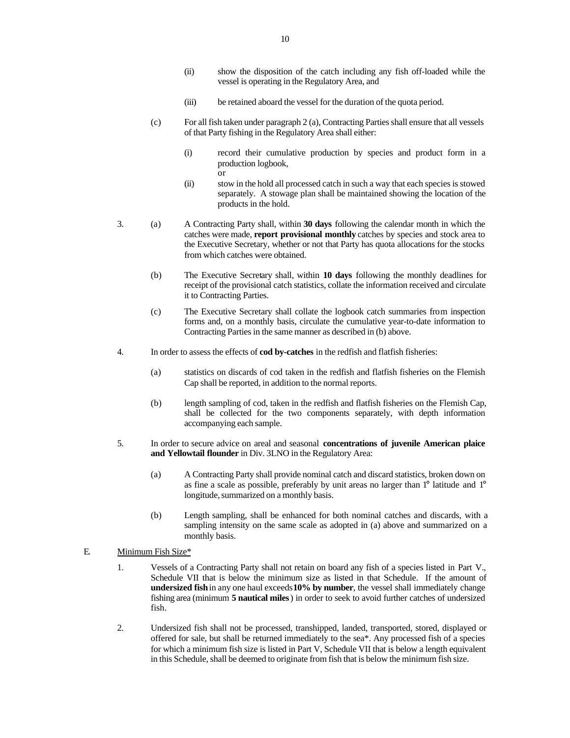(ii) show the disposition of the catch including any fish off-loaded while the vessel is operating in the Regulatory Area, and

(iii) be retained aboard the vessel for the duration of the quota period.

(c) For all fish taken under paragraph 2 (a), Contracting Parties shall ensure that all vessels of that Party fishing in the Regulatory Area shall either:

(i) record their cumulative production by species and product form in a production logbook,
or

(ii) stow in the hold all processed catch in such a way that each species is stowed separately. A stowage plan shall be maintained showing the location of the products in the hold.

3. (a) A Contracting Party shall, within **30 days** following the calendar month in which the catches were made, **report provisional monthly** catches by species and stock area to the Executive Secretary, whether or not that Party has quota allocations for the stocks from which catches were obtained.

(b) The Executive Secretary shall, within **10 days** following the monthly deadlines for receipt of the provisional catch statistics, collate the information received and circulate it to Contracting Parties.

(c) The Executive Secretary shall collate the logbook catch summaries from inspection forms and, on a monthly basis, circulate the cumulative year-to-date information to Contracting Parties in the same manner as described in (b) above.

4. In order to assess the effects of **cod by-catches** in the redfish and flatfish fisheries:

(a) statistics on discards of cod taken in the redfish and flatfish fisheries on the Flemish Cap shall be reported, in addition to the normal reports.

(b) length sampling of cod, taken in the redfish and flatfish fisheries on the Flemish Cap, shall be collected for the two components separately, with depth information accompanying each sample.

5. In order to secure advice on areal and seasonal **concentrations of juvenile American plaice and Yellowtail flounder** in Div. 3LNO in the Regulatory Area:

(a) A Contracting Party shall provide nominal catch and discard statistics, broken down on as fine a scale as possible, preferably by unit areas no larger than 1° latitude and 1° longitude, summarized on a monthly basis.

(b) Length sampling, shall be enhanced for both nominal catches and discards, with a sampling intensity on the same scale as adopted in (a) above and summarized on a monthly basis.

E. Minimum Fish Size*

1. Vessels of a Contracting Party shall not retain on board any fish of a species listed in Part V., Schedule VII that is below the minimum size as listed in that Schedule. If the amount of **undersized fish** in any one haul exceeds **10% by number**, the vessel shall immediately change fishing area (minimum **5 nautical miles**) in order to seek to avoid further catches of undersized fish.

2. Undersized fish shall not be processed, transhipped, landed, transported, stored, displayed or offered for sale, but shall be returned immediately to the sea*. Any processed fish of a species for which a minimum fish size is listed in Part V, Schedule VII that is below a length equivalent in this Schedule, shall be deemed to originate from fish that is below the minimum fish size.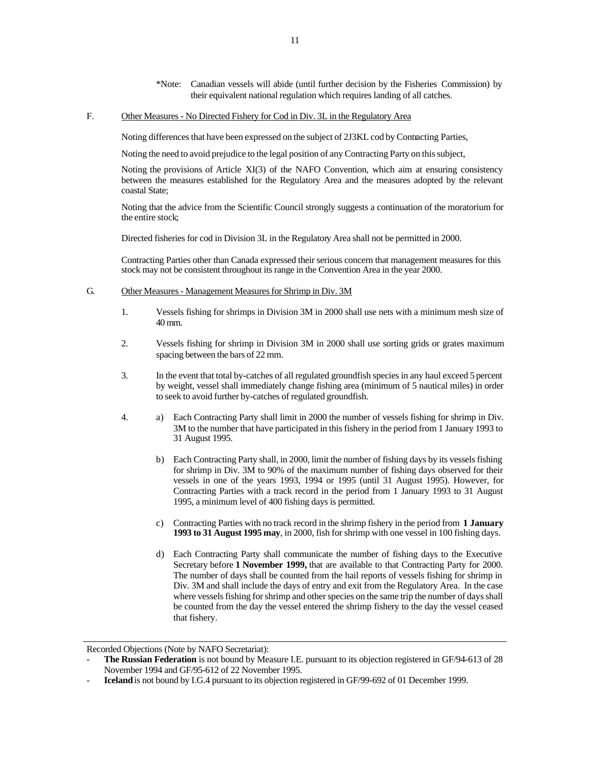*Note: Canadian vessels will abide (until further decision by the Fisheries Commission) by their equivalent national regulation which requires landing of all catches.

F. Other Measures - No Directed Fishery for Cod in Div. 3L in the Regulatory Area

Noting differences that have been expressed on the subject of 2J3KL cod by Contracting Parties,

Noting the need to avoid prejudice to the legal position of any Contracting Party on this subject,

Noting the provisions of Article XI(3) of the NAFO Convention, which aim at ensuring consistency between the measures established for the Regulatory Area and the measures adopted by the relevant coastal State;

Noting that the advice from the Scientific Council strongly suggests a continuation of the moratorium for the entire stock;

Directed fisheries for cod in Division 3L in the Regulatory Area shall not be permitted in 2000.

Contracting Parties other than Canada expressed their serious concern that management measures for this stock may not be consistent throughout its range in the Convention Area in the year 2000.

G. Other Measures - Management Measures for Shrimp in Div. 3M

1. Vessels fishing for shrimps in Division 3M in 2000 shall use nets with a minimum mesh size of 40 mm.

2. Vessels fishing for shrimp in Division 3M in 2000 shall use sorting grids or grates maximum spacing between the bars of 22 mm.

3. In the event that total by-catches of all regulated groundfish species in any haul exceed 5 percent by weight, vessel shall immediately change fishing area (minimum of 5 nautical miles) in order to seek to avoid further by-catches of regulated groundfish.

4. 
   a) Each Contracting Party shall limit in 2000 the number of vessels fishing for shrimp in Div. 3M to the number that have participated in this fishery in the period from 1 January 1993 to 31 August 1995.

   b) Each Contracting Party shall, in 2000, limit the number of fishing days by its vessels fishing for shrimp in Div. 3M to 90% of the maximum number of fishing days observed for their vessels in one of the years 1993, 1994 or 1995 (until 31 August 1995). However, for Contracting Parties with a track record in the period from 1 January 1993 to 31 August 1995, a minimum level of 400 fishing days is permitted.

   c) Contracting Parties with no track record in the shrimp fishery in the period from **1 January 1993 to 31 August 1995 may**, in 2000, fish for shrimp with one vessel in 100 fishing days.

   d) Each Contracting Party shall communicate the number of fishing days to the Executive Secretary before **1 November 1999,** that are available to that Contracting Party for 2000. The number of days shall be counted from the hail reports of vessels fishing for shrimp in Div. 3M and shall include the days of entry and exit from the Regulatory Area. In the case where vessels fishing for shrimp and other species on the same trip the number of days shall be counted from the day the vessel entered the shrimp fishery to the day the vessel ceased that fishery.

---

Recorded Objections (Note by NAFO Secretariat):

- **The Russian Federation** is not bound by Measure I.E. pursuant to its objection registered in GF/94-613 of 28 November 1994 and GF/95-612 of 22 November 1995.
- **Iceland** is not bound by I.G.4 pursuant to its objection registered in GF/99-692 of 01 December 1999.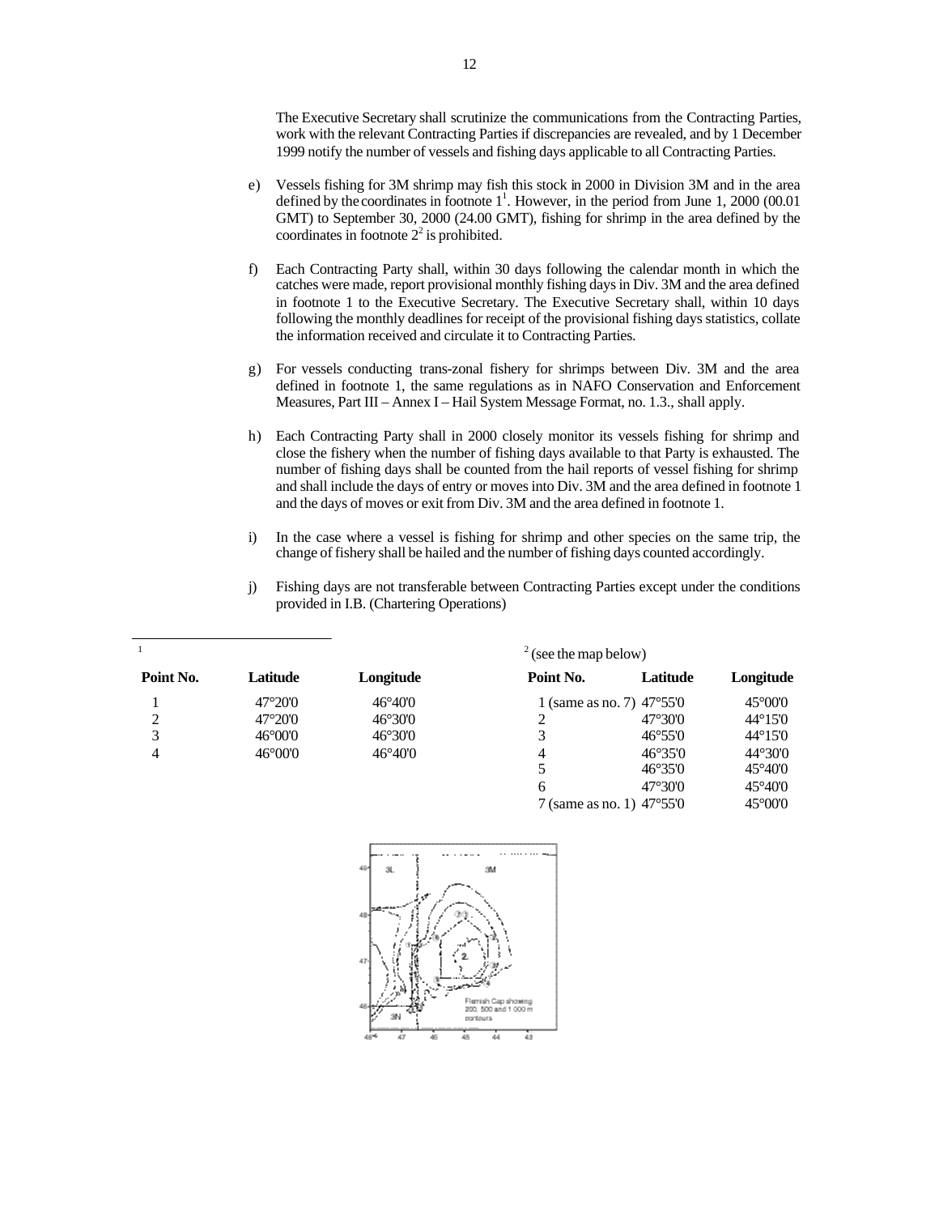The Executive Secretary shall scrutinize the communications from the Contracting Parties, work with the relevant Contracting Parties if discrepancies are revealed, and by 1 December 1999 notify the number of vessels and fishing days applicable to all Contracting Parties.

e) Vessels fishing for 3M shrimp may fish this stock in 2000 in Division 3M and in the area defined by the coordinates in footnote 1[1]. However, in the period from June 1, 2000 (00.01 GMT) to September 30, 2000 (24.00 GMT), fishing for shrimp in the area defined by the coordinates in footnote 2[2] is prohibited.

f) Each Contracting Party shall, within 30 days following the calendar month in which the catches were made, report provisional monthly fishing days in Div. 3M and the area defined in footnote 1 to the Executive Secretary. The Executive Secretary shall, within 10 days following the monthly deadlines for receipt of the provisional fishing days statistics, collate the information received and circulate it to Contracting Parties.

g) For vessels conducting trans-zonal fishery for shrimps between Div. 3M and the area defined in footnote 1, the same regulations as in NAFO Conservation and Enforcement Measures, Part III – Annex I – Hail System Message Format, no. 1.3., shall apply.

h) Each Contracting Party shall in 2000 closely monitor its vessels fishing for shrimp and close the fishery when the number of fishing days available to that Party is exhausted. The number of fishing days shall be counted from the hail reports of vessel fishing for shrimp and shall include the days of entry or moves into Div. 3M and the area defined in footnote 1 and the days of moves or exit from Div. 3M and the area defined in footnote 1.

i) In the case where a vessel is fishing for shrimp and other species on the same trip, the change of fishery shall be hailed and the number of fishing days counted accordingly.

j) Fishing days are not transferable between Contracting Parties except under the conditions provided in I.B. (Chartering Operations)

---

[1]

| Point No. | Latitude | Longitude |
|---|---|---|
| 1 | 47°20'0 | 46°40'0 |
| 2 | 47°20'0 | 46°30'0 |
| 3 | 46°00'0 | 46°30'0 |
| 4 | 46°00'0 | 46°40'0 |

[2] (see the map below)

| Point No. | Latitude | Longitude |
|---|---|---|
| 1 (same as no. 7) | 47°55'0 | 45°00'0 |
| 2 | 47°30'0 | 44°15'0 |
| 3 | 46°55'0 | 44°15'0 |
| 4 | 46°35'0 | 44°30'0 |
| 5 | 46°35'0 | 45°40'0 |
| 6 | 47°30'0 | 45°40'0 |
| 7 (same as no. 1) | 47°55'0 | 45°00'0 |

Flemish Cap showing 200, 500 and 1 000 m contours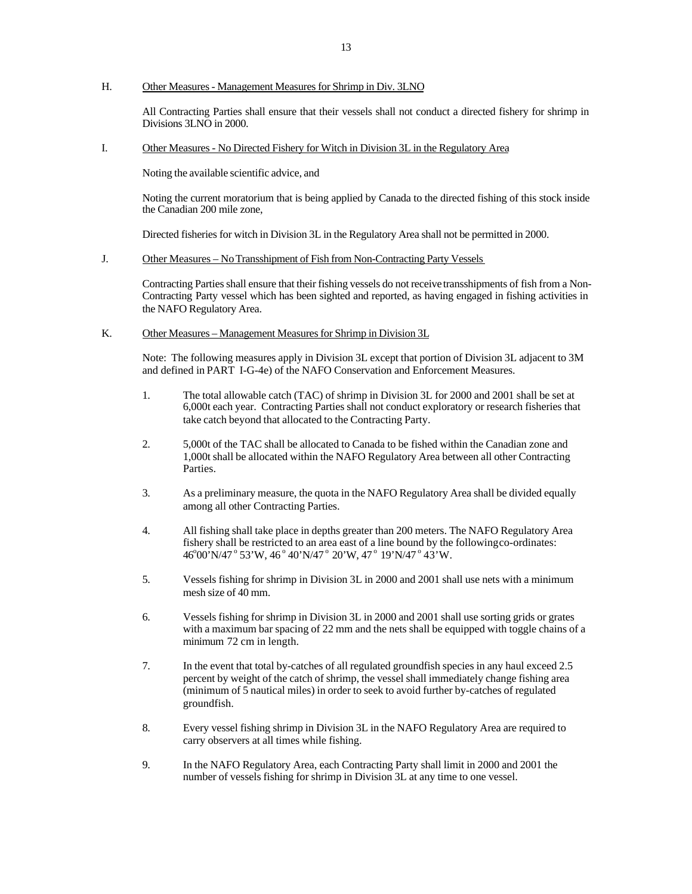H. Other Measures - Management Measures for Shrimp in Div. 3LNO

All Contracting Parties shall ensure that their vessels shall not conduct a directed fishery for shrimp in Divisions 3LNO in 2000.

I. Other Measures - No Directed Fishery for Witch in Division 3L in the Regulatory Area

Noting the available scientific advice, and

Noting the current moratorium that is being applied by Canada to the directed fishing of this stock inside the Canadian 200 mile zone,

Directed fisheries for witch in Division 3L in the Regulatory Area shall not be permitted in 2000.

J. Other Measures – No Transshipment of Fish from Non-Contracting Party Vessels

Contracting Parties shall ensure that their fishing vessels do not receive transshipments of fish from a Non-Contracting Party vessel which has been sighted and reported, as having engaged in fishing activities in the NAFO Regulatory Area.

K. Other Measures – Management Measures for Shrimp in Division 3L

Note: The following measures apply in Division 3L except that portion of Division 3L adjacent to 3M and defined in PART I-G-4e) of the NAFO Conservation and Enforcement Measures.

1. The total allowable catch (TAC) of shrimp in Division 3L for 2000 and 2001 shall be set at 6,000t each year. Contracting Parties shall not conduct exploratory or research fisheries that take catch beyond that allocated to the Contracting Party.

2. 5,000t of the TAC shall be allocated to Canada to be fished within the Canadian zone and 1,000t shall be allocated within the NAFO Regulatory Area between all other Contracting Parties.

3. As a preliminary measure, the quota in the NAFO Regulatory Area shall be divided equally among all other Contracting Parties.

4. All fishing shall take place in depths greater than 200 meters. The NAFO Regulatory Area fishery shall be restricted to an area east of a line bound by the following co-ordinates: 46°00'N/47°53'W, 46°40'N/47°20'W, 47°19'N/47°43'W.

5. Vessels fishing for shrimp in Division 3L in 2000 and 2001 shall use nets with a minimum mesh size of 40 mm.

6. Vessels fishing for shrimp in Division 3L in 2000 and 2001 shall use sorting grids or grates with a maximum bar spacing of 22 mm and the nets shall be equipped with toggle chains of a minimum 72 cm in length.

7. In the event that total by-catches of all regulated groundfish species in any haul exceed 2.5 percent by weight of the catch of shrimp, the vessel shall immediately change fishing area (minimum of 5 nautical miles) in order to seek to avoid further by-catches of regulated groundfish.

8. Every vessel fishing shrimp in Division 3L in the NAFO Regulatory Area are required to carry observers at all times while fishing.

9. In the NAFO Regulatory Area, each Contracting Party shall limit in 2000 and 2001 the number of vessels fishing for shrimp in Division 3L at any time to one vessel.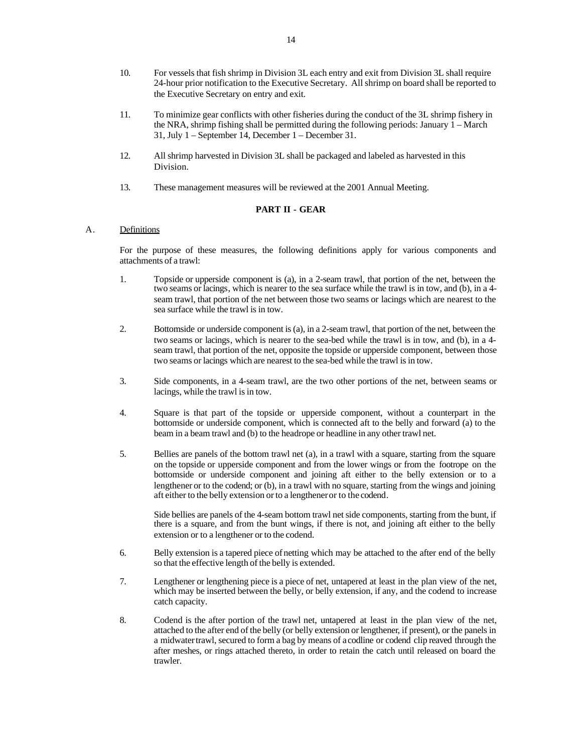10. For vessels that fish shrimp in Division 3L each entry and exit from Division 3L shall require 24-hour prior notification to the Executive Secretary. All shrimp on board shall be reported to the Executive Secretary on entry and exit.

11. To minimize gear conflicts with other fisheries during the conduct of the 3L shrimp fishery in the NRA, shrimp fishing shall be permitted during the following periods: January 1 – March 31, July 1 – September 14, December 1 – December 31.

12. All shrimp harvested in Division 3L shall be packaged and labeled as harvested in this Division.

13. These management measures will be reviewed at the 2001 Annual Meeting.

## PART II - GEAR

A. Definitions

For the purpose of these measures, the following definitions apply for various components and attachments of a trawl:

1. Topside or upperside component is (a), in a 2-seam trawl, that portion of the net, between the two seams or lacings, which is nearer to the sea surface while the trawl is in tow, and (b), in a 4-seam trawl, that portion of the net between those two seams or lacings which are nearest to the sea surface while the trawl is in tow.

2. Bottomside or underside component is (a), in a 2-seam trawl, that portion of the net, between the two seams or lacings, which is nearer to the sea-bed while the trawl is in tow, and (b), in a 4-seam trawl, that portion of the net, opposite the topside or upperside component, between those two seams or lacings which are nearest to the sea-bed while the trawl is in tow.

3. Side components, in a 4-seam trawl, are the two other portions of the net, between seams or lacings, while the trawl is in tow.

4. Square is that part of the topside or upperside component, without a counterpart in the bottomside or underside component, which is connected aft to the belly and forward (a) to the beam in a beam trawl and (b) to the headrope or headline in any other trawl net.

5. Bellies are panels of the bottom trawl net (a), in a trawl with a square, starting from the square on the topside or upperside component and from the lower wings or from the footrope on the bottomside or underside component and joining aft either to the belly extension or to a lengthener or to the codend; or (b), in a trawl with no square, starting from the wings and joining aft either to the belly extension or to a lengthener or to the codend.

   Side bellies are panels of the 4-seam bottom trawl net side components, starting from the bunt, if there is a square, and from the bunt wings, if there is not, and joining aft either to the belly extension or to a lengthener or to the codend.

6. Belly extension is a tapered piece of netting which may be attached to the after end of the belly so that the effective length of the belly is extended.

7. Lengthener or lengthening piece is a piece of net, untapered at least in the plan view of the net, which may be inserted between the belly, or belly extension, if any, and the codend to increase catch capacity.

8. Codend is the after portion of the trawl net, untapered at least in the plan view of the net, attached to the after end of the belly (or belly extension or lengthener, if present), or the panels in a midwater trawl, secured to form a bag by means of a codline or codend clip reaved through the after meshes, or rings attached thereto, in order to retain the catch until released on board the trawler.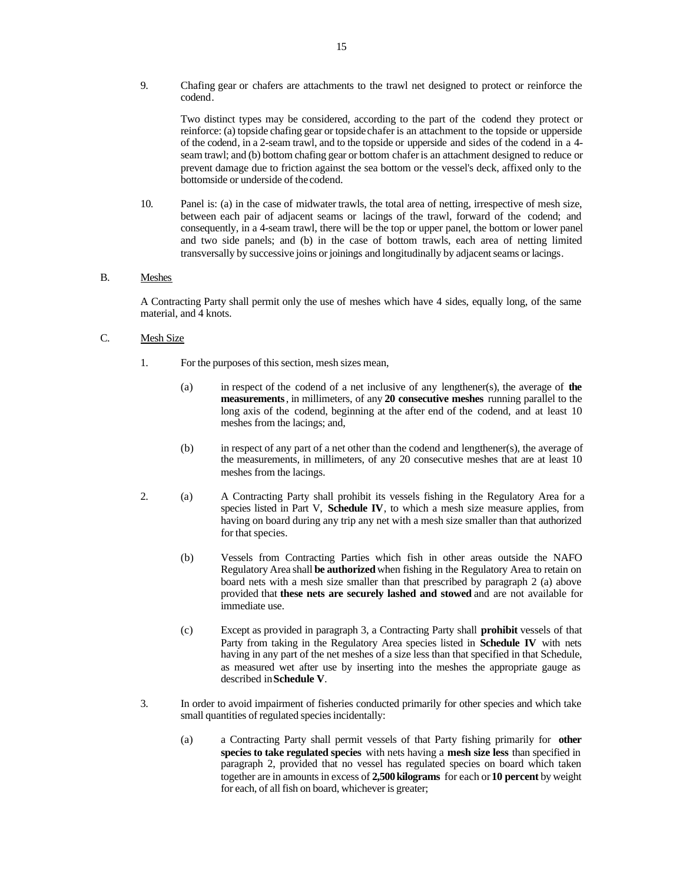9. Chafing gear or chafers are attachments to the trawl net designed to protect or reinforce the codend.

   Two distinct types may be considered, according to the part of the codend they protect or reinforce: (a) topside chafing gear or topside chafer is an attachment to the topside or upperside of the codend, in a 2-seam trawl, and to the topside or upperside and sides of the codend in a 4-seam trawl; and (b) bottom chafing gear or bottom chafer is an attachment designed to reduce or prevent damage due to friction against the sea bottom or the vessel's deck, affixed only to the bottomside or underside of the codend.

10. Panel is: (a) in the case of midwater trawls, the total area of netting, irrespective of mesh size, between each pair of adjacent seams or lacings of the trawl, forward of the codend; and consequently, in a 4-seam trawl, there will be the top or upper panel, the bottom or lower panel and two side panels; and (b) in the case of bottom trawls, each area of netting limited transversally by successive joins or joinings and longitudinally by adjacent seams or lacings.

B. Meshes

A Contracting Party shall permit only the use of meshes which have 4 sides, equally long, of the same material, and 4 knots.

C. Mesh Size

1. For the purposes of this section, mesh sizes mean,

   (a) in respect of the codend of a net inclusive of any lengthener(s), the average of **the measurements**, in millimeters, of any **20 consecutive meshes** running parallel to the long axis of the codend, beginning at the after end of the codend, and at least 10 meshes from the lacings; and,

   (b) in respect of any part of a net other than the codend and lengthener(s), the average of the measurements, in millimeters, of any 20 consecutive meshes that are at least 10 meshes from the lacings.

2. (a) A Contracting Party shall prohibit its vessels fishing in the Regulatory Area for a species listed in Part V, **Schedule IV**, to which a mesh size measure applies, from having on board during any trip any net with a mesh size smaller than that authorized for that species.

   (b) Vessels from Contracting Parties which fish in other areas outside the NAFO Regulatory Area shall **be authorized** when fishing in the Regulatory Area to retain on board nets with a mesh size smaller than that prescribed by paragraph 2 (a) above provided that **these nets are securely lashed and stowed** and are not available for immediate use.

   (c) Except as provided in paragraph 3, a Contracting Party shall **prohibit** vessels of that Party from taking in the Regulatory Area species listed in **Schedule IV** with nets having in any part of the net meshes of a size less than that specified in that Schedule, as measured wet after use by inserting into the meshes the appropriate gauge as described in **Schedule V**.

3. In order to avoid impairment of fisheries conducted primarily for other species and which take small quantities of regulated species incidentally:

   (a) a Contracting Party shall permit vessels of that Party fishing primarily for **other species to take regulated species** with nets having a **mesh size less** than specified in paragraph 2, provided that no vessel has regulated species on board which taken together are in amounts in excess of **2,500 kilograms** for each or **10 percent** by weight for each, of all fish on board, whichever is greater;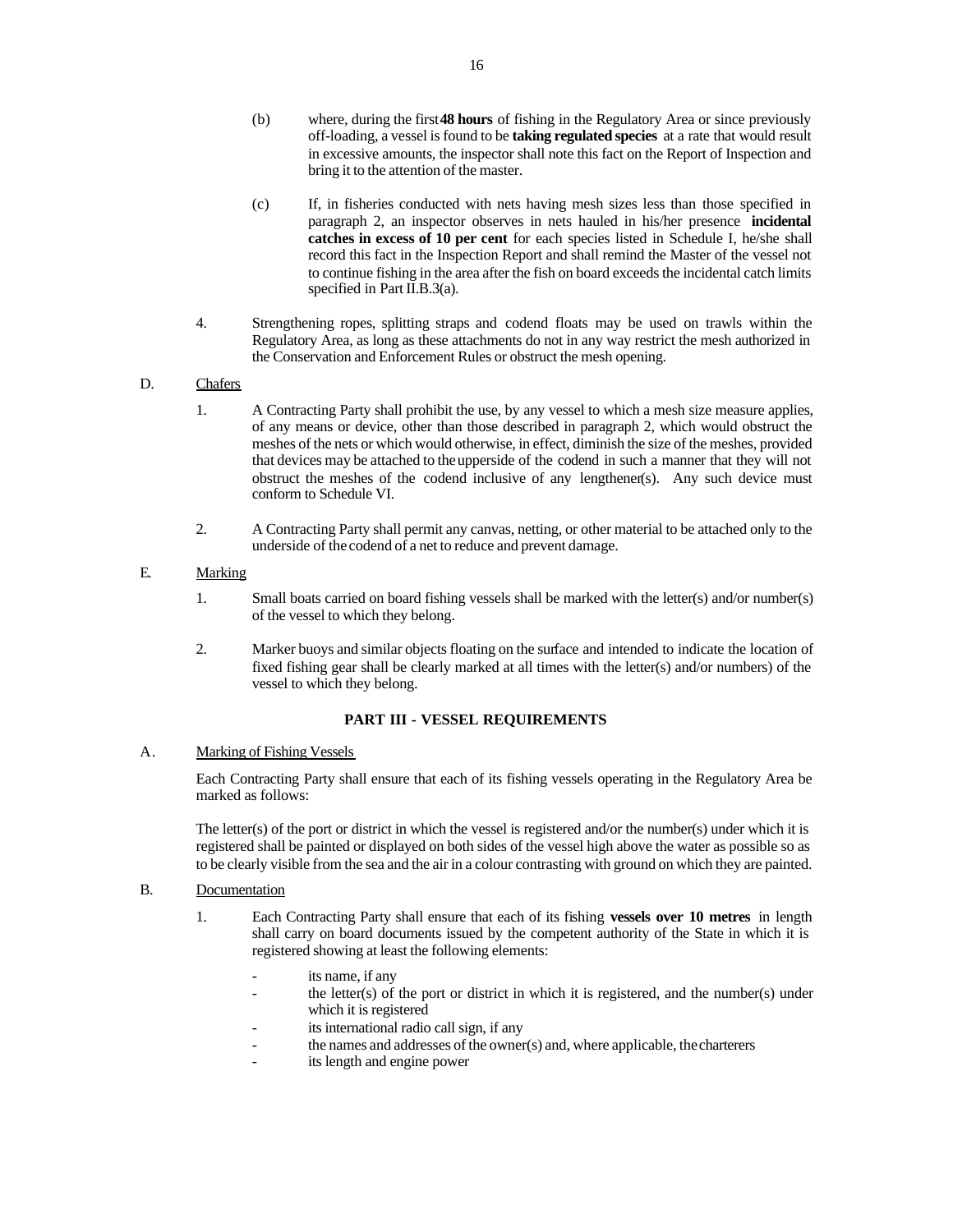(b) where, during the first **48 hours** of fishing in the Regulatory Area or since previously off-loading, a vessel is found to be **taking regulated species** at a rate that would result in excessive amounts, the inspector shall note this fact on the Report of Inspection and bring it to the attention of the master.

(c) If, in fisheries conducted with nets having mesh sizes less than those specified in paragraph 2, an inspector observes in nets hauled in his/her presence **incidental catches in excess of 10 per cent** for each species listed in Schedule I, he/she shall record this fact in the Inspection Report and shall remind the Master of the vessel not to continue fishing in the area after the fish on board exceeds the incidental catch limits specified in Part II.B.3(a).

4. Strengthening ropes, splitting straps and codend floats may be used on trawls within the Regulatory Area, as long as these attachments do not in any way restrict the mesh authorized in the Conservation and Enforcement Rules or obstruct the mesh opening.

D. Chafers

1. A Contracting Party shall prohibit the use, by any vessel to which a mesh size measure applies, of any means or device, other than those described in paragraph 2, which would obstruct the meshes of the nets or which would otherwise, in effect, diminish the size of the meshes, provided that devices may be attached to the upperside of the codend in such a manner that they will not obstruct the meshes of the codend inclusive of any lengthener(s). Any such device must conform to Schedule VI.

2. A Contracting Party shall permit any canvas, netting, or other material to be attached only to the underside of the codend of a net to reduce and prevent damage.

E. Marking

1. Small boats carried on board fishing vessels shall be marked with the letter(s) and/or number(s) of the vessel to which they belong.

2. Marker buoys and similar objects floating on the surface and intended to indicate the location of fixed fishing gear shall be clearly marked at all times with the letter(s) and/or numbers) of the vessel to which they belong.

## PART III - VESSEL REQUIREMENTS

A. Marking of Fishing Vessels

Each Contracting Party shall ensure that each of its fishing vessels operating in the Regulatory Area be marked as follows:

The letter(s) of the port or district in which the vessel is registered and/or the number(s) under which it is registered shall be painted or displayed on both sides of the vessel high above the water as possible so as to be clearly visible from the sea and the air in a colour contrasting with ground on which they are painted.

B. Documentation

1. Each Contracting Party shall ensure that each of its fishing **vessels over 10 metres** in length shall carry on board documents issued by the competent authority of the State in which it is registered showing at least the following elements:

- its name, if any
- the letter(s) of the port or district in which it is registered, and the number(s) under which it is registered
- its international radio call sign, if any
- the names and addresses of the owner(s) and, where applicable, the charterers
- its length and engine power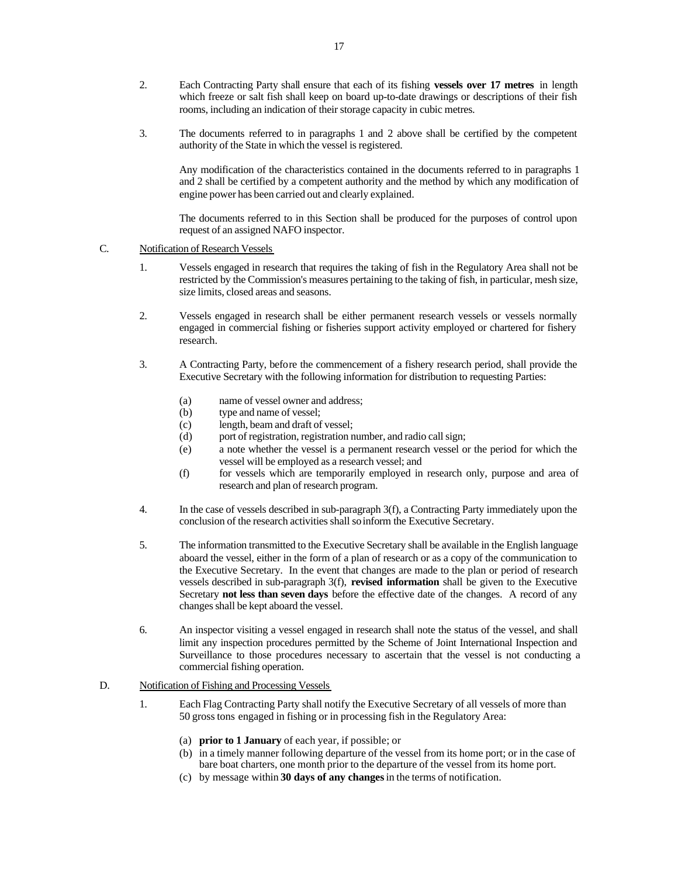2. Each Contracting Party shall ensure that each of its fishing **vessels over 17 metres** in length which freeze or salt fish shall keep on board up-to-date drawings or descriptions of their fish rooms, including an indication of their storage capacity in cubic metres.

3. The documents referred to in paragraphs 1 and 2 above shall be certified by the competent authority of the State in which the vessel is registered.

   Any modification of the characteristics contained in the documents referred to in paragraphs 1 and 2 shall be certified by a competent authority and the method by which any modification of engine power has been carried out and clearly explained.

   The documents referred to in this Section shall be produced for the purposes of control upon request of an assigned NAFO inspector.

C. Notification of Research Vessels

1. Vessels engaged in research that requires the taking of fish in the Regulatory Area shall not be restricted by the Commission's measures pertaining to the taking of fish, in particular, mesh size, size limits, closed areas and seasons.

2. Vessels engaged in research shall be either permanent research vessels or vessels normally engaged in commercial fishing or fisheries support activity employed or chartered for fishery research.

3. A Contracting Party, before the commencement of a fishery research period, shall provide the Executive Secretary with the following information for distribution to requesting Parties:

   (a) name of vessel owner and address;
   (b) type and name of vessel;
   (c) length, beam and draft of vessel;
   (d) port of registration, registration number, and radio call sign;
   (e) a note whether the vessel is a permanent research vessel or the period for which the vessel will be employed as a research vessel; and
   (f) for vessels which are temporarily employed in research only, purpose and area of research and plan of research program.

4. In the case of vessels described in sub-paragraph 3(f), a Contracting Party immediately upon the conclusion of the research activities shall so inform the Executive Secretary.

5. The information transmitted to the Executive Secretary shall be available in the English language aboard the vessel, either in the form of a plan of research or as a copy of the communication to the Executive Secretary. In the event that changes are made to the plan or period of research vessels described in sub-paragraph 3(f), **revised information** shall be given to the Executive Secretary **not less than seven days** before the effective date of the changes. A record of any changes shall be kept aboard the vessel.

6. An inspector visiting a vessel engaged in research shall note the status of the vessel, and shall limit any inspection procedures permitted by the Scheme of Joint International Inspection and Surveillance to those procedures necessary to ascertain that the vessel is not conducting a commercial fishing operation.

D. Notification of Fishing and Processing Vessels

1. Each Flag Contracting Party shall notify the Executive Secretary of all vessels of more than 50 gross tons engaged in fishing or in processing fish in the Regulatory Area:

   (a) **prior to 1 January** of each year, if possible; or
   (b) in a timely manner following departure of the vessel from its home port; or in the case of bare boat charters, one month prior to the departure of the vessel from its home port.
   (c) by message within **30 days of any changes** in the terms of notification.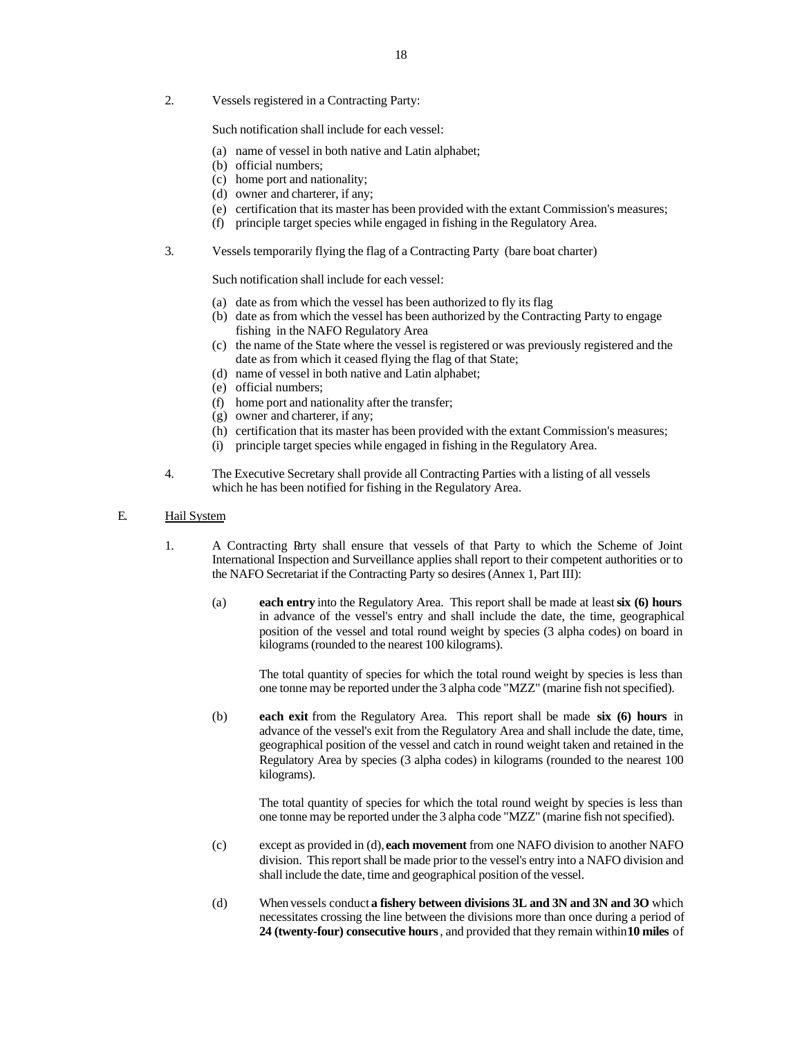2. Vessels registered in a Contracting Party:

Such notification shall include for each vessel:

(a) name of vessel in both native and Latin alphabet;
(b) official numbers;
(c) home port and nationality;
(d) owner and charterer, if any;
(e) certification that its master has been provided with the extant Commission's measures;
(f) principle target species while engaged in fishing in the Regulatory Area.

3. Vessels temporarily flying the flag of a Contracting Party (bare boat charter)

Such notification shall include for each vessel:

(a) date as from which the vessel has been authorized to fly its flag
(b) date as from which the vessel has been authorized by the Contracting Party to engage fishing in the NAFO Regulatory Area
(c) the name of the State where the vessel is registered or was previously registered and the date as from which it ceased flying the flag of that State;
(d) name of vessel in both native and Latin alphabet;
(e) official numbers;
(f) home port and nationality after the transfer;
(g) owner and charterer, if any;
(h) certification that its master has been provided with the extant Commission's measures;
(i) principle target species while engaged in fishing in the Regulatory Area.

4. The Executive Secretary shall provide all Contracting Parties with a listing of all vessels which he has been notified for fishing in the Regulatory Area.

E. Hail System

1. A Contracting Party shall ensure that vessels of that Party to which the Scheme of Joint International Inspection and Surveillance applies shall report to their competent authorities or to the NAFO Secretariat if the Contracting Party so desires (Annex 1, Part III):

(a) **each entry** into the Regulatory Area. This report shall be made at least **six (6) hours** in advance of the vessel's entry and shall include the date, the time, geographical position of the vessel and total round weight by species (3 alpha codes) on board in kilograms (rounded to the nearest 100 kilograms).

The total quantity of species for which the total round weight by species is less than one tonne may be reported under the 3 alpha code "MZZ" (marine fish not specified).

(b) **each exit** from the Regulatory Area. This report shall be made **six (6) hours** in advance of the vessel's exit from the Regulatory Area and shall include the date, time, geographical position of the vessel and catch in round weight taken and retained in the Regulatory Area by species (3 alpha codes) in kilograms (rounded to the nearest 100 kilograms).

The total quantity of species for which the total round weight by species is less than one tonne may be reported under the 3 alpha code "MZZ" (marine fish not specified).

(c) except as provided in (d), **each movement** from one NAFO division to another NAFO division. This report shall be made prior to the vessel's entry into a NAFO division and shall include the date, time and geographical position of the vessel.

(d) When vessels conduct **a fishery between divisions 3L and 3N and 3N and 3O** which necessitates crossing the line between the divisions more than once during a period of **24 (twenty-four) consecutive hours**, and provided that they remain within **10 miles** of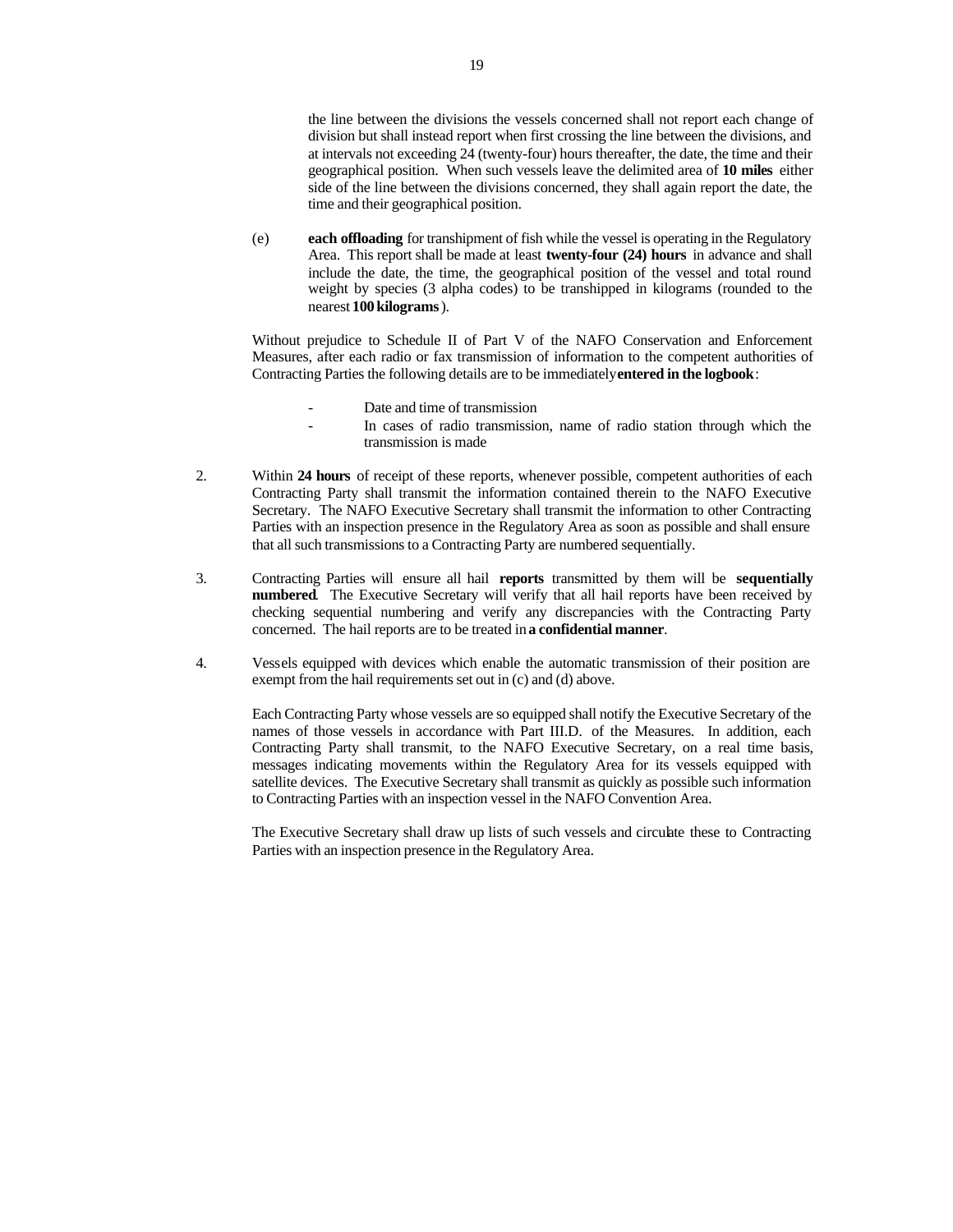the line between the divisions the vessels concerned shall not report each change of division but shall instead report when first crossing the line between the divisions, and at intervals not exceeding 24 (twenty-four) hours thereafter, the date, the time and their geographical position. When such vessels leave the delimited area of **10 miles** either side of the line between the divisions concerned, they shall again report the date, the time and their geographical position.

(e) **each offloading** for transhipment of fish while the vessel is operating in the Regulatory Area. This report shall be made at least **twenty-four (24) hours** in advance and shall include the date, the time, the geographical position of the vessel and total round weight by species (3 alpha codes) to be transhipped in kilograms (rounded to the nearest **100 kilograms**).

Without prejudice to Schedule II of Part V of the NAFO Conservation and Enforcement Measures, after each radio or fax transmission of information to the competent authorities of Contracting Parties the following details are to be immediately **entered in the logbook**:

- Date and time of transmission
- In cases of radio transmission, name of radio station through which the transmission is made

2. Within **24 hours** of receipt of these reports, whenever possible, competent authorities of each Contracting Party shall transmit the information contained therein to the NAFO Executive Secretary. The NAFO Executive Secretary shall transmit the information to other Contracting Parties with an inspection presence in the Regulatory Area as soon as possible and shall ensure that all such transmissions to a Contracting Party are numbered sequentially.

3. Contracting Parties will ensure all hail **reports** transmitted by them will be **sequentially numbered**. The Executive Secretary will verify that all hail reports have been received by checking sequential numbering and verify any discrepancies with the Contracting Party concerned. The hail reports are to be treated in **a confidential manner**.

4. Vessels equipped with devices which enable the automatic transmission of their position are exempt from the hail requirements set out in (c) and (d) above.

   Each Contracting Party whose vessels are so equipped shall notify the Executive Secretary of the names of those vessels in accordance with Part III.D. of the Measures. In addition, each Contracting Party shall transmit, to the NAFO Executive Secretary, on a real time basis, messages indicating movements within the Regulatory Area for its vessels equipped with satellite devices. The Executive Secretary shall transmit as quickly as possible such information to Contracting Parties with an inspection vessel in the NAFO Convention Area.

   The Executive Secretary shall draw up lists of such vessels and circulate these to Contracting Parties with an inspection presence in the Regulatory Area.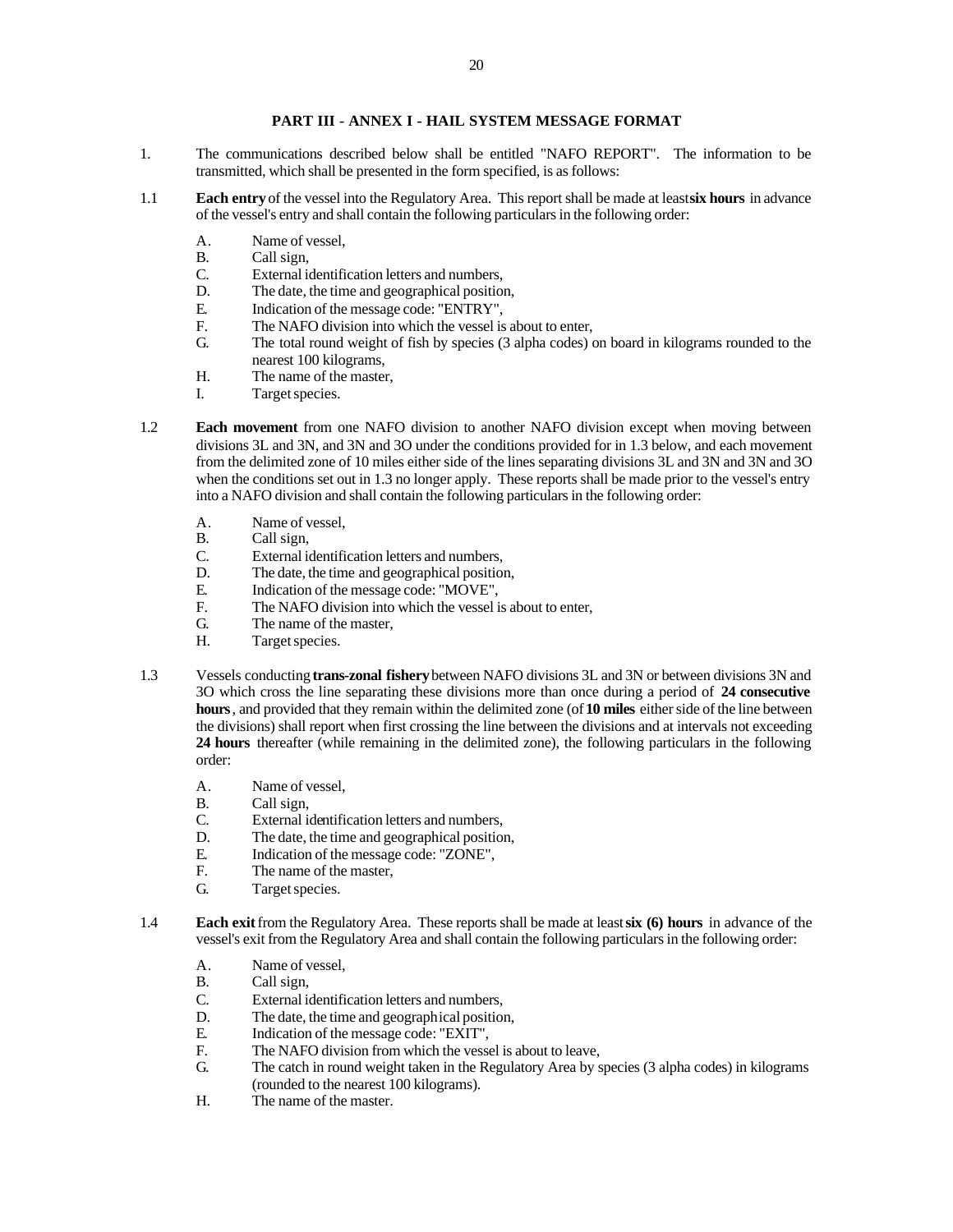## PART III - ANNEX I - HAIL SYSTEM MESSAGE FORMAT

1. The communications described below shall be entitled "NAFO REPORT". The information to be transmitted, which shall be presented in the form specified, is as follows:

1.1 **Each entry** of the vessel into the Regulatory Area. This report shall be made at least **six hours** in advance of the vessel's entry and shall contain the following particulars in the following order:

   A. Name of vessel,
   B. Call sign,
   C. External identification letters and numbers,
   D. The date, the time and geographical position,
   E. Indication of the message code: "ENTRY",
   F. The NAFO division into which the vessel is about to enter,
   G. The total round weight of fish by species (3 alpha codes) on board in kilograms rounded to the nearest 100 kilograms,
   H. The name of the master,
   I. Target species.

1.2 **Each movement** from one NAFO division to another NAFO division except when moving between divisions 3L and 3N, and 3N and 3O under the conditions provided for in 1.3 below, and each movement from the delimited zone of 10 miles either side of the lines separating divisions 3L and 3N and 3N and 3O when the conditions set out in 1.3 no longer apply. These reports shall be made prior to the vessel's entry into a NAFO division and shall contain the following particulars in the following order:

   A. Name of vessel,
   B. Call sign,
   C. External identification letters and numbers,
   D. The date, the time and geographical position,
   E. Indication of the message code: "MOVE",
   F. The NAFO division into which the vessel is about to enter,
   G. The name of the master,
   H. Target species.

1.3 Vessels conducting **trans-zonal fishery** between NAFO divisions 3L and 3N or between divisions 3N and 3O which cross the line separating these divisions more than once during a period of **24 consecutive hours**, and provided that they remain within the delimited zone (of **10 miles** either side of the line between the divisions) shall report when first crossing the line between the divisions and at intervals not exceeding **24 hours** thereafter (while remaining in the delimited zone), the following particulars in the following order:

   A. Name of vessel,
   B. Call sign,
   C. External identification letters and numbers,
   D. The date, the time and geographical position,
   E. Indication of the message code: "ZONE",
   F. The name of the master,
   G. Target species.

1.4 **Each exit** from the Regulatory Area. These reports shall be made at least **six (6) hours** in advance of the vessel's exit from the Regulatory Area and shall contain the following particulars in the following order:

   A. Name of vessel,
   B. Call sign,
   C. External identification letters and numbers,
   D. The date, the time and geographical position,
   E. Indication of the message code: "EXIT",
   F. The NAFO division from which the vessel is about to leave,
   G. The catch in round weight taken in the Regulatory Area by species (3 alpha codes) in kilograms (rounded to the nearest 100 kilograms).
   H. The name of the master.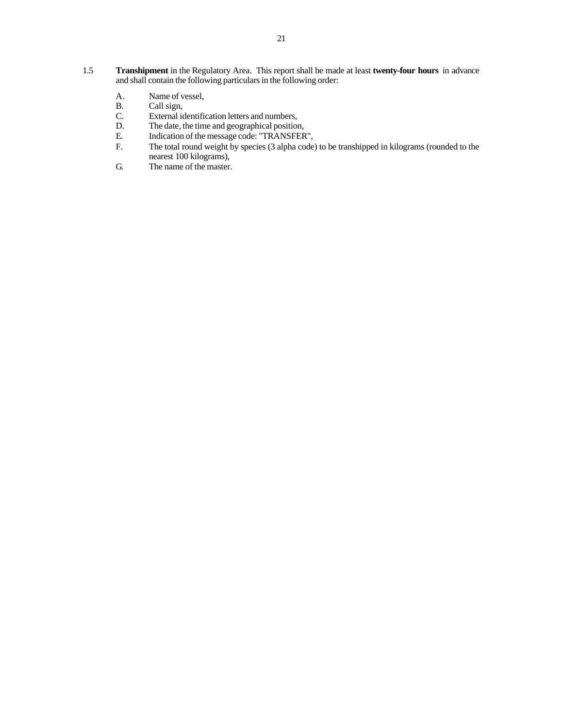1.5 **Transhipment** in the Regulatory Area. This report shall be made at least **twenty-four hours** in advance and shall contain the following particulars in the following order:

A. Name of vessel,
B. Call sign,
C. External identification letters and numbers,
D. The date, the time and geographical position,
E. Indication of the message code: "TRANSFER",
F. The total round weight by species (3 alpha code) to be transhipped in kilograms (rounded to the nearest 100 kilograms),
G. The name of the master.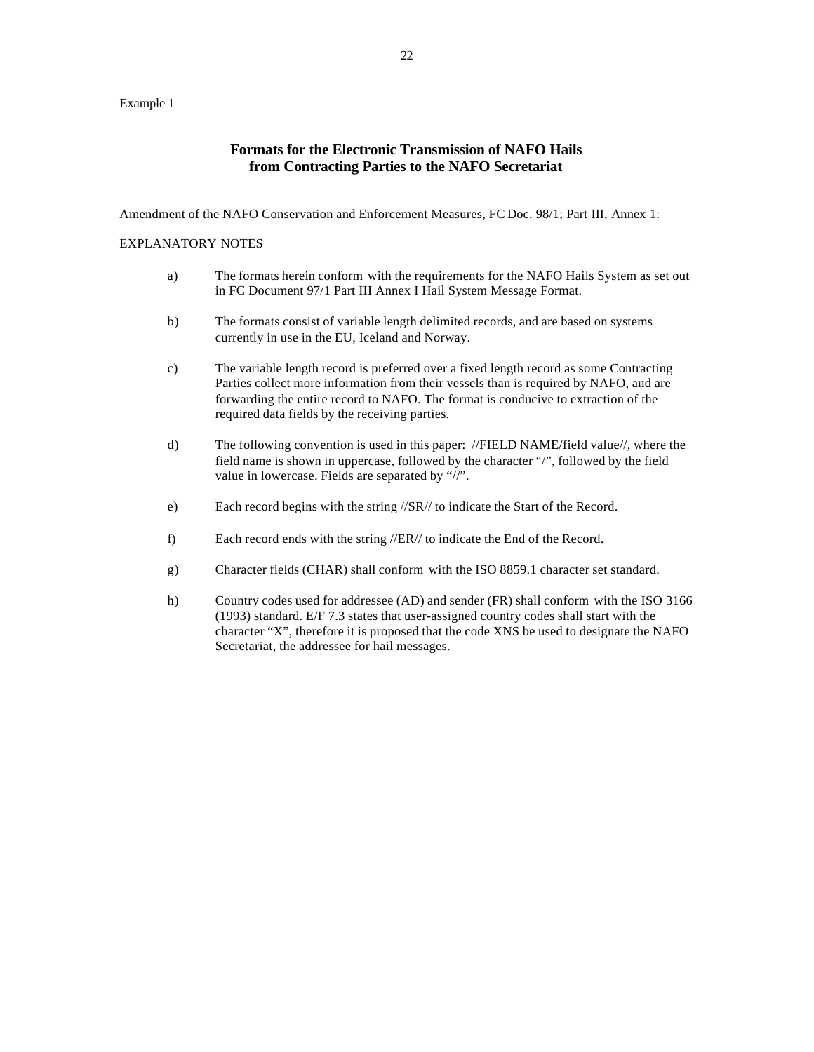<u>Example 1</u>

## Formats for the Electronic Transmission of NAFO Hails from Contracting Parties to the NAFO Secretariat

Amendment of the NAFO Conservation and Enforcement Measures, FC Doc. 98/1; Part III, Annex 1:

EXPLANATORY NOTES

a) The formats herein conform with the requirements for the NAFO Hails System as set out in FC Document 97/1 Part III Annex I Hail System Message Format.

b) The formats consist of variable length delimited records, and are based on systems currently in use in the EU, Iceland and Norway.

c) The variable length record is preferred over a fixed length record as some Contracting Parties collect more information from their vessels than is required by NAFO, and are forwarding the entire record to NAFO. The format is conducive to extraction of the required data fields by the receiving parties.

d) The following convention is used in this paper: //FIELD NAME/field value//, where the field name is shown in uppercase, followed by the character "/", followed by the field value in lowercase. Fields are separated by "//".

e) Each record begins with the string //SR// to indicate the Start of the Record.

f) Each record ends with the string //ER// to indicate the End of the Record.

g) Character fields (CHAR) shall conform with the ISO 8859.1 character set standard.

h) Country codes used for addressee (AD) and sender (FR) shall conform with the ISO 3166 (1993) standard. E/F 7.3 states that user-assigned country codes shall start with the character "X", therefore it is proposed that the code XNS be used to designate the NAFO Secretariat, the addressee for hail messages.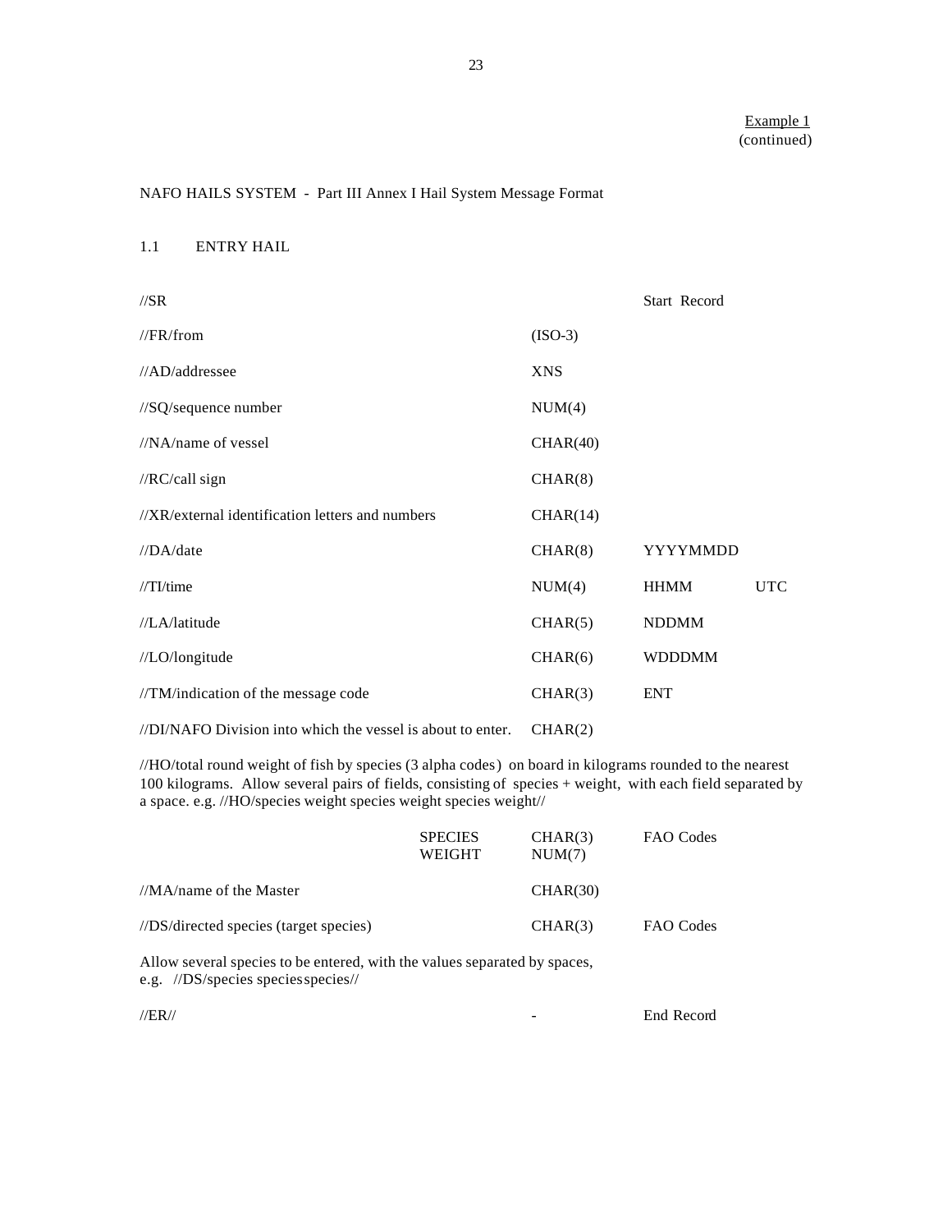Example 1
(continued)

NAFO HAILS SYSTEM - Part III Annex I Hail System Message Format

1.1 ENTRY HAIL

| | | | |
|---|---|---|---|
| //SR | | Start Record | |
| //FR/from | (ISO-3) | | |
| //AD/addressee | XNS | | |
| //SQ/sequence number | NUM(4) | | |
| //NA/name of vessel | CHAR(40) | | |
| //RC/call sign | CHAR(8) | | |
| //XR/external identification letters and numbers | CHAR(14) | | |
| //DA/date | CHAR(8) | YYYYMMDD | |
| //TI/time | NUM(4) | HHMM | UTC |
| //LA/latitude | CHAR(5) | NDDMM | |
| //LO/longitude | CHAR(6) | WDDDMM | |
| //TM/indication of the message code | CHAR(3) | ENT | |
| //DI/NAFO Division into which the vessel is about to enter. | CHAR(2) | | |

//HO/total round weight of fish by species (3 alpha codes) on board in kilograms rounded to the nearest 100 kilograms. Allow several pairs of fields, consisting of species + weight, with each field separated by a space. e.g. //HO/species weight species weight species weight//

| | | | |
|---|---|---|---|
| | SPECIES | CHAR(3) | FAO Codes |
| | WEIGHT | NUM(7) | |
| //MA/name of the Master | | CHAR(30) | |
| //DS/directed species (target species) | | CHAR(3) | FAO Codes |

Allow several species to be entered, with the values separated by spaces,
e.g. //DS/species species species//

| | | |
|---|---|---|
| //ER// | - | End Record |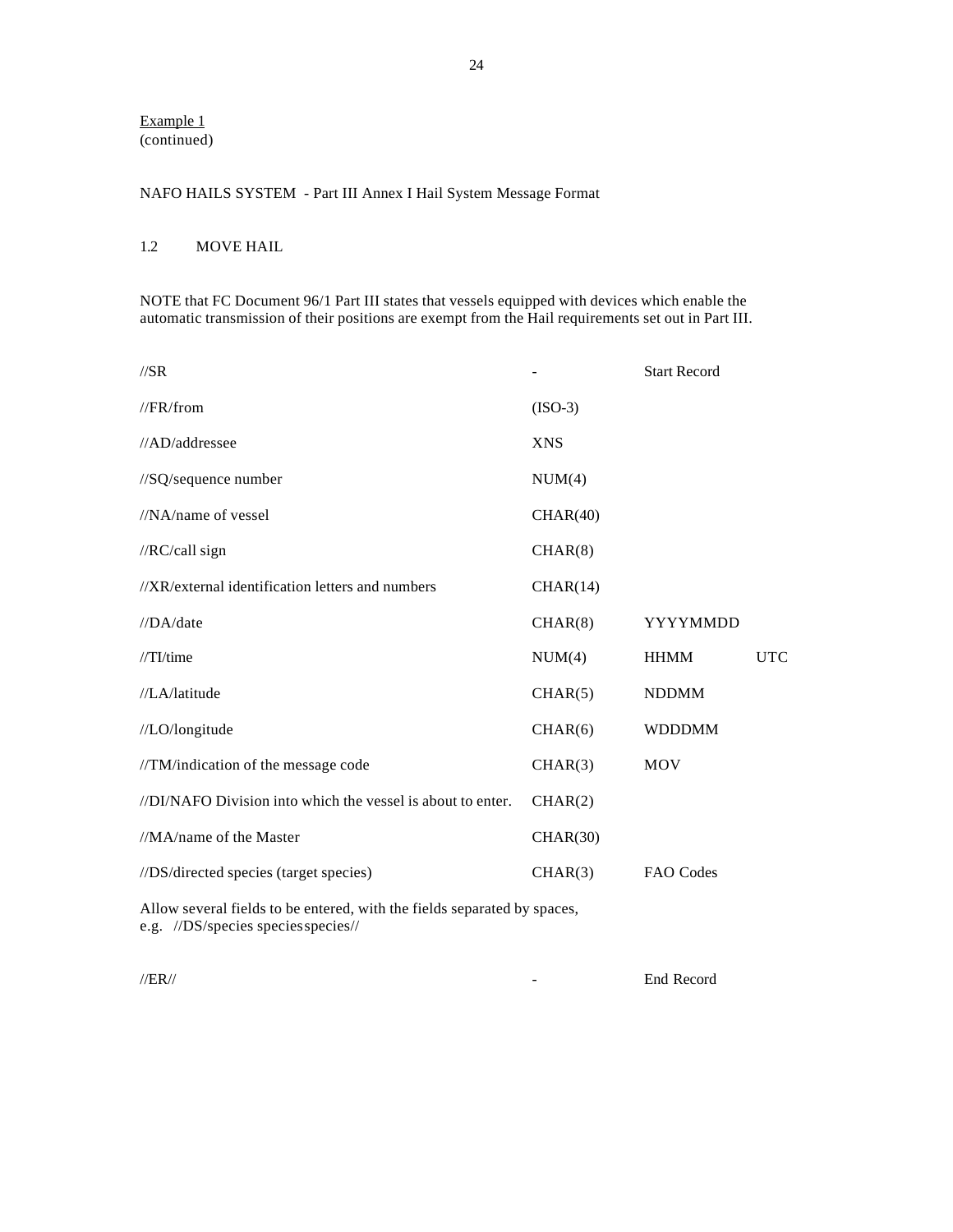Example 1
(continued)

NAFO HAILS SYSTEM - Part III Annex I Hail System Message Format

1.2 MOVE HAIL

NOTE that FC Document 96/1 Part III states that vessels equipped with devices which enable the automatic transmission of their positions are exempt from the Hail requirements set out in Part III.

| | | | |
|---|---|---|---|
| //SR | - | Start Record | |
| //FR/from | (ISO-3) | | |
| //AD/addressee | XNS | | |
| //SQ/sequence number | NUM(4) | | |
| //NA/name of vessel | CHAR(40) | | |
| //RC/call sign | CHAR(8) | | |
| //XR/external identification letters and numbers | CHAR(14) | | |
| //DA/date | CHAR(8) | YYYYMMDD | |
| //TI/time | NUM(4) | HHMM | UTC |
| //LA/latitude | CHAR(5) | NDDMM | |
| //LO/longitude | CHAR(6) | WDDDMM | |
| //TM/indication of the message code | CHAR(3) | MOV | |
| //DI/NAFO Division into which the vessel is about to enter. | CHAR(2) | | |
| //MA/name of the Master | CHAR(30) | | |
| //DS/directed species (target species) | CHAR(3) | FAO Codes | |

Allow several fields to be entered, with the fields separated by spaces,
e.g. //DS/species species species//

| | | |
|---|---|---|
| //ER// | - | End Record |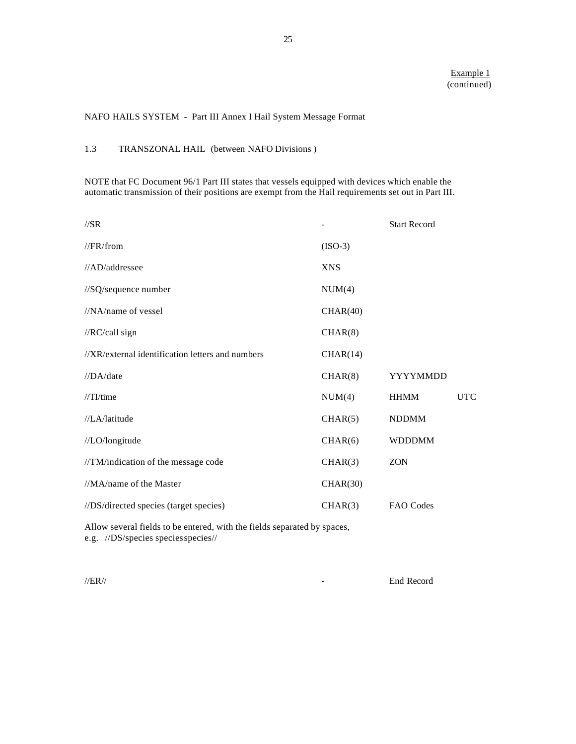Example 1
(continued)

NAFO HAILS SYSTEM - Part III Annex I Hail System Message Format

1.3 TRANSZONAL HAIL (between NAFO Divisions )

NOTE that FC Document 96/1 Part III states that vessels equipped with devices which enable the automatic transmission of their positions are exempt from the Hail requirements set out in Part III.

| | | | |
|---|---|---|---|
| //SR | - | Start Record | |
| //FR/from | (ISO-3) | | |
| //AD/addressee | XNS | | |
| //SQ/sequence number | NUM(4) | | |
| //NA/name of vessel | CHAR(40) | | |
| //RC/call sign | CHAR(8) | | |
| //XR/external identification letters and numbers | CHAR(14) | | |
| //DA/date | CHAR(8) | YYYYMMDD | |
| //TI/time | NUM(4) | HHMM | UTC |
| //LA/latitude | CHAR(5) | NDDMM | |
| //LO/longitude | CHAR(6) | WDDDMM | |
| //TM/indication of the message code | CHAR(3) | ZON | |
| //MA/name of the Master | CHAR(30) | | |
| //DS/directed species (target species) | CHAR(3) | FAO Codes | |

Allow several fields to be entered, with the fields separated by spaces,
e.g. //DS/species species species//

| | | |
|---|---|---|
| //ER// | - | End Record |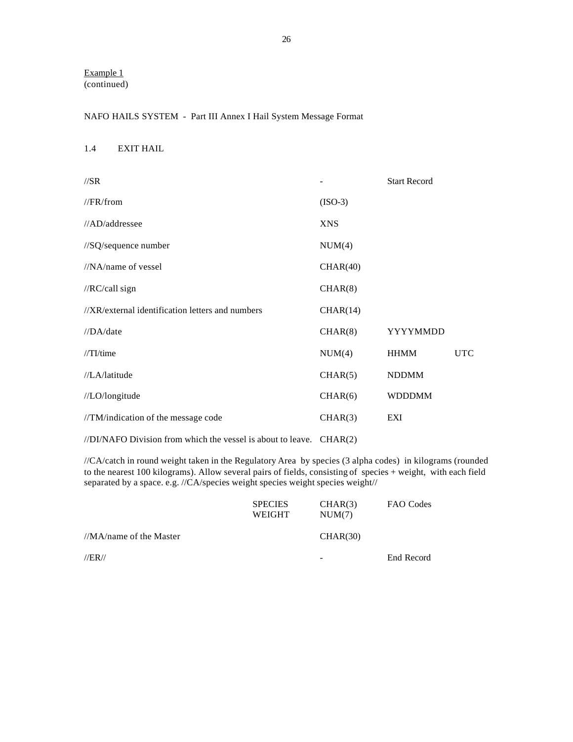Example 1
(continued)

NAFO HAILS SYSTEM - Part III Annex I Hail System Message Format

1.4 EXIT HAIL

| | | | |
|---|---|---|---|
| //SR | - | Start Record | |
| //FR/from | (ISO-3) | | |
| //AD/addressee | XNS | | |
| //SQ/sequence number | NUM(4) | | |
| //NA/name of vessel | CHAR(40) | | |
| //RC/call sign | CHAR(8) | | |
| //XR/external identification letters and numbers | CHAR(14) | | |
| //DA/date | CHAR(8) | YYYYMMDD | |
| //TI/time | NUM(4) | HHMM | UTC |
| //LA/latitude | CHAR(5) | NDDMM | |
| //LO/longitude | CHAR(6) | WDDDMM | |
| //TM/indication of the message code | CHAR(3) | EXI | |
| //DI/NAFO Division from which the vessel is about to leave. | CHAR(2) | | |

//CA/catch in round weight taken in the Regulatory Area by species (3 alpha codes) in kilograms (rounded to the nearest 100 kilograms). Allow several pairs of fields, consisting of species + weight, with each field separated by a space. e.g. //CA/species weight species weight species weight//

| | | | |
|---|---|---|---|
| | SPECIES | CHAR(3) | FAO Codes |
| | WEIGHT | NUM(7) | |
| //MA/name of the Master | | CHAR(30) | |
| //ER// | | - | End Record |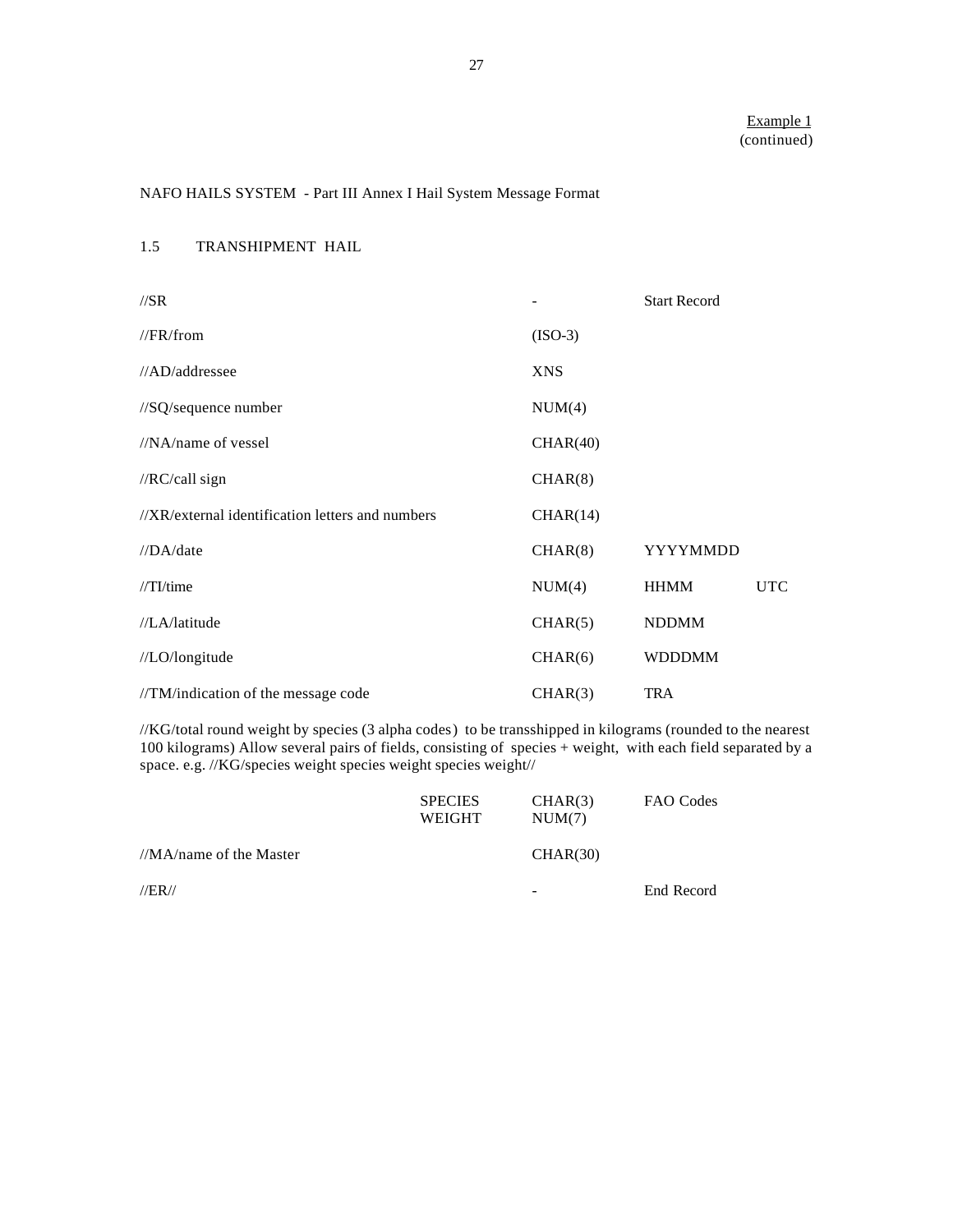Example 1
(continued)

NAFO HAILS SYSTEM - Part III Annex I Hail System Message Format

### 1.5 TRANSHIPMENT HAIL

| | | | |
|---|---|---|---|
| //SR | - | Start Record | |
| //FR/from | (ISO-3) | | |
| //AD/addressee | XNS | | |
| //SQ/sequence number | NUM(4) | | |
| //NA/name of vessel | CHAR(40) | | |
| //RC/call sign | CHAR(8) | | |
| //XR/external identification letters and numbers | CHAR(14) | | |
| //DA/date | CHAR(8) | YYYYMMDD | |
| //TI/time | NUM(4) | HHMM | UTC |
| //LA/latitude | CHAR(5) | NDDMM | |
| //LO/longitude | CHAR(6) | WDDDMM | |
| //TM/indication of the message code | CHAR(3) | TRA | |

//KG/total round weight by species (3 alpha codes) to be transshipped in kilograms (rounded to the nearest 100 kilograms) Allow several pairs of fields, consisting of species + weight, with each field separated by a space. e.g. //KG/species weight species weight species weight//

| | | | |
|---|---|---|---|
| | SPECIES | CHAR(3) | FAO Codes |
| | WEIGHT | NUM(7) | |
| //MA/name of the Master | | CHAR(30) | |
| //ER// | | - | End Record |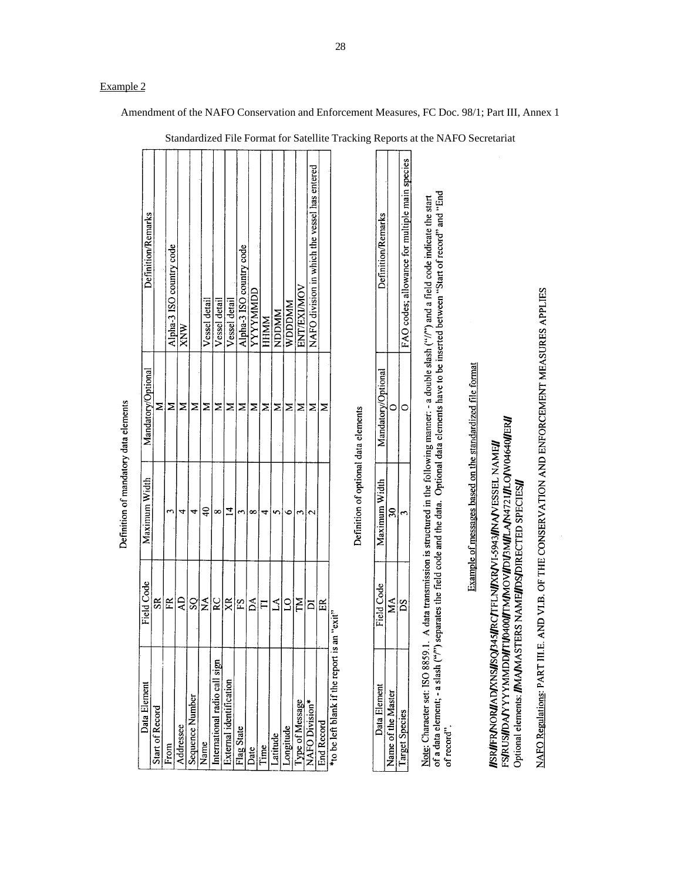Example 2

Amendment of the NAFO Conservation and Enforcement Measures, FC Doc. 98/1; Part III, Annex 1

Standardized File Format for Satellite Tracking Reports at the NAFO Secretariat

Definition of mandatory data elements

| Data Element | Field Code | Maximum Width | Mandatory/Optional | Definition/Remarks |
|---|---|---|---|---|
| Start of Record | SR | | M | |
| From | FR | 3 | M | Alpha-3 ISO country code |
| Addressee | AD | 4 | M | XNW |
| Sequence Number | SQ | 4 | M | |
| Name | NA | 40 | M | Vessel detail |
| International radio call sign | RC | 8 | M | Vessel detail |
| External identification | XR | 14 | M | Vessel detail |
| Flag State | FS | 3 | M | Alpha-3 ISO country code |
| Date | DA | 8 | M | YYYYMMDD |
| Time | TI | 4 | M | HHMM |
| Latitude | LA | 5 | M | NDDMM |
| Longitude | LO | 6 | M | WDDDMM |
| Type of Message | TM | 3 | M | ENT/EXI/MOV |
| NAFO Division* | DI | 2 | M | NAFO division in which the vessel has entered |
| End Record | ER | | M | |

*to be left blank if the report is an "exit"

Definition of optional data elements

| Data Element | Field Code | Maximum Width | Mandatory/Optional | Definition/Remarks |
|---|---|---|---|---|
| Name of the Master | MA | 30 | O | |
| Target Species | DS | 3 | O | FAO codes; allowance for multiple main species |

Note: Character set: ISO 8859.1. A data transmission is structured in the following manner: - a double slash ("//") and a field code indicate the start of a data element; - a slash ("/") separates the field code and the data. Optional data elements have to be inserted between "Start of record" and "End of record".

Example of messages based on the standardized file format

**//SR//FR/NOR//AD/XNS//SQ/345//RC/TFLN//XR/V1-5943//NA/VESSEL NAME// FS/RUS//DA/YYYYMMDD//TI/0400//TM/MOV//DI/3M//LA/N4721//LO/W04640//ER//**
Optional elements: **//MA/MASTERS NAME//DS/DIRECTED SPECIES//**

NAFO Regulations: PART III.E. AND VI.B. OF THE CONSERVATION AND ENFORCEMENT MEASURES APPLIES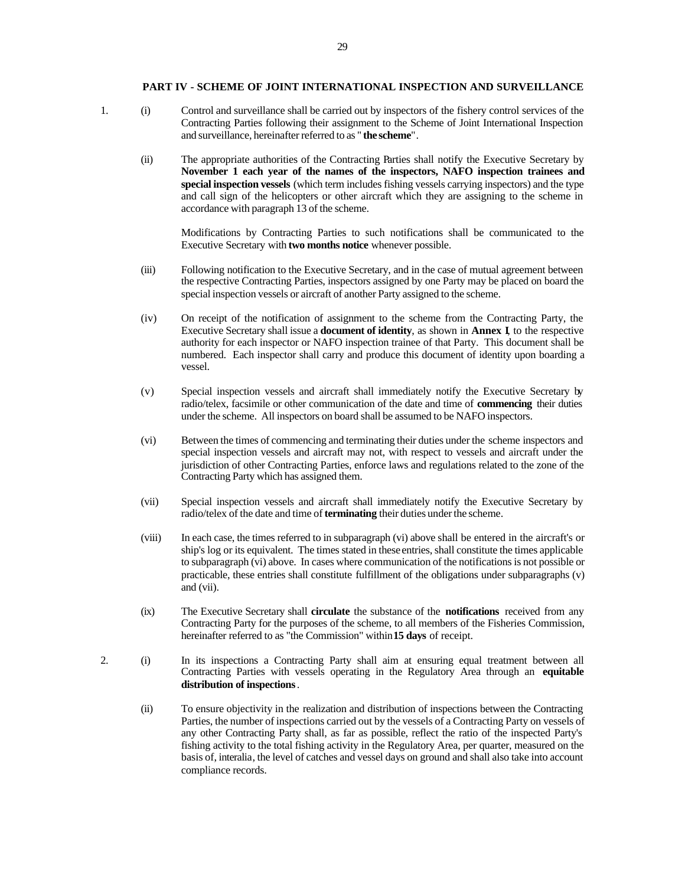## PART IV - SCHEME OF JOINT INTERNATIONAL INSPECTION AND SURVEILLANCE

1. (i) Control and surveillance shall be carried out by inspectors of the fishery control services of the Contracting Parties following their assignment to the Scheme of Joint International Inspection and surveillance, hereinafter referred to as "**the scheme**".

   (ii) The appropriate authorities of the Contracting Parties shall notify the Executive Secretary by **November 1 each year of the names of the inspectors, NAFO inspection trainees and special inspection vessels** (which term includes fishing vessels carrying inspectors) and the type and call sign of the helicopters or other aircraft which they are assigning to the scheme in accordance with paragraph 13 of the scheme.

   Modifications by Contracting Parties to such notifications shall be communicated to the Executive Secretary with **two months notice** whenever possible.

   (iii) Following notification to the Executive Secretary, and in the case of mutual agreement between the respective Contracting Parties, inspectors assigned by one Party may be placed on board the special inspection vessels or aircraft of another Party assigned to the scheme.

   (iv) On receipt of the notification of assignment to the scheme from the Contracting Party, the Executive Secretary shall issue a **document of identity**, as shown in **Annex I**, to the respective authority for each inspector or NAFO inspection trainee of that Party. This document shall be numbered. Each inspector shall carry and produce this document of identity upon boarding a vessel.

   (v) Special inspection vessels and aircraft shall immediately notify the Executive Secretary by radio/telex, facsimile or other communication of the date and time of **commencing** their duties under the scheme. All inspectors on board shall be assumed to be NAFO inspectors.

   (vi) Between the times of commencing and terminating their duties under the scheme inspectors and special inspection vessels and aircraft may not, with respect to vessels and aircraft under the jurisdiction of other Contracting Parties, enforce laws and regulations related to the zone of the Contracting Party which has assigned them.

   (vii) Special inspection vessels and aircraft shall immediately notify the Executive Secretary by radio/telex of the date and time of **terminating** their duties under the scheme.

   (viii) In each case, the times referred to in subparagraph (vi) above shall be entered in the aircraft's or ship's log or its equivalent. The times stated in these entries, shall constitute the times applicable to subparagraph (vi) above. In cases where communication of the notifications is not possible or practicable, these entries shall constitute fulfillment of the obligations under subparagraphs (v) and (vii).

   (ix) The Executive Secretary shall **circulate** the substance of the **notifications** received from any Contracting Party for the purposes of the scheme, to all members of the Fisheries Commission, hereinafter referred to as "the Commission" within **15 days** of receipt.

2. (i) In its inspections a Contracting Party shall aim at ensuring equal treatment between all Contracting Parties with vessels operating in the Regulatory Area through an **equitable distribution of inspections**.

   (ii) To ensure objectivity in the realization and distribution of inspections between the Contracting Parties, the number of inspections carried out by the vessels of a Contracting Party on vessels of any other Contracting Party shall, as far as possible, reflect the ratio of the inspected Party's fishing activity to the total fishing activity in the Regulatory Area, per quarter, measured on the basis of, *inter alia*, the level of catches and vessel days on ground and shall also take into account compliance records.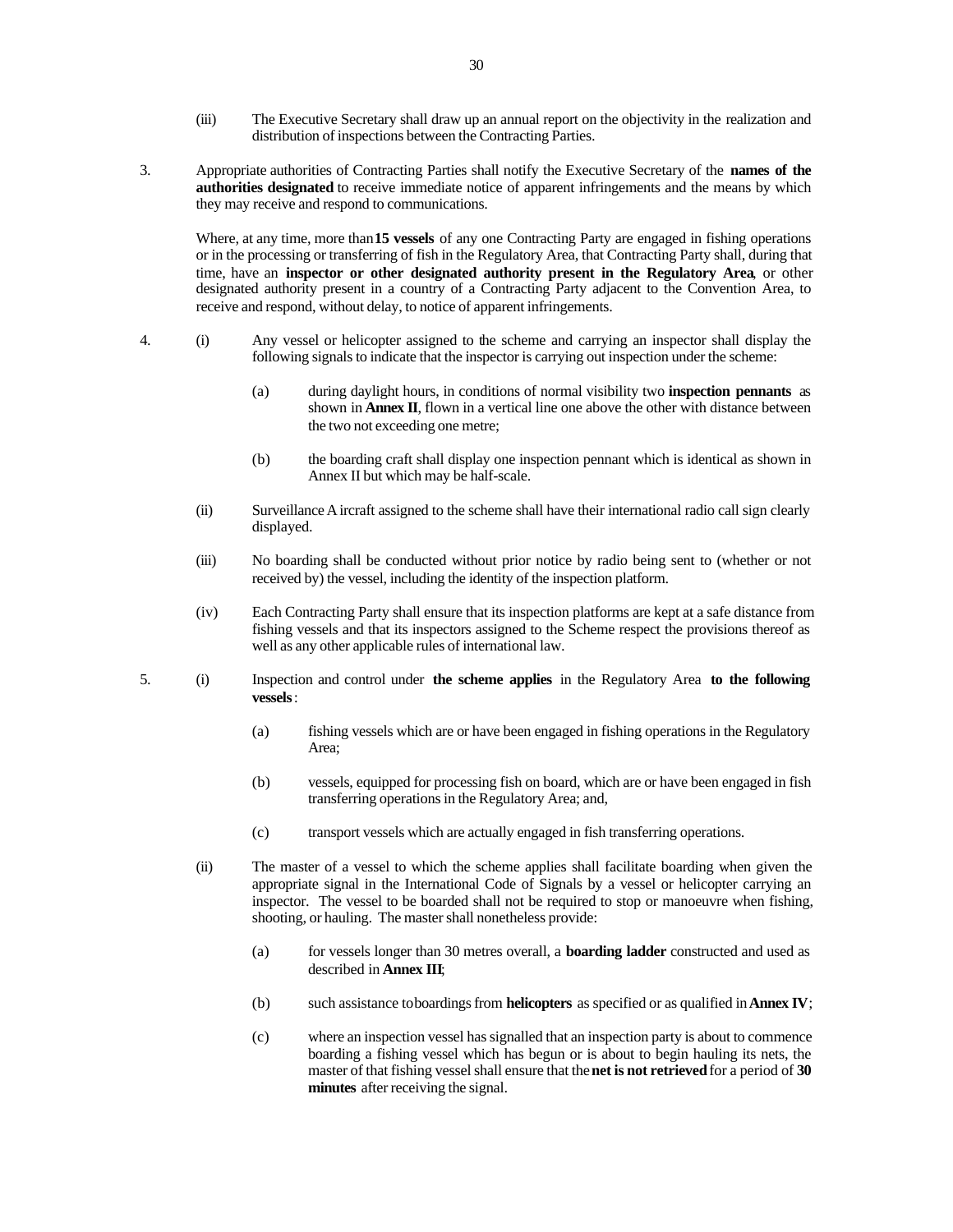(iii) The Executive Secretary shall draw up an annual report on the objectivity in the realization and distribution of inspections between the Contracting Parties.

3. Appropriate authorities of Contracting Parties shall notify the Executive Secretary of the **names of the authorities designated** to receive immediate notice of apparent infringements and the means by which they may receive and respond to communications.

   Where, at any time, more than **15 vessels** of any one Contracting Party are engaged in fishing operations or in the processing or transferring of fish in the Regulatory Area, that Contracting Party shall, during that time, have an **inspector or other designated authority present in the Regulatory Area**, or other designated authority present in a country of a Contracting Party adjacent to the Convention Area, to receive and respond, without delay, to notice of apparent infringements.

4. (i) Any vessel or helicopter assigned to the scheme and carrying an inspector shall display the following signals to indicate that the inspector is carrying out inspection under the scheme:

   (a) during daylight hours, in conditions of normal visibility two **inspection pennants** as shown in **Annex II**, flown in a vertical line one above the other with distance between the two not exceeding one metre;

   (b) the boarding craft shall display one inspection pennant which is identical as shown in Annex II but which may be half-scale.

   (ii) Surveillance Aircraft assigned to the scheme shall have their international radio call sign clearly displayed.

   (iii) No boarding shall be conducted without prior notice by radio being sent to (whether or not received by) the vessel, including the identity of the inspection platform.

   (iv) Each Contracting Party shall ensure that its inspection platforms are kept at a safe distance from fishing vessels and that its inspectors assigned to the Scheme respect the provisions thereof as well as any other applicable rules of international law.

5. (i) Inspection and control under **the scheme applies** in the Regulatory Area **to the following vessels**:

   (a) fishing vessels which are or have been engaged in fishing operations in the Regulatory Area;

   (b) vessels, equipped for processing fish on board, which are or have been engaged in fish transferring operations in the Regulatory Area; and,

   (c) transport vessels which are actually engaged in fish transferring operations.

   (ii) The master of a vessel to which the scheme applies shall facilitate boarding when given the appropriate signal in the International Code of Signals by a vessel or helicopter carrying an inspector. The vessel to be boarded shall not be required to stop or manoeuvre when fishing, shooting, or hauling. The master shall nonetheless provide:

   (a) for vessels longer than 30 metres overall, a **boarding ladder** constructed and used as described in **Annex III**;

   (b) such assistance to boardings from **helicopters** as specified or as qualified in **Annex IV**;

   (c) where an inspection vessel has signalled that an inspection party is about to commence boarding a fishing vessel which has begun or is about to begin hauling its nets, the master of that fishing vessel shall ensure that the **net is not retrieved** for a period of **30 minutes** after receiving the signal.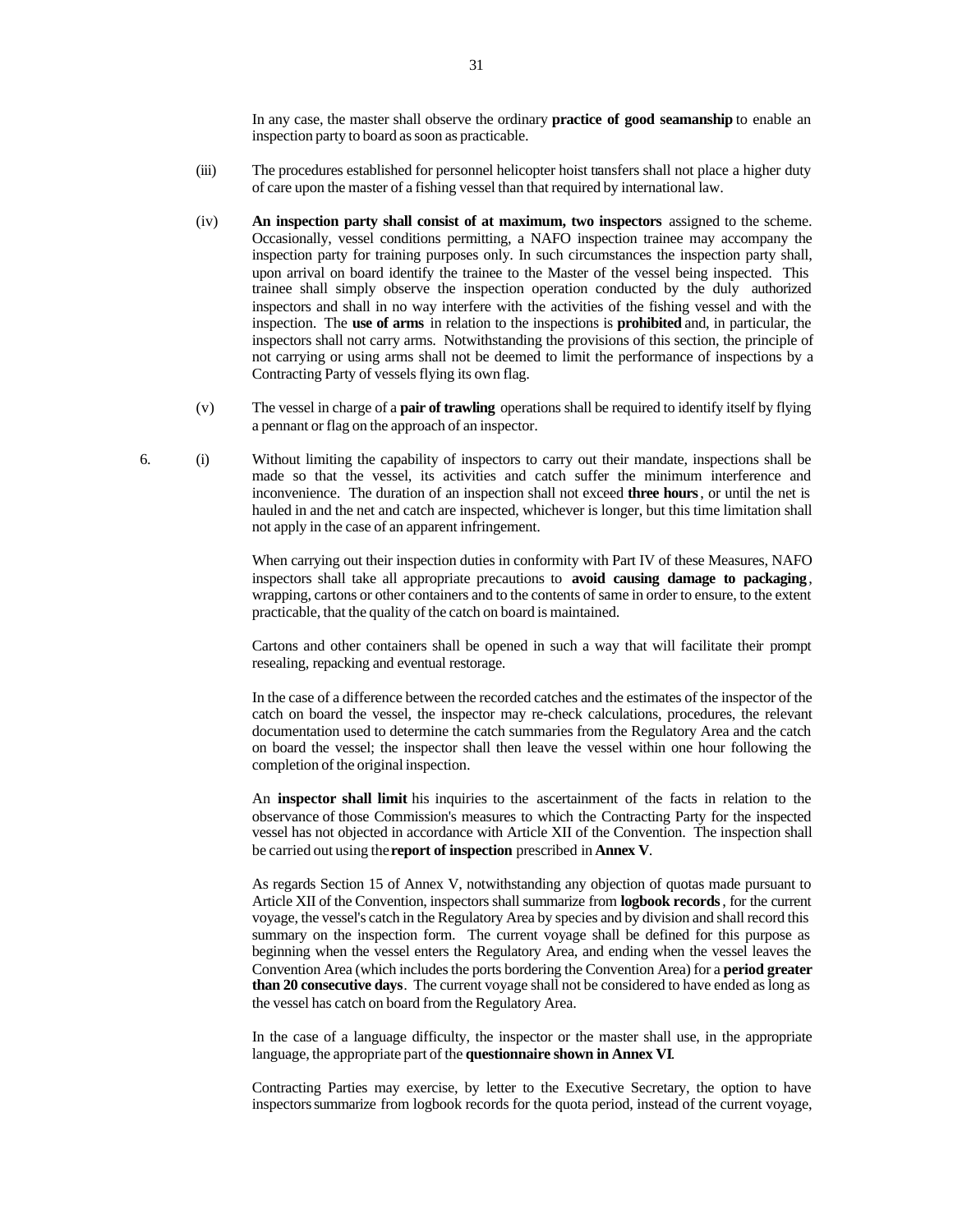In any case, the master shall observe the ordinary **practice of good seamanship** to enable an inspection party to board as soon as practicable.

(iii) The procedures established for personnel helicopter hoist transfers shall not place a higher duty of care upon the master of a fishing vessel than that required by international law.

(iv) **An inspection party shall consist of at maximum, two inspectors** assigned to the scheme. Occasionally, vessel conditions permitting, a NAFO inspection trainee may accompany the inspection party for training purposes only. In such circumstances the inspection party shall, upon arrival on board identify the trainee to the Master of the vessel being inspected. This trainee shall simply observe the inspection operation conducted by the duly authorized inspectors and shall in no way interfere with the activities of the fishing vessel and with the inspection. The **use of arms** in relation to the inspections is **prohibited** and, in particular, the inspectors shall not carry arms. Notwithstanding the provisions of this section, the principle of not carrying or using arms shall not be deemed to limit the performance of inspections by a Contracting Party of vessels flying its own flag.

(v) The vessel in charge of a **pair of trawling** operations shall be required to identify itself by flying a pennant or flag on the approach of an inspector.

6. (i) Without limiting the capability of inspectors to carry out their mandate, inspections shall be made so that the vessel, its activities and catch suffer the minimum interference and inconvenience. The duration of an inspection shall not exceed **three hours**, or until the net is hauled in and the net and catch are inspected, whichever is longer, but this time limitation shall not apply in the case of an apparent infringement.

When carrying out their inspection duties in conformity with Part IV of these Measures, NAFO inspectors shall take all appropriate precautions to **avoid causing damage to packaging**, wrapping, cartons or other containers and to the contents of same in order to ensure, to the extent practicable, that the quality of the catch on board is maintained.

Cartons and other containers shall be opened in such a way that will facilitate their prompt resealing, repacking and eventual restorage.

In the case of a difference between the recorded catches and the estimates of the inspector of the catch on board the vessel, the inspector may re-check calculations, procedures, the relevant documentation used to determine the catch summaries from the Regulatory Area and the catch on board the vessel; the inspector shall then leave the vessel within one hour following the completion of the original inspection.

An **inspector shall limit** his inquiries to the ascertainment of the facts in relation to the observance of those Commission's measures to which the Contracting Party for the inspected vessel has not objected in accordance with Article XII of the Convention. The inspection shall be carried out using the **report of inspection** prescribed in **Annex V**.

As regards Section 15 of Annex V, notwithstanding any objection of quotas made pursuant to Article XII of the Convention, inspectors shall summarize from **logbook records**, for the current voyage, the vessel's catch in the Regulatory Area by species and by division and shall record this summary on the inspection form. The current voyage shall be defined for this purpose as beginning when the vessel enters the Regulatory Area, and ending when the vessel leaves the Convention Area (which includes the ports bordering the Convention Area) for a **period greater than 20 consecutive days**. The current voyage shall not be considered to have ended as long as the vessel has catch on board from the Regulatory Area.

In the case of a language difficulty, the inspector or the master shall use, in the appropriate language, the appropriate part of the **questionnaire shown in Annex VI**.

Contracting Parties may exercise, by letter to the Executive Secretary, the option to have inspectors summarize from logbook records for the quota period, instead of the current voyage,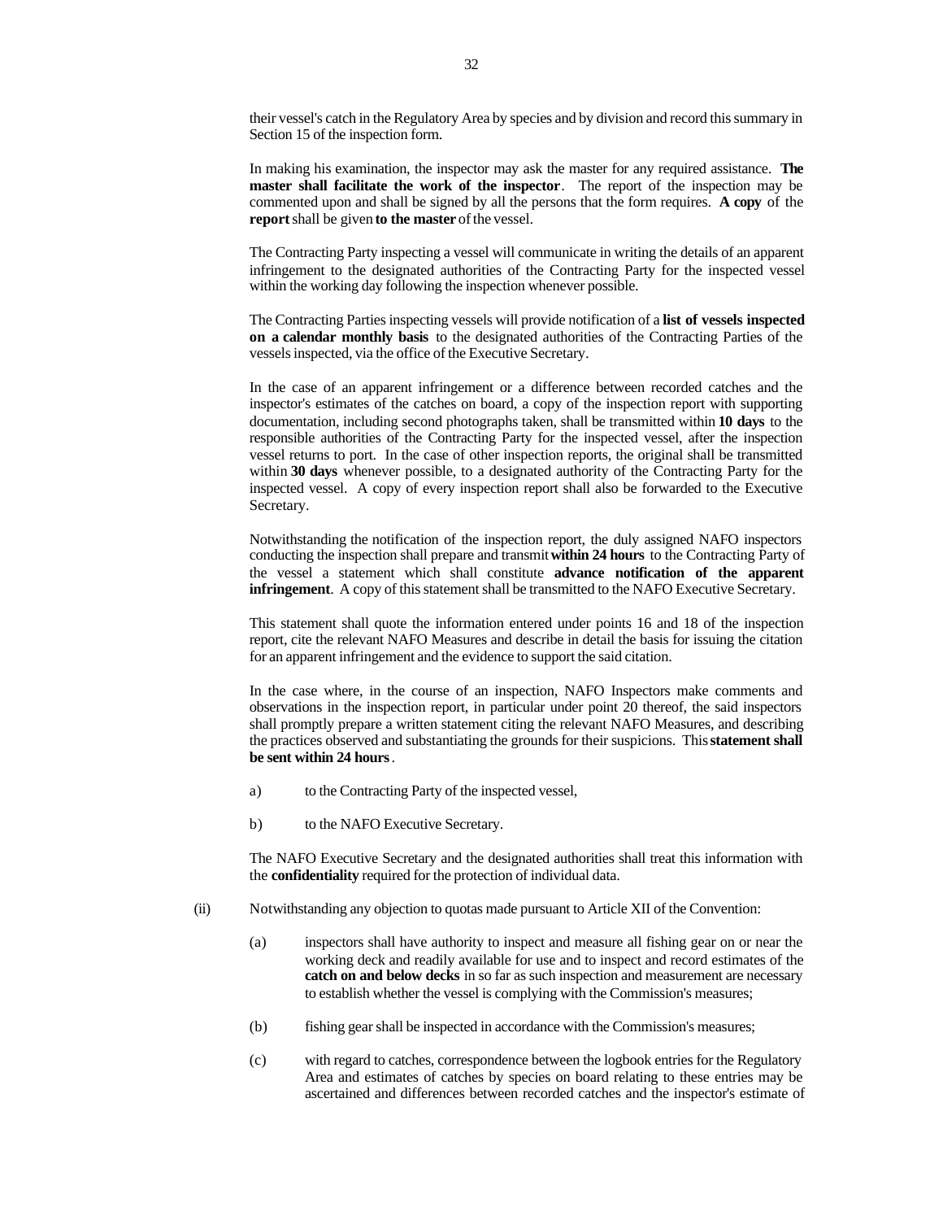their vessel's catch in the Regulatory Area by species and by division and record this summary in Section 15 of the inspection form.

In making his examination, the inspector may ask the master for any required assistance. **The master shall facilitate the work of the inspector**. The report of the inspection may be commented upon and shall be signed by all the persons that the form requires. **A copy** of the **report** shall be given **to the master** of the vessel.

The Contracting Party inspecting a vessel will communicate in writing the details of an apparent infringement to the designated authorities of the Contracting Party for the inspected vessel within the working day following the inspection whenever possible.

The Contracting Parties inspecting vessels will provide notification of a **list of vessels inspected on a calendar monthly basis** to the designated authorities of the Contracting Parties of the vessels inspected, via the office of the Executive Secretary.

In the case of an apparent infringement or a difference between recorded catches and the inspector's estimates of the catches on board, a copy of the inspection report with supporting documentation, including second photographs taken, shall be transmitted within **10 days** to the responsible authorities of the Contracting Party for the inspected vessel, after the inspection vessel returns to port. In the case of other inspection reports, the original shall be transmitted within **30 days** whenever possible, to a designated authority of the Contracting Party for the inspected vessel. A copy of every inspection report shall also be forwarded to the Executive Secretary.

Notwithstanding the notification of the inspection report, the duly assigned NAFO inspectors conducting the inspection shall prepare and transmit **within 24 hours** to the Contracting Party of the vessel a statement which shall constitute **advance notification of the apparent infringement**. A copy of this statement shall be transmitted to the NAFO Executive Secretary.

This statement shall quote the information entered under points 16 and 18 of the inspection report, cite the relevant NAFO Measures and describe in detail the basis for issuing the citation for an apparent infringement and the evidence to support the said citation.

In the case where, in the course of an inspection, NAFO Inspectors make comments and observations in the inspection report, in particular under point 20 thereof, the said inspectors shall promptly prepare a written statement citing the relevant NAFO Measures, and describing the practices observed and substantiating the grounds for their suspicions. This **statement shall be sent within 24 hours**.

a) to the Contracting Party of the inspected vessel,

b) to the NAFO Executive Secretary.

The NAFO Executive Secretary and the designated authorities shall treat this information with the **confidentiality** required for the protection of individual data.

(ii) Notwithstanding any objection to quotas made pursuant to Article XII of the Convention:

(a) inspectors shall have authority to inspect and measure all fishing gear on or near the working deck and readily available for use and to inspect and record estimates of the **catch on and below decks** in so far as such inspection and measurement are necessary to establish whether the vessel is complying with the Commission's measures;

(b) fishing gear shall be inspected in accordance with the Commission's measures;

(c) with regard to catches, correspondence between the logbook entries for the Regulatory Area and estimates of catches by species on board relating to these entries may be ascertained and differences between recorded catches and the inspector's estimate of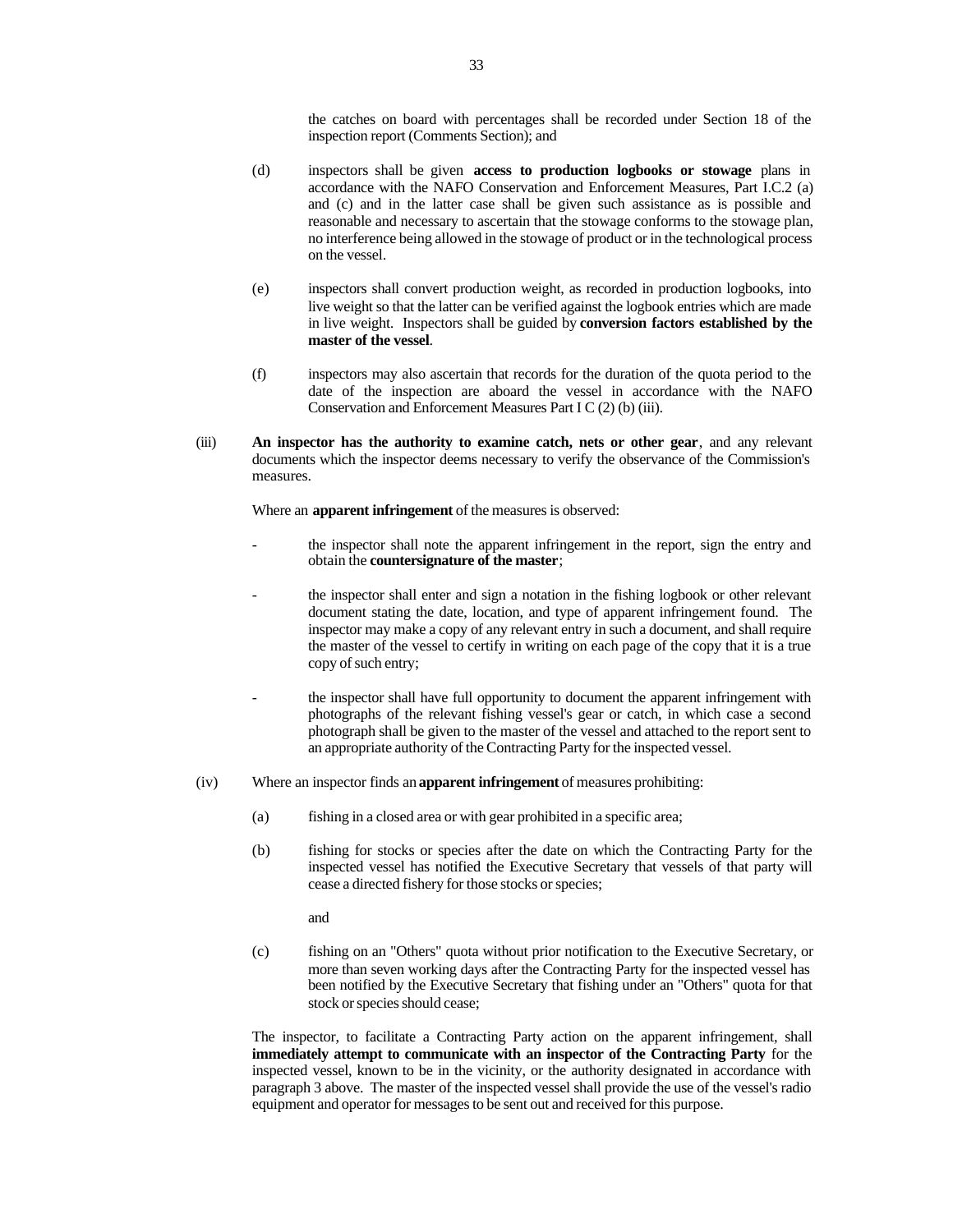the catches on board with percentages shall be recorded under Section 18 of the inspection report (Comments Section); and

(d) inspectors shall be given **access to production logbooks or stowage** plans in accordance with the NAFO Conservation and Enforcement Measures, Part I.C.2 (a) and (c) and in the latter case shall be given such assistance as is possible and reasonable and necessary to ascertain that the stowage conforms to the stowage plan, no interference being allowed in the stowage of product or in the technological process on the vessel.

(e) inspectors shall convert production weight, as recorded in production logbooks, into live weight so that the latter can be verified against the logbook entries which are made in live weight. Inspectors shall be guided by **conversion factors established by the master of the vessel**.

(f) inspectors may also ascertain that records for the duration of the quota period to the date of the inspection are aboard the vessel in accordance with the NAFO Conservation and Enforcement Measures Part I C (2) (b) (iii).

(iii) **An inspector has the authority to examine catch, nets or other gear**, and any relevant documents which the inspector deems necessary to verify the observance of the Commission's measures.

Where an **apparent infringement** of the measures is observed:

- the inspector shall note the apparent infringement in the report, sign the entry and obtain the **countersignature of the master**;
- the inspector shall enter and sign a notation in the fishing logbook or other relevant document stating the date, location, and type of apparent infringement found. The inspector may make a copy of any relevant entry in such a document, and shall require the master of the vessel to certify in writing on each page of the copy that it is a true copy of such entry;
- the inspector shall have full opportunity to document the apparent infringement with photographs of the relevant fishing vessel's gear or catch, in which case a second photograph shall be given to the master of the vessel and attached to the report sent to an appropriate authority of the Contracting Party for the inspected vessel.

(iv) Where an inspector finds an **apparent infringement** of measures prohibiting:

(a) fishing in a closed area or with gear prohibited in a specific area;

(b) fishing for stocks or species after the date on which the Contracting Party for the inspected vessel has notified the Executive Secretary that vessels of that party will cease a directed fishery for those stocks or species;

and

(c) fishing on an "Others" quota without prior notification to the Executive Secretary, or more than seven working days after the Contracting Party for the inspected vessel has been notified by the Executive Secretary that fishing under an "Others" quota for that stock or species should cease;

The inspector, to facilitate a Contracting Party action on the apparent infringement, shall **immediately attempt to communicate with an inspector of the Contracting Party** for the inspected vessel, known to be in the vicinity, or the authority designated in accordance with paragraph 3 above. The master of the inspected vessel shall provide the use of the vessel's radio equipment and operator for messages to be sent out and received for this purpose.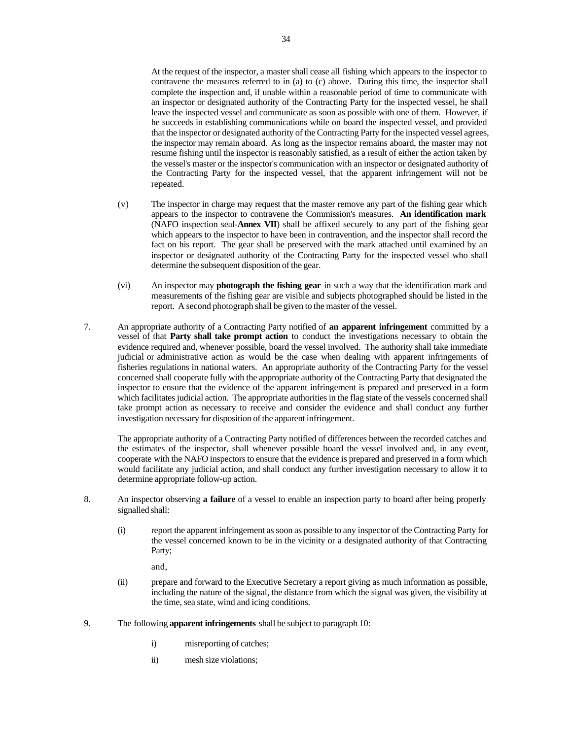At the request of the inspector, a master shall cease all fishing which appears to the inspector to contravene the measures referred to in (a) to (c) above. During this time, the inspector shall complete the inspection and, if unable within a reasonable period of time to communicate with an inspector or designated authority of the Contracting Party for the inspected vessel, he shall leave the inspected vessel and communicate as soon as possible with one of them. However, if he succeeds in establishing communications while on board the inspected vessel, and provided that the inspector or designated authority of the Contracting Party for the inspected vessel agrees, the inspector may remain aboard. As long as the inspector remains aboard, the master may not resume fishing until the inspector is reasonably satisfied, as a result of either the action taken by the vessel's master or the inspector's communication with an inspector or designated authority of the Contracting Party for the inspected vessel, that the apparent infringement will not be repeated.

(v) The inspector in charge may request that the master remove any part of the fishing gear which appears to the inspector to contravene the Commission's measures. **An identification mark** (NAFO inspection seal-**Annex VII**) shall be affixed securely to any part of the fishing gear which appears to the inspector to have been in contravention, and the inspector shall record the fact on his report. The gear shall be preserved with the mark attached until examined by an inspector or designated authority of the Contracting Party for the inspected vessel who shall determine the subsequent disposition of the gear.

(vi) An inspector may **photograph the fishing gear** in such a way that the identification mark and measurements of the fishing gear are visible and subjects photographed should be listed in the report. A second photograph shall be given to the master of the vessel.

7. An appropriate authority of a Contracting Party notified of **an apparent infringement** committed by a vessel of that **Party shall take prompt action** to conduct the investigations necessary to obtain the evidence required and, whenever possible, board the vessel involved. The authority shall take immediate judicial or administrative action as would be the case when dealing with apparent infringements of fisheries regulations in national waters. An appropriate authority of the Contracting Party for the vessel concerned shall cooperate fully with the appropriate authority of the Contracting Party that designated the inspector to ensure that the evidence of the apparent infringement is prepared and preserved in a form which facilitates judicial action. The appropriate authorities in the flag state of the vessels concerned shall take prompt action as necessary to receive and consider the evidence and shall conduct any further investigation necessary for disposition of the apparent infringement.

   The appropriate authority of a Contracting Party notified of differences between the recorded catches and the estimates of the inspector, shall whenever possible board the vessel involved and, in any event, cooperate with the NAFO inspectors to ensure that the evidence is prepared and preserved in a form which would facilitate any judicial action, and shall conduct any further investigation necessary to allow it to determine appropriate follow-up action.

8. An inspector observing **a failure** of a vessel to enable an inspection party to board after being properly signalled shall:

   (i) report the apparent infringement as soon as possible to any inspector of the Contracting Party for the vessel concerned known to be in the vicinity or a designated authority of that Contracting Party;

   and,

   (ii) prepare and forward to the Executive Secretary a report giving as much information as possible, including the nature of the signal, the distance from which the signal was given, the visibility at the time, sea state, wind and icing conditions.

9. The following **apparent infringements** shall be subject to paragraph 10:

   i) misreporting of catches;

   ii) mesh size violations;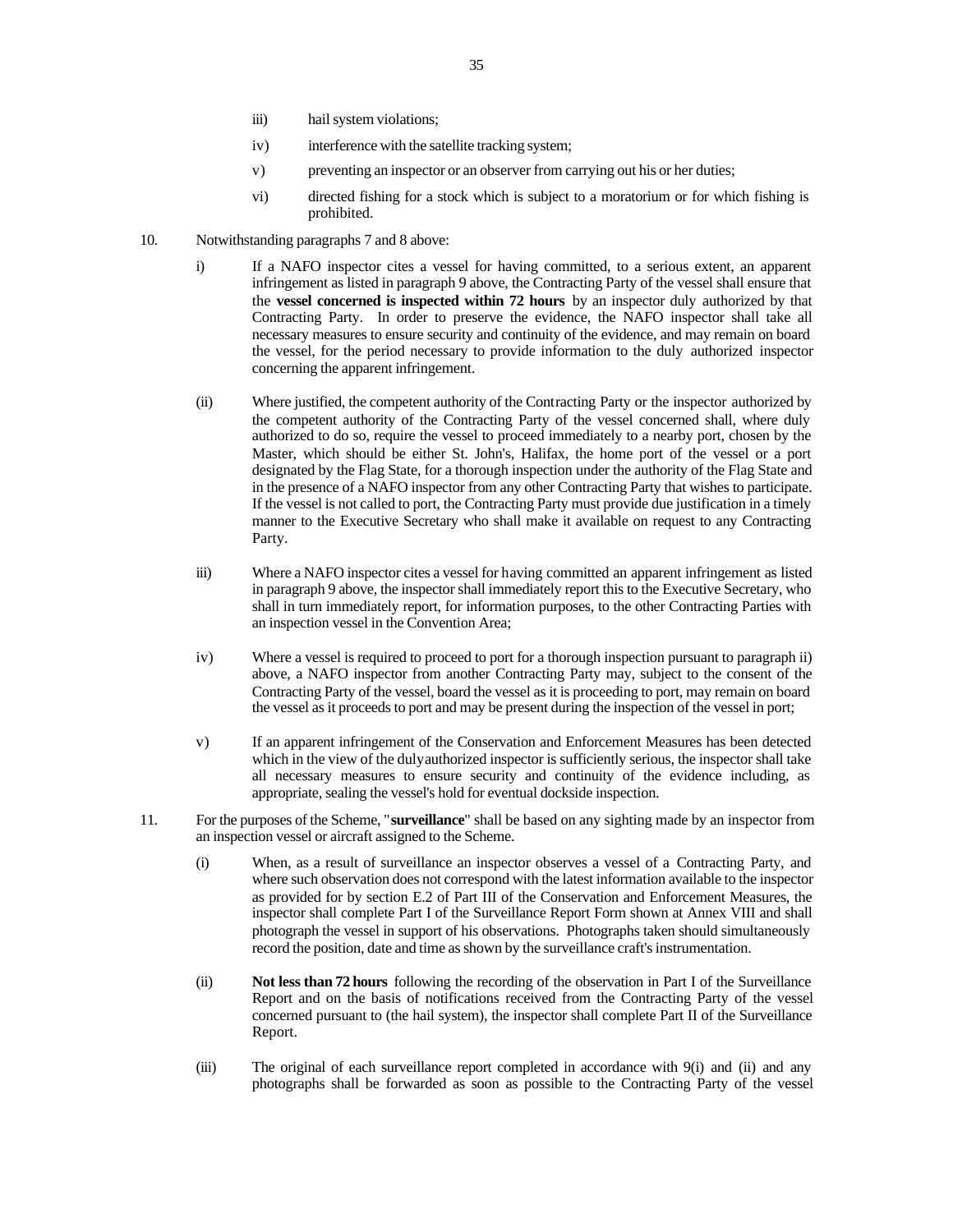iii) hail system violations;

iv) interference with the satellite tracking system;

v) preventing an inspector or an observer from carrying out his or her duties;

vi) directed fishing for a stock which is subject to a moratorium or for which fishing is prohibited.

10. Notwithstanding paragraphs 7 and 8 above:

i) If a NAFO inspector cites a vessel for having committed, to a serious extent, an apparent infringement as listed in paragraph 9 above, the Contracting Party of the vessel shall ensure that the **vessel concerned is inspected within 72 hours** by an inspector duly authorized by that Contracting Party. In order to preserve the evidence, the NAFO inspector shall take all necessary measures to ensure security and continuity of the evidence, and may remain on board the vessel, for the period necessary to provide information to the duly authorized inspector concerning the apparent infringement.

(ii) Where justified, the competent authority of the Contracting Party or the inspector authorized by the competent authority of the Contracting Party of the vessel concerned shall, where duly authorized to do so, require the vessel to proceed immediately to a nearby port, chosen by the Master, which should be either St. John's, Halifax, the home port of the vessel or a port designated by the Flag State, for a thorough inspection under the authority of the Flag State and in the presence of a NAFO inspector from any other Contracting Party that wishes to participate. If the vessel is not called to port, the Contracting Party must provide due justification in a timely manner to the Executive Secretary who shall make it available on request to any Contracting Party.

iii) Where a NAFO inspector cites a vessel for having committed an apparent infringement as listed in paragraph 9 above, the inspector shall immediately report this to the Executive Secretary, who shall in turn immediately report, for information purposes, to the other Contracting Parties with an inspection vessel in the Convention Area;

iv) Where a vessel is required to proceed to port for a thorough inspection pursuant to paragraph ii) above, a NAFO inspector from another Contracting Party may, subject to the consent of the Contracting Party of the vessel, board the vessel as it is proceeding to port, may remain on board the vessel as it proceeds to port and may be present during the inspection of the vessel in port;

v) If an apparent infringement of the Conservation and Enforcement Measures has been detected which in the view of the dulyauthorized inspector is sufficiently serious, the inspector shall take all necessary measures to ensure security and continuity of the evidence including, as appropriate, sealing the vessel's hold for eventual dockside inspection.

11. For the purposes of the Scheme, "**surveillance**" shall be based on any sighting made by an inspector from an inspection vessel or aircraft assigned to the Scheme.

(i) When, as a result of surveillance an inspector observes a vessel of a Contracting Party, and where such observation does not correspond with the latest information available to the inspector as provided for by section E.2 of Part III of the Conservation and Enforcement Measures, the inspector shall complete Part I of the Surveillance Report Form shown at Annex VIII and shall photograph the vessel in support of his observations. Photographs taken should simultaneously record the position, date and time as shown by the surveillance craft's instrumentation.

(ii) **Not less than 72 hours** following the recording of the observation in Part I of the Surveillance Report and on the basis of notifications received from the Contracting Party of the vessel concerned pursuant to (the hail system), the inspector shall complete Part II of the Surveillance Report.

(iii) The original of each surveillance report completed in accordance with 9(i) and (ii) and any photographs shall be forwarded as soon as possible to the Contracting Party of the vessel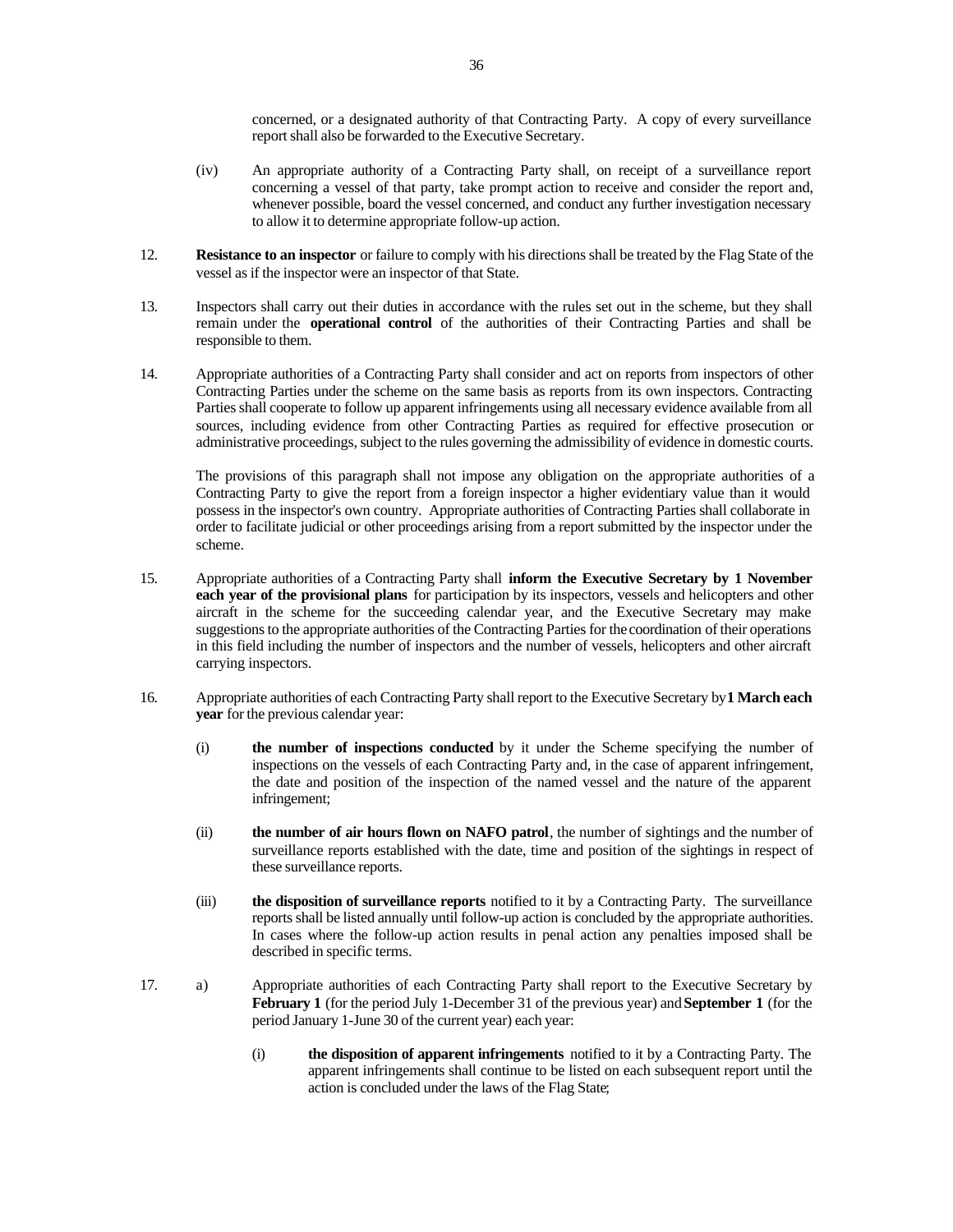concerned, or a designated authority of that Contracting Party. A copy of every surveillance report shall also be forwarded to the Executive Secretary.

(iv) An appropriate authority of a Contracting Party shall, on receipt of a surveillance report concerning a vessel of that party, take prompt action to receive and consider the report and, whenever possible, board the vessel concerned, and conduct any further investigation necessary to allow it to determine appropriate follow-up action.

12. **Resistance to an inspector** or failure to comply with his directions shall be treated by the Flag State of the vessel as if the inspector were an inspector of that State.

13. Inspectors shall carry out their duties in accordance with the rules set out in the scheme, but they shall remain under the **operational control** of the authorities of their Contracting Parties and shall be responsible to them.

14. Appropriate authorities of a Contracting Party shall consider and act on reports from inspectors of other Contracting Parties under the scheme on the same basis as reports from its own inspectors. Contracting Parties shall cooperate to follow up apparent infringements using all necessary evidence available from all sources, including evidence from other Contracting Parties as required for effective prosecution or administrative proceedings, subject to the rules governing the admissibility of evidence in domestic courts.

The provisions of this paragraph shall not impose any obligation on the appropriate authorities of a Contracting Party to give the report from a foreign inspector a higher evidentiary value than it would possess in the inspector's own country. Appropriate authorities of Contracting Parties shall collaborate in order to facilitate judicial or other proceedings arising from a report submitted by the inspector under the scheme.

15. Appropriate authorities of a Contracting Party shall **inform the Executive Secretary by 1 November each year of the provisional plans** for participation by its inspectors, vessels and helicopters and other aircraft in the scheme for the succeeding calendar year, and the Executive Secretary may make suggestions to the appropriate authorities of the Contracting Parties for the coordination of their operations in this field including the number of inspectors and the number of vessels, helicopters and other aircraft carrying inspectors.

16. Appropriate authorities of each Contracting Party shall report to the Executive Secretary by **1 March each year** for the previous calendar year:

(i) **the number of inspections conducted** by it under the Scheme specifying the number of inspections on the vessels of each Contracting Party and, in the case of apparent infringement, the date and position of the inspection of the named vessel and the nature of the apparent infringement;

(ii) **the number of air hours flown on NAFO patrol**, the number of sightings and the number of surveillance reports established with the date, time and position of the sightings in respect of these surveillance reports.

(iii) **the disposition of surveillance reports** notified to it by a Contracting Party. The surveillance reports shall be listed annually until follow-up action is concluded by the appropriate authorities. In cases where the follow-up action results in penal action any penalties imposed shall be described in specific terms.

17. a) Appropriate authorities of each Contracting Party shall report to the Executive Secretary by **February 1** (for the period July 1-December 31 of the previous year) and **September 1** (for the period January 1-June 30 of the current year) each year:

(i) **the disposition of apparent infringements** notified to it by a Contracting Party. The apparent infringements shall continue to be listed on each subsequent report until the action is concluded under the laws of the Flag State;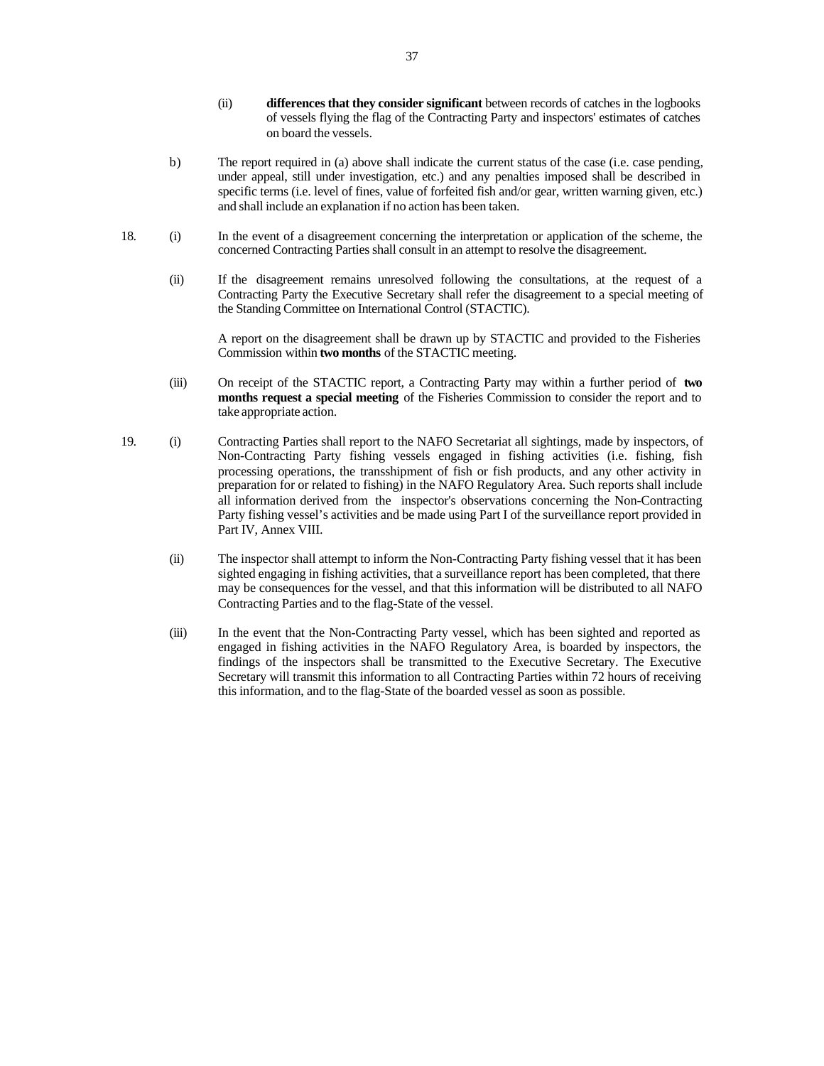(ii) **differences that they consider significant** between records of catches in the logbooks of vessels flying the flag of the Contracting Party and inspectors' estimates of catches on board the vessels.

b) The report required in (a) above shall indicate the current status of the case (i.e. case pending, under appeal, still under investigation, etc.) and any penalties imposed shall be described in specific terms (i.e. level of fines, value of forfeited fish and/or gear, written warning given, etc.) and shall include an explanation if no action has been taken.

18. (i) In the event of a disagreement concerning the interpretation or application of the scheme, the concerned Contracting Parties shall consult in an attempt to resolve the disagreement.

(ii) If the disagreement remains unresolved following the consultations, at the request of a Contracting Party the Executive Secretary shall refer the disagreement to a special meeting of the Standing Committee on International Control (STACTIC).

A report on the disagreement shall be drawn up by STACTIC and provided to the Fisheries Commission within **two months** of the STACTIC meeting.

(iii) On receipt of the STACTIC report, a Contracting Party may within a further period of **two months request a special meeting** of the Fisheries Commission to consider the report and to take appropriate action.

19. (i) Contracting Parties shall report to the NAFO Secretariat all sightings, made by inspectors, of Non-Contracting Party fishing vessels engaged in fishing activities (i.e. fishing, fish processing operations, the transshipment of fish or fish products, and any other activity in preparation for or related to fishing) in the NAFO Regulatory Area. Such reports shall include all information derived from the inspector's observations concerning the Non-Contracting Party fishing vessel's activities and be made using Part I of the surveillance report provided in Part IV, Annex VIII.

(ii) The inspector shall attempt to inform the Non-Contracting Party fishing vessel that it has been sighted engaging in fishing activities, that a surveillance report has been completed, that there may be consequences for the vessel, and that this information will be distributed to all NAFO Contracting Parties and to the flag-State of the vessel.

(iii) In the event that the Non-Contracting Party vessel, which has been sighted and reported as engaged in fishing activities in the NAFO Regulatory Area, is boarded by inspectors, the findings of the inspectors shall be transmitted to the Executive Secretary. The Executive Secretary will transmit this information to all Contracting Parties within 72 hours of receiving this information, and to the flag-State of the boarded vessel as soon as possible.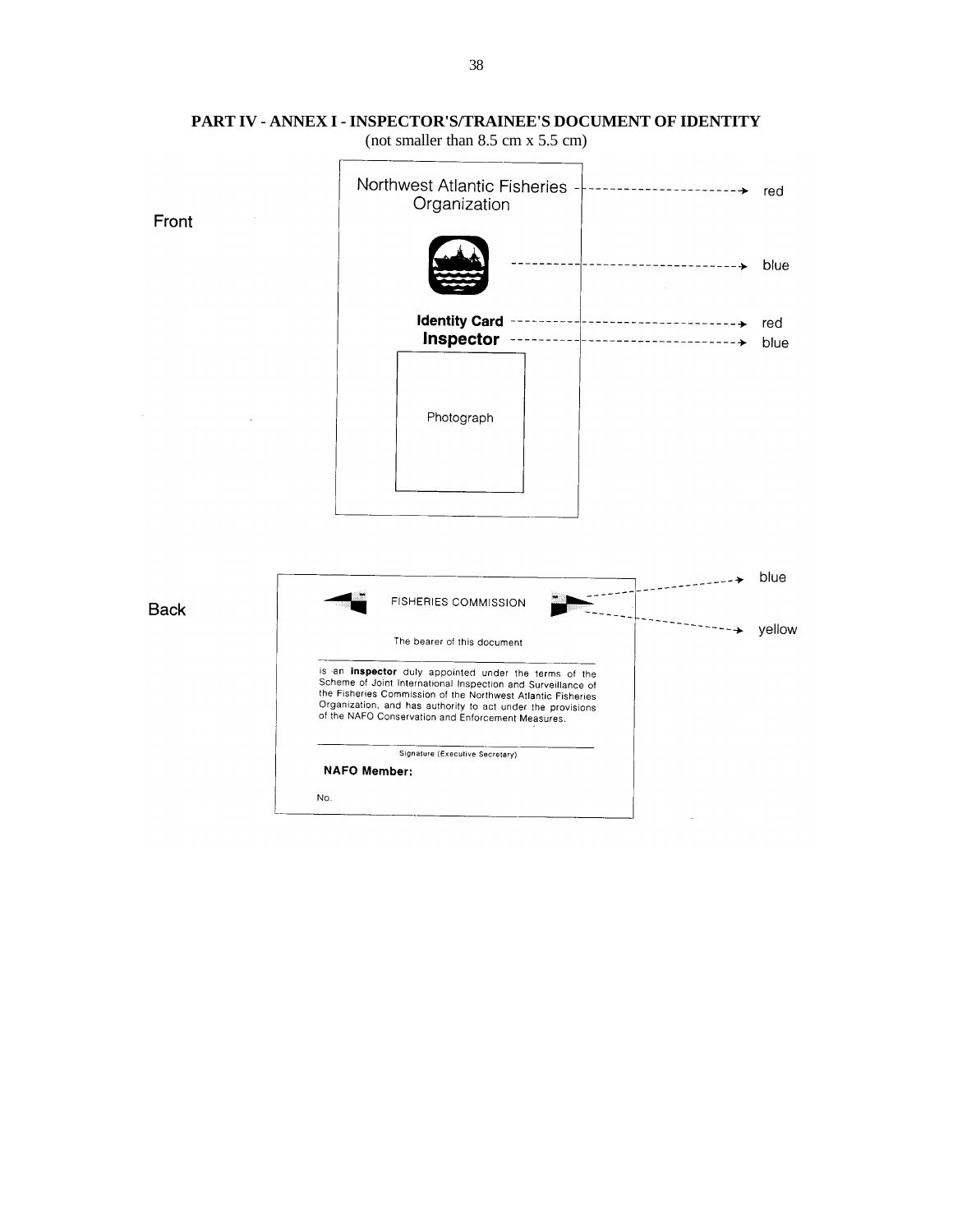**PART IV - ANNEX I - INSPECTOR'S/TRAINEE'S DOCUMENT OF IDENTITY**

(not smaller than 8.5 cm x 5.5 cm)

Front

Northwest Atlantic Fisheries Organization → red

[logo] → blue

**Identity Card** → red

**Inspector** → blue

Photograph

Back

FISHERIES COMMISSION → blue / yellow

The bearer of this document

is an **inspector** duly appointed under the terms of the Scheme of Joint International Inspection and Surveillance of the Fisheries Commission of the Northwest Atlantic Fisheries Organization, and has authority to act under the provisions of the NAFO Conservation and Enforcement Measures.

Signature (Executive Secretary)

**NAFO Member:**

No.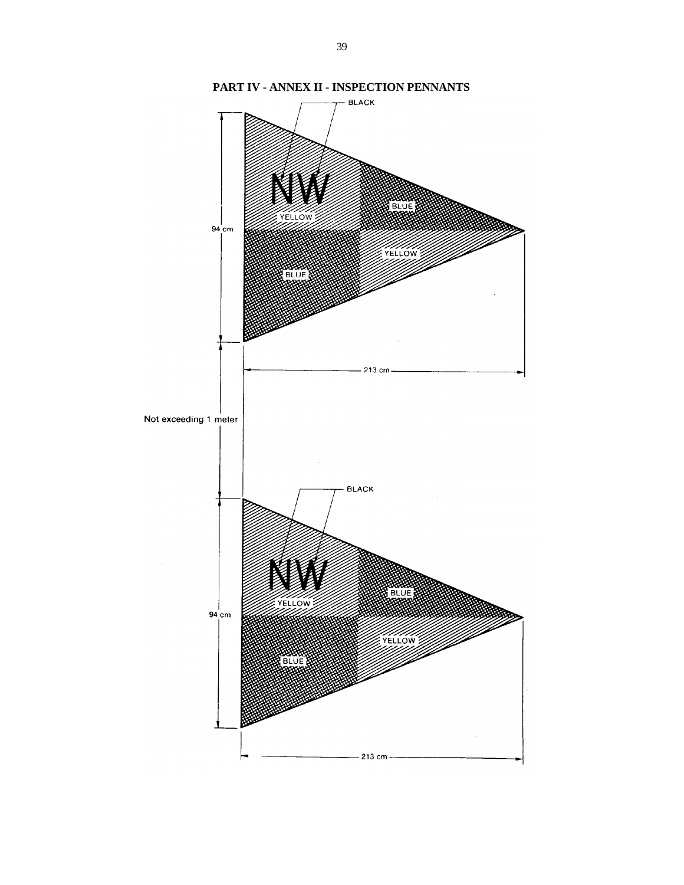## PART IV - ANNEX II - INSPECTION PENNANTS

BLACK

NW

YELLOW

BLUE

BLUE

YELLOW

94 cm

213 cm

Not exceeding 1 meter

BLACK

NW

YELLOW

BLUE

BLUE

YELLOW

94 cm

213 cm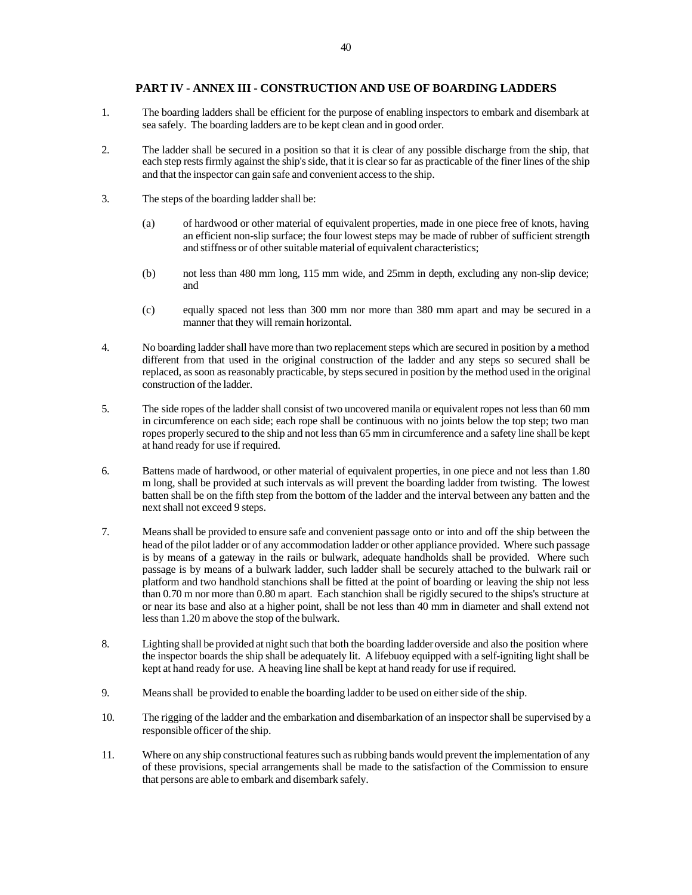## PART IV - ANNEX III - CONSTRUCTION AND USE OF BOARDING LADDERS

1. The boarding ladders shall be efficient for the purpose of enabling inspectors to embark and disembark at sea safely. The boarding ladders are to be kept clean and in good order.

2. The ladder shall be secured in a position so that it is clear of any possible discharge from the ship, that each step rests firmly against the ship's side, that it is clear so far as practicable of the finer lines of the ship and that the inspector can gain safe and convenient access to the ship.

3. The steps of the boarding ladder shall be:

   (a) of hardwood or other material of equivalent properties, made in one piece free of knots, having an efficient non-slip surface; the four lowest steps may be made of rubber of sufficient strength and stiffness or of other suitable material of equivalent characteristics;

   (b) not less than 480 mm long, 115 mm wide, and 25mm in depth, excluding any non-slip device; and

   (c) equally spaced not less than 300 mm nor more than 380 mm apart and may be secured in a manner that they will remain horizontal.

4. No boarding ladder shall have more than two replacement steps which are secured in position by a method different from that used in the original construction of the ladder and any steps so secured shall be replaced, as soon as reasonably practicable, by steps secured in position by the method used in the original construction of the ladder.

5. The side ropes of the ladder shall consist of two uncovered manila or equivalent ropes not less than 60 mm in circumference on each side; each rope shall be continuous with no joints below the top step; two man ropes properly secured to the ship and not less than 65 mm in circumference and a safety line shall be kept at hand ready for use if required.

6. Battens made of hardwood, or other material of equivalent properties, in one piece and not less than 1.80 m long, shall be provided at such intervals as will prevent the boarding ladder from twisting. The lowest batten shall be on the fifth step from the bottom of the ladder and the interval between any batten and the next shall not exceed 9 steps.

7. Means shall be provided to ensure safe and convenient passage onto or into and off the ship between the head of the pilot ladder or of any accommodation ladder or other appliance provided. Where such passage is by means of a gateway in the rails or bulwark, adequate handholds shall be provided. Where such passage is by means of a bulwark ladder, such ladder shall be securely attached to the bulwark rail or platform and two handhold stanchions shall be fitted at the point of boarding or leaving the ship not less than 0.70 m nor more than 0.80 m apart. Each stanchion shall be rigidly secured to the ships's structure at or near its base and also at a higher point, shall be not less than 40 mm in diameter and shall extend not less than 1.20 m above the stop of the bulwark.

8. Lighting shall be provided at night such that both the boarding ladder overside and also the position where the inspector boards the ship shall be adequately lit. A lifebuoy equipped with a self-igniting light shall be kept at hand ready for use. A heaving line shall be kept at hand ready for use if required.

9. Means shall be provided to enable the boarding ladder to be used on either side of the ship.

10. The rigging of the ladder and the embarkation and disembarkation of an inspector shall be supervised by a responsible officer of the ship.

11. Where on any ship constructional features such as rubbing bands would prevent the implementation of any of these provisions, special arrangements shall be made to the satisfaction of the Commission to ensure that persons are able to embark and disembark safely.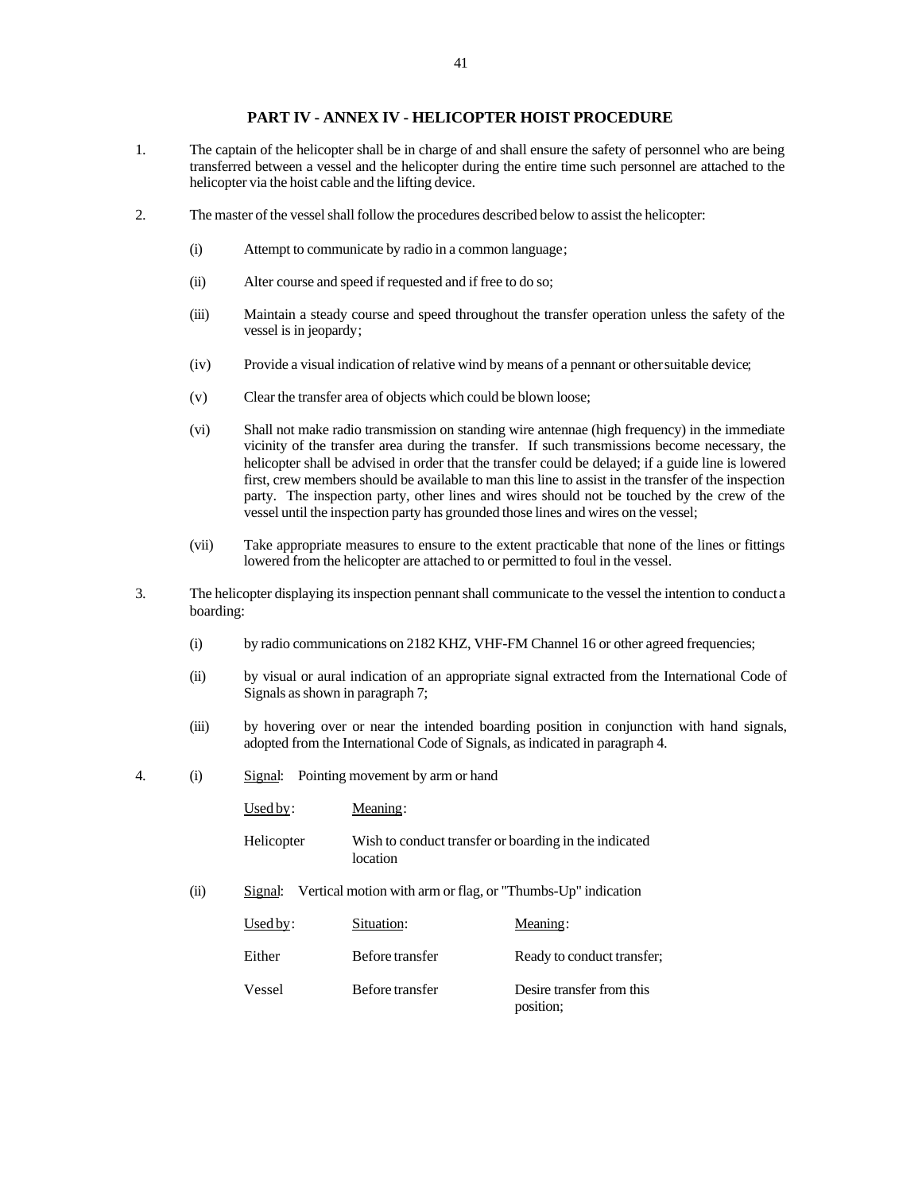## PART IV - ANNEX IV - HELICOPTER HOIST PROCEDURE

1. The captain of the helicopter shall be in charge of and shall ensure the safety of personnel who are being transferred between a vessel and the helicopter during the entire time such personnel are attached to the helicopter via the hoist cable and the lifting device.

2. The master of the vessel shall follow the procedures described below to assist the helicopter:

   (i) Attempt to communicate by radio in a common language;

   (ii) Alter course and speed if requested and if free to do so;

   (iii) Maintain a steady course and speed throughout the transfer operation unless the safety of the vessel is in jeopardy;

   (iv) Provide a visual indication of relative wind by means of a pennant or other suitable device;

   (v) Clear the transfer area of objects which could be blown loose;

   (vi) Shall not make radio transmission on standing wire antennae (high frequency) in the immediate vicinity of the transfer area during the transfer. If such transmissions become necessary, the helicopter shall be advised in order that the transfer could be delayed; if a guide line is lowered first, crew members should be available to man this line to assist in the transfer of the inspection party. The inspection party, other lines and wires should not be touched by the crew of the vessel until the inspection party has grounded those lines and wires on the vessel;

   (vii) Take appropriate measures to ensure to the extent practicable that none of the lines or fittings lowered from the helicopter are attached to or permitted to foul in the vessel.

3. The helicopter displaying its inspection pennant shall communicate to the vessel the intention to conduct a boarding:

   (i) by radio communications on 2182 KHZ, VHF-FM Channel 16 or other agreed frequencies;

   (ii) by visual or aural indication of an appropriate signal extracted from the International Code of Signals as shown in paragraph 7;

   (iii) by hovering over or near the intended boarding position in conjunction with hand signals, adopted from the International Code of Signals, as indicated in paragraph 4.

4. (i) Signal: Pointing movement by arm or hand

| Used by: | Meaning: |
|---|---|
| Helicopter | Wish to conduct transfer or boarding in the indicated location |

   (ii) Signal: Vertical motion with arm or flag, or "Thumbs-Up" indication

| Used by: | Situation: | Meaning: |
|---|---|---|
| Either | Before transfer | Ready to conduct transfer; |
| Vessel | Before transfer | Desire transfer from this position; |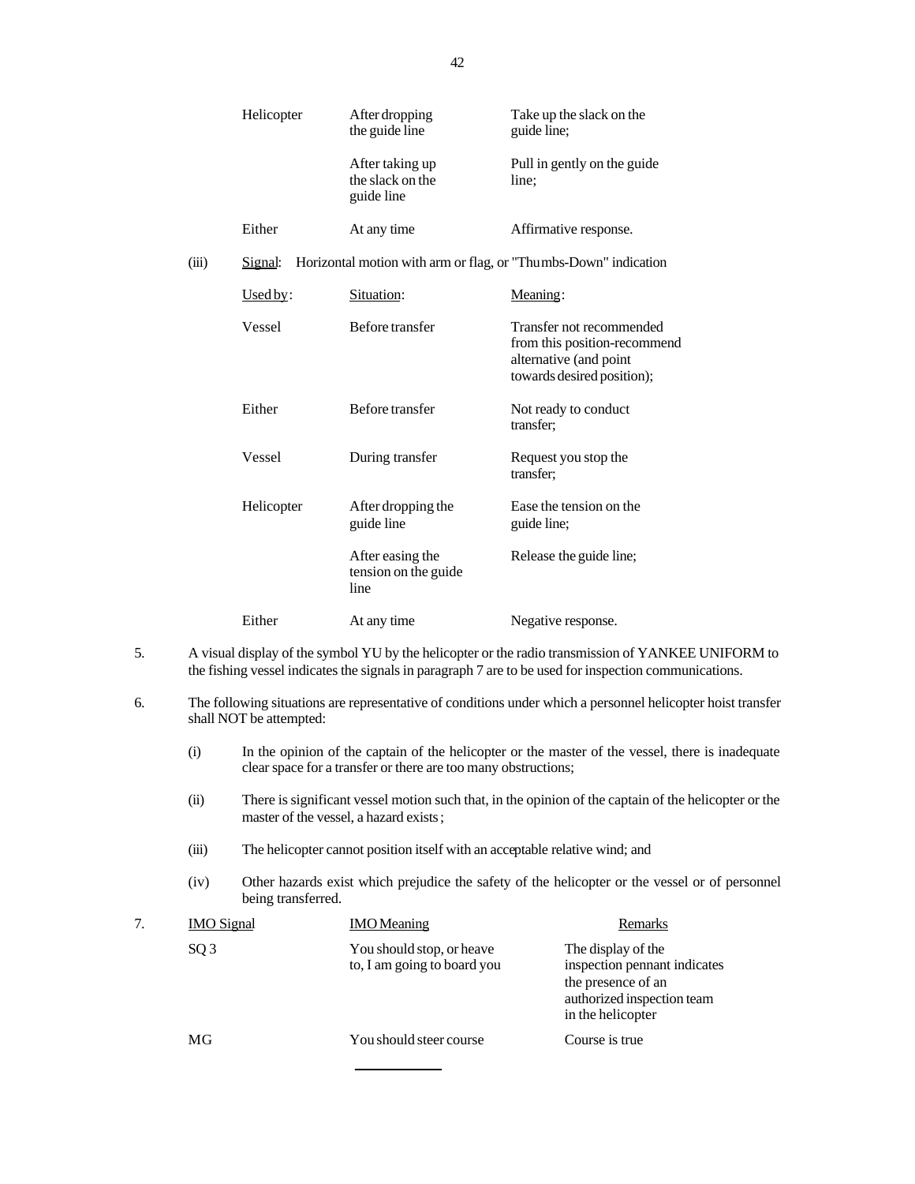| | | |
|---|---|---|
| Helicopter | After dropping the guide line | Take up the slack on the guide line; |
| | After taking up the slack on the guide line | Pull in gently on the guide line; |
| Either | At any time | Affirmative response. |

(iii) Signal: Horizontal motion with arm or flag, or "Thumbs-Down" indication

| Used by: | Situation: | Meaning: |
|---|---|---|
| Vessel | Before transfer | Transfer not recommended from this position-recommend alternative (and point towards desired position); |
| Either | Before transfer | Not ready to conduct transfer; |
| Vessel | During transfer | Request you stop the transfer; |
| Helicopter | After dropping the guide line | Ease the tension on the guide line; |
| | After easing the tension on the guide line | Release the guide line; |
| Either | At any time | Negative response. |

5. A visual display of the symbol YU by the helicopter or the radio transmission of YANKEE UNIFORM to the fishing vessel indicates the signals in paragraph 7 are to be used for inspection communications.

6. The following situations are representative of conditions under which a personnel helicopter hoist transfer shall NOT be attempted:

   (i) In the opinion of the captain of the helicopter or the master of the vessel, there is inadequate clear space for a transfer or there are too many obstructions;

   (ii) There is significant vessel motion such that, in the opinion of the captain of the helicopter or the master of the vessel, a hazard exists;

   (iii) The helicopter cannot position itself with an acceptable relative wind; and

   (iv) Other hazards exist which prejudice the safety of the helicopter or the vessel or of personnel being transferred.

7.

| IMO Signal | IMO Meaning | Remarks |
|---|---|---|
| SQ 3 | You should stop, or heave to, I am going to board you | The display of the inspection pennant indicates the presence of an authorized inspection team in the helicopter |
| MG | You should steer course | Course is true |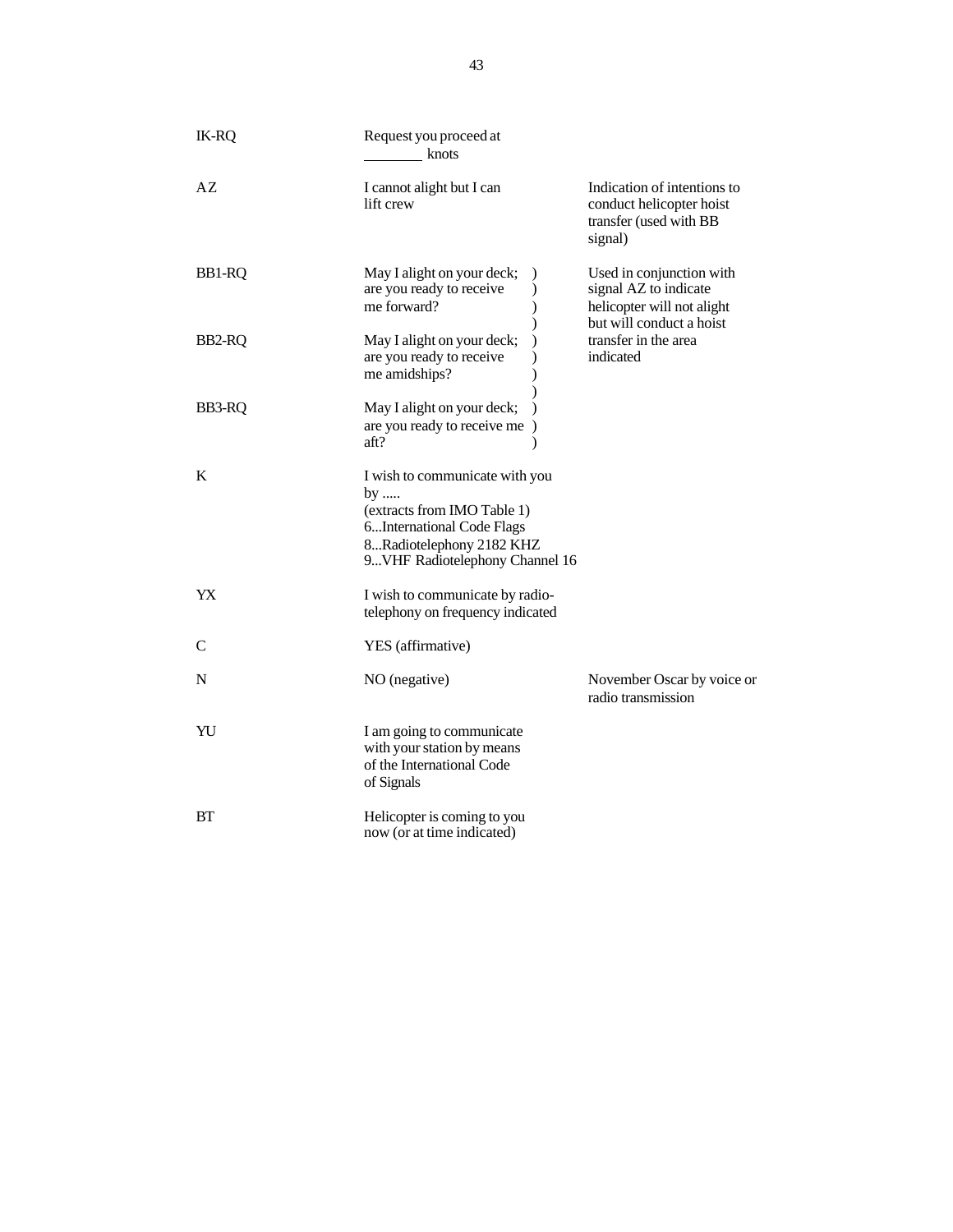| Signal | Meaning | Remarks |
| --- | --- | --- |
| IK-RQ | Request you proceed at ________ knots | |
| AZ | I cannot alight but I can lift crew | Indication of intentions to conduct helicopter hoist transfer (used with BB signal) |
| BB1-RQ | May I alight on your deck; are you ready to receive me forward? | Used in conjunction with signal AZ to indicate helicopter will not alight but will conduct a hoist transfer in the area indicated |
| BB2-RQ | May I alight on your deck; are you ready to receive me amidships? | |
| BB3-RQ | May I alight on your deck; are you ready to receive me aft? | |
| K | I wish to communicate with you by ..... (extracts from IMO Table 1) 6...International Code Flags 8...Radiotelephony 2182 KHZ 9...VHF Radiotelephony Channel 16 | |
| YX | I wish to communicate by radio-telephony on frequency indicated | |
| C | YES (affirmative) | |
| N | NO (negative) | November Oscar by voice or radio transmission |
| YU | I am going to communicate with your station by means of the International Code of Signals | |
| BT | Helicopter is coming to you now (or at time indicated) | |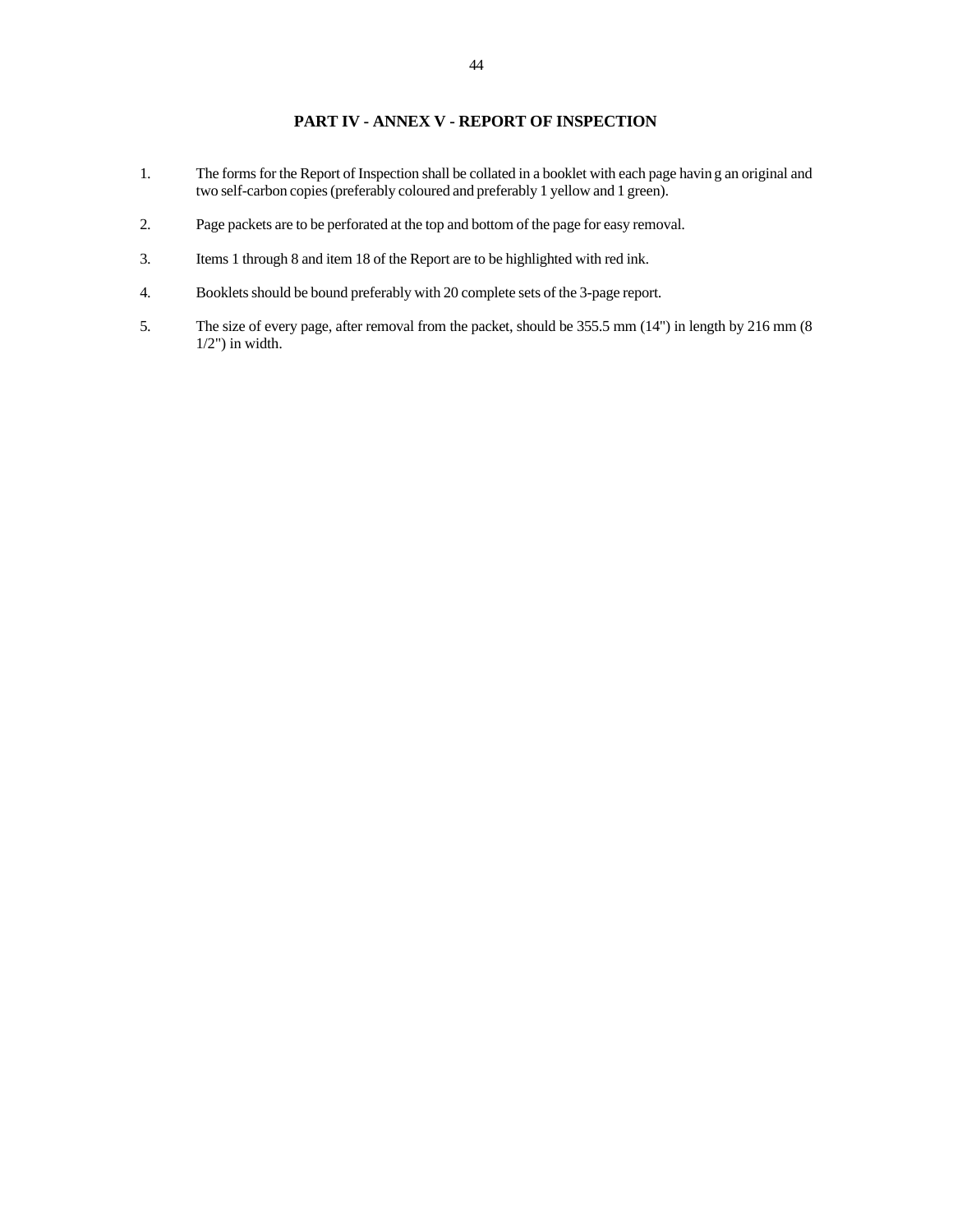## PART IV - ANNEX V - REPORT OF INSPECTION

1. The forms for the Report of Inspection shall be collated in a booklet with each page having an original and two self-carbon copies (preferably coloured and preferably 1 yellow and 1 green).

2. Page packets are to be perforated at the top and bottom of the page for easy removal.

3. Items 1 through 8 and item 18 of the Report are to be highlighted with red ink.

4. Booklets should be bound preferably with 20 complete sets of the 3-page report.

5. The size of every page, after removal from the packet, should be 355.5 mm (14") in length by 216 mm (8 1/2") in width.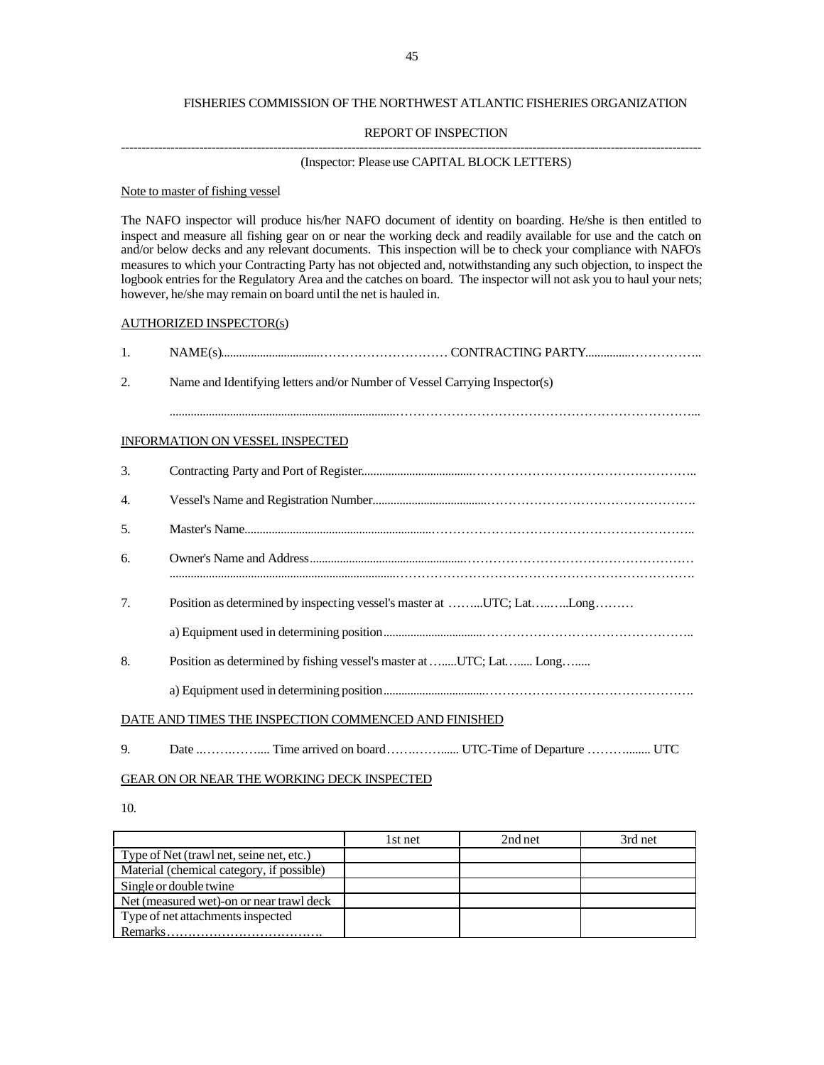FISHERIES COMMISSION OF THE NORTHWEST ATLANTIC FISHERIES ORGANIZATION

REPORT OF INSPECTION

---

(Inspector: Please use CAPITAL BLOCK LETTERS)

Note to master of fishing vessel

The NAFO inspector will produce his/her NAFO document of identity on boarding. He/she is then entitled to inspect and measure all fishing gear on or near the working deck and readily available for use and the catch on and/or below decks and any relevant documents. This inspection will be to check your compliance with NAFO's measures to which your Contracting Party has not objected and, notwithstanding any such objection, to inspect the logbook entries for the Regulatory Area and the catches on board. The inspector will not ask you to haul your nets; however, he/she may remain on board until the net is hauled in.

AUTHORIZED INSPECTOR(s)

1. NAME(s)………………………………………………………… CONTRACTING PARTY……………………………..

2. Name and Identifying letters and/or Number of Vessel Carrying Inspector(s)

   ……………………………………………………………………………………………………………………...

INFORMATION ON VESSEL INSPECTED

3. Contracting Party and Port of Register……………………………………………………………………………..

4. Vessel's Name and Registration Number…………………………………………………………………………….

5. Master's Name………………………………………………………………………………………………………..

6. Owner's Name and Address………………………………………………………………………………………
   ……………………………………………………………………………………………………………………….

7. Position as determined by inspecting vessel's master at ……...UTC; Lat…..…..Long………

   a) Equipment used in determining position…………………………………………………………………………..

8. Position as determined by fishing vessel's master at …......UTC; Lat….... Long…......

   a) Equipment used in determining position………………………………………………………………………….

DATE AND TIMES THE INSPECTION COMMENCED AND FINISHED

9. Date ..…….…….... Time arrived on board…….……...... UTC-Time of Departure ………........ UTC

GEAR ON OR NEAR THE WORKING DECK INSPECTED

10.

| | 1st net | 2nd net | 3rd net |
|---|---|---|---|
| Type of Net (trawl net, seine net, etc.) | | | |
| Material (chemical category, if possible) | | | |
| Single or double twine | | | |
| Net (measured wet)-on or near trawl deck | | | |
| Type of net attachments inspected<br>Remarks………………………………. | | | |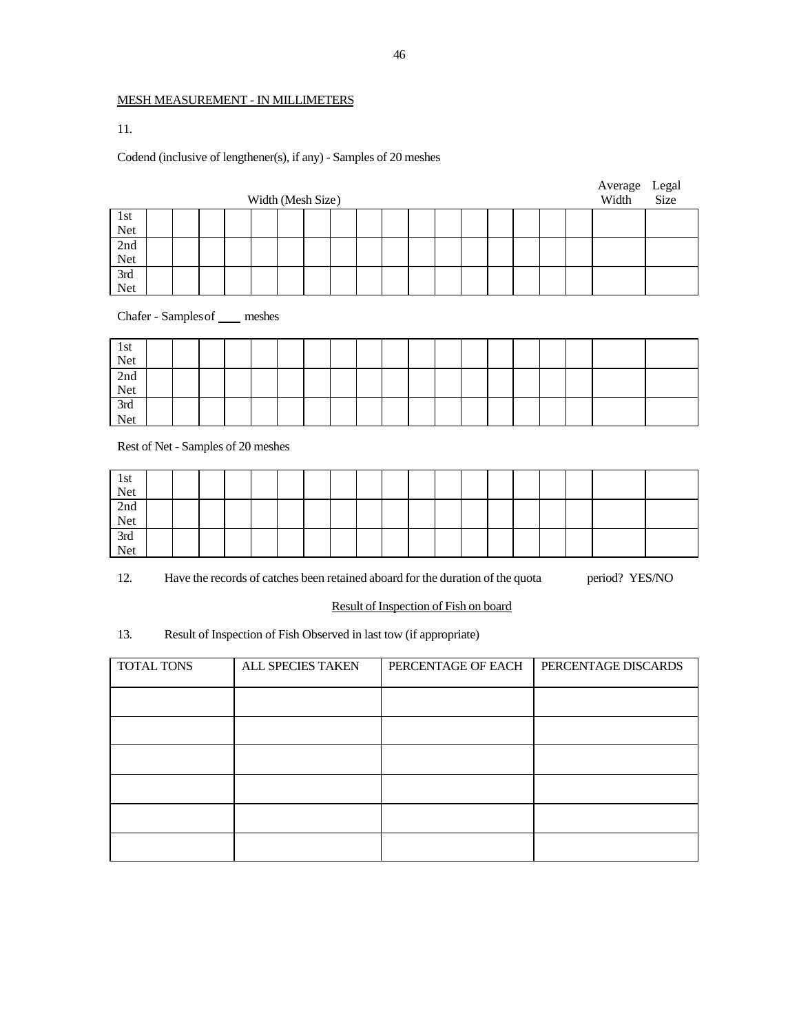MESH MEASUREMENT - IN MILLIMETERS

11.

Codend (inclusive of lengthener(s), if any) - Samples of 20 meshes

| | Width (Mesh Size) | | | | | | | | | | | | | | | | Average Width | Legal Size |
|---|---|---|---|---|---|---|---|---|---|---|---|---|---|---|---|---|---|---|
| 1st Net | | | | | | | | | | | | | | | | | | |
| 2nd Net | | | | | | | | | | | | | | | | | | |
| 3rd Net | | | | | | | | | | | | | | | | | | |

Chafer - Samples of ____ meshes

| | | | | | | | | | | | | | | | | | | |
|---|---|---|---|---|---|---|---|---|---|---|---|---|---|---|---|---|---|---|
| 1st Net | | | | | | | | | | | | | | | | | | |
| 2nd Net | | | | | | | | | | | | | | | | | | |
| 3rd Net | | | | | | | | | | | | | | | | | | |

Rest of Net - Samples of 20 meshes

| | | | | | | | | | | | | | | | | | | |
|---|---|---|---|---|---|---|---|---|---|---|---|---|---|---|---|---|---|---|
| 1st Net | | | | | | | | | | | | | | | | | | |
| 2nd Net | | | | | | | | | | | | | | | | | | |
| 3rd Net | | | | | | | | | | | | | | | | | | |

12. Have the records of catches been retained aboard for the duration of the quota period? YES/NO

Result of Inspection of Fish on board

13. Result of Inspection of Fish Observed in last tow (if appropriate)

| TOTAL TONS | ALL SPECIES TAKEN | PERCENTAGE OF EACH | PERCENTAGE DISCARDS |
|---|---|---|---|
| | | | |
| | | | |
| | | | |
| | | | |
| | | | |
| | | | |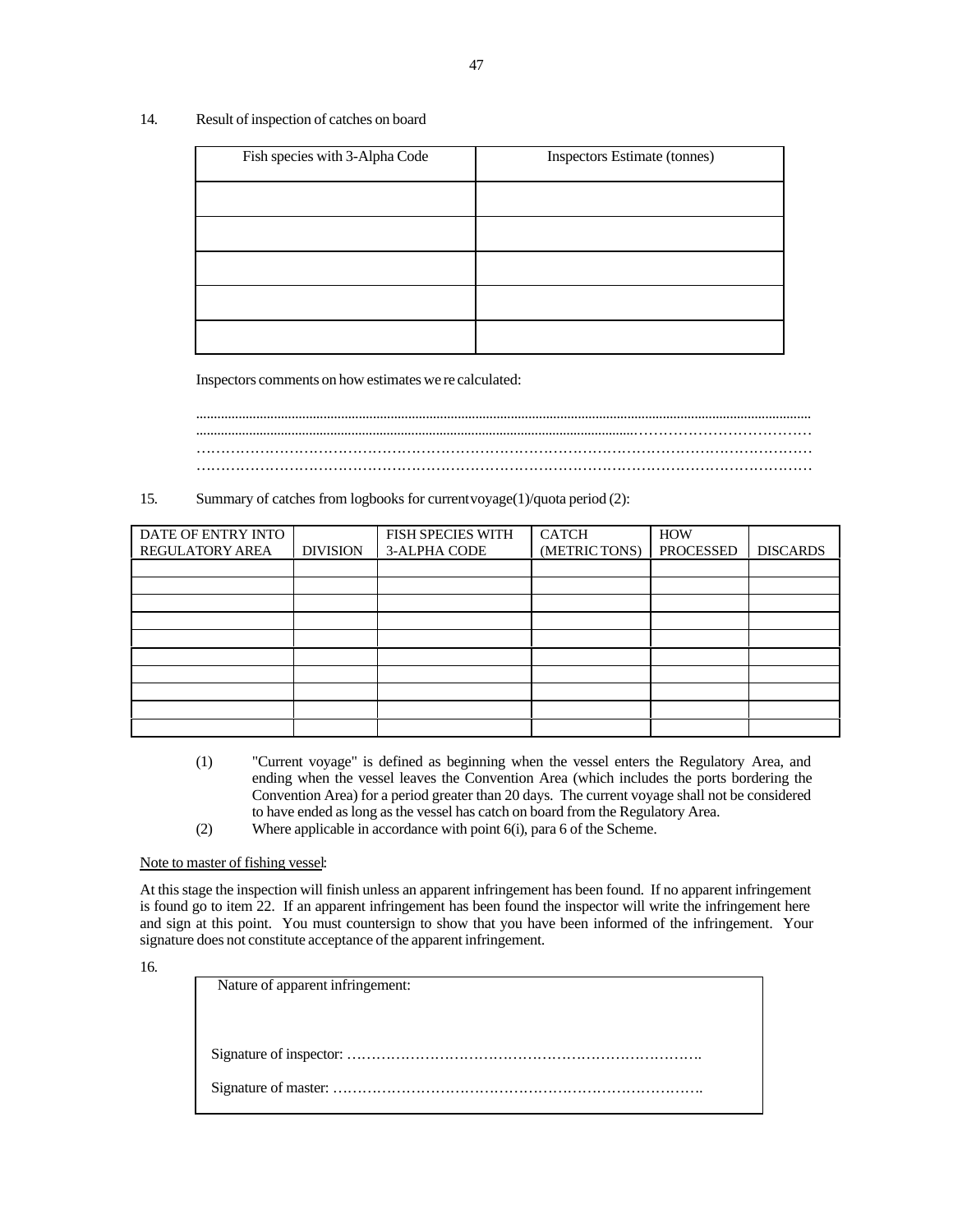14. Result of inspection of catches on board

| Fish species with 3-Alpha Code | Inspectors Estimate (tonnes) |
|---|---|
| | |
| | |
| | |
| | |
| | |

Inspectors comments on how estimates were calculated:

.......................................................................................................................................................................
.......................................................................................................................………………………………
…………………………………………………………………………………………………………
…………………………………………………………………………………………………………

15. Summary of catches from logbooks for current voyage(1)/quota period (2):

| DATE OF ENTRY INTO REGULATORY AREA | DIVISION | FISH SPECIES WITH 3-ALPHA CODE | CATCH (METRIC TONS) | HOW PROCESSED | DISCARDS |
|---|---|---|---|---|---|
| | | | | | |
| | | | | | |
| | | | | | |
| | | | | | |
| | | | | | |
| | | | | | |
| | | | | | |
| | | | | | |
| | | | | | |
| | | | | | |

(1) "Current voyage" is defined as beginning when the vessel enters the Regulatory Area, and ending when the vessel leaves the Convention Area (which includes the ports bordering the Convention Area) for a period greater than 20 days. The current voyage shall not be considered to have ended as long as the vessel has catch on board from the Regulatory Area.

(2) Where applicable in accordance with point 6(i), para 6 of the Scheme.

Note to master of fishing vessel:

At this stage the inspection will finish unless an apparent infringement has been found. If no apparent infringement is found go to item 22. If an apparent infringement has been found the inspector will write the infringement here and sign at this point. You must countersign to show that you have been informed of the infringement. Your signature does not constitute acceptance of the apparent infringement.

16.

Nature of apparent infringement:

Signature of inspector: ……………………………………………………………….

Signature of master: ………………………………………………………………….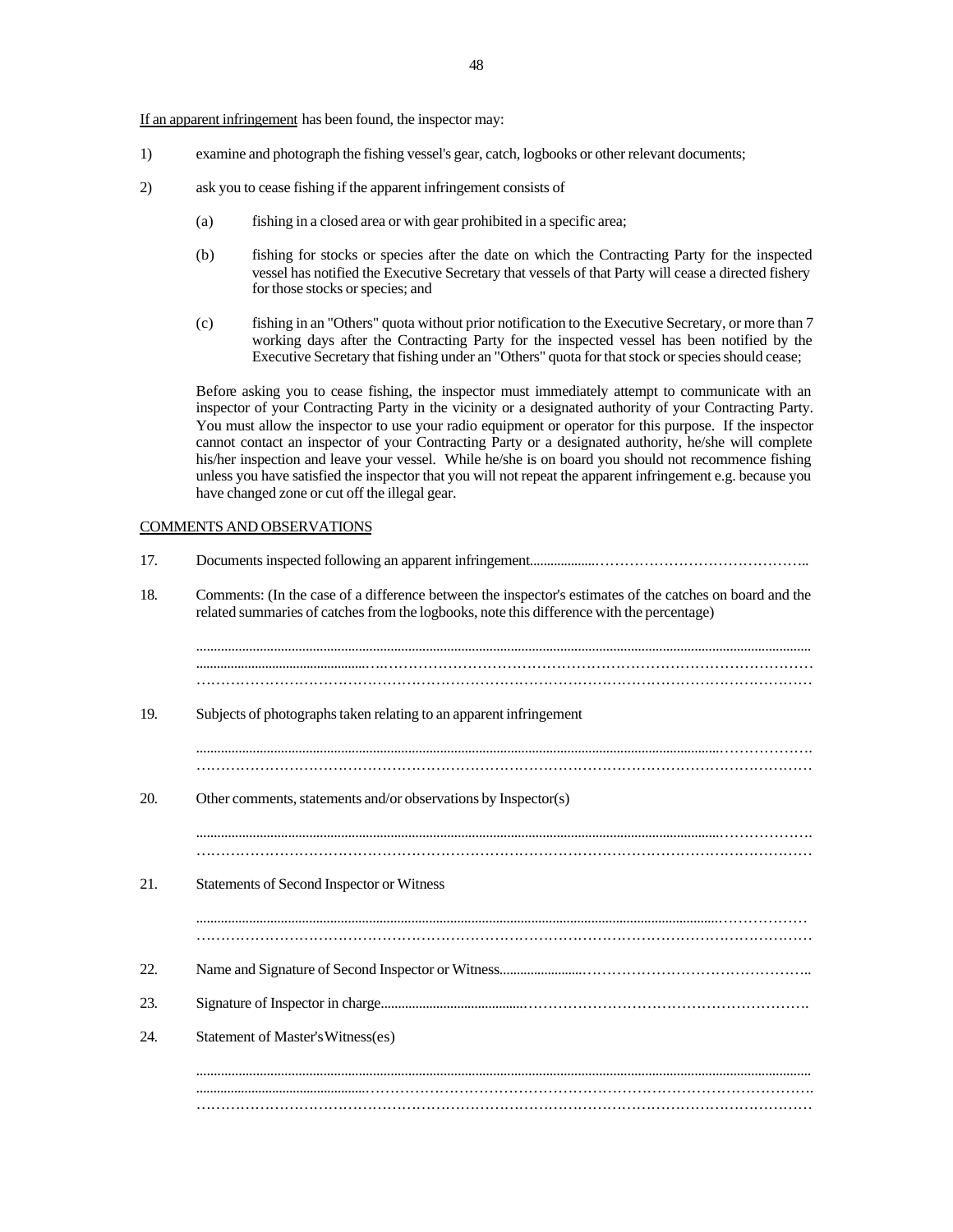If an apparent infringement has been found, the inspector may:

1) examine and photograph the fishing vessel's gear, catch, logbooks or other relevant documents;

2) ask you to cease fishing if the apparent infringement consists of

   (a) fishing in a closed area or with gear prohibited in a specific area;

   (b) fishing for stocks or species after the date on which the Contracting Party for the inspected vessel has notified the Executive Secretary that vessels of that Party will cease a directed fishery for those stocks or species; and

   (c) fishing in an "Others" quota without prior notification to the Executive Secretary, or more than 7 working days after the Contracting Party for the inspected vessel has been notified by the Executive Secretary that fishing under an "Others" quota for that stock or species should cease;

   Before asking you to cease fishing, the inspector must immediately attempt to communicate with an inspector of your Contracting Party in the vicinity or a designated authority of your Contracting Party. You must allow the inspector to use your radio equipment or operator for this purpose. If the inspector cannot contact an inspector of your Contracting Party or a designated authority, he/she will complete his/her inspection and leave your vessel. While he/she is on board you should not recommence fishing unless you have satisfied the inspector that you will not repeat the apparent infringement e.g. because you have changed zone or cut off the illegal gear.

COMMENTS AND OBSERVATIONS

17. Documents inspected following an apparent infringement..........................................................

18. Comments: (In the case of a difference between the inspector's estimates of the catches on board and the related summaries of catches from the logbooks, note this difference with the percentage)

    ..........................................................................................................................
    ..........................................................................................................................
    ..........................................................................................................................

19. Subjects of photographs taken relating to an apparent infringement

    ..........................................................................................................................
    ..........................................................................................................................

20. Other comments, statements and/or observations by Inspector(s)

    ..........................................................................................................................
    ..........................................................................................................................

21. Statements of Second Inspector or Witness

    ..........................................................................................................................
    ..........................................................................................................................

22. Name and Signature of Second Inspector or Witness..........................................................

23. Signature of Inspector in charge..........................................................

24. Statement of Master's Witness(es)

    ..........................................................................................................................
    ..........................................................................................................................
    ..........................................................................................................................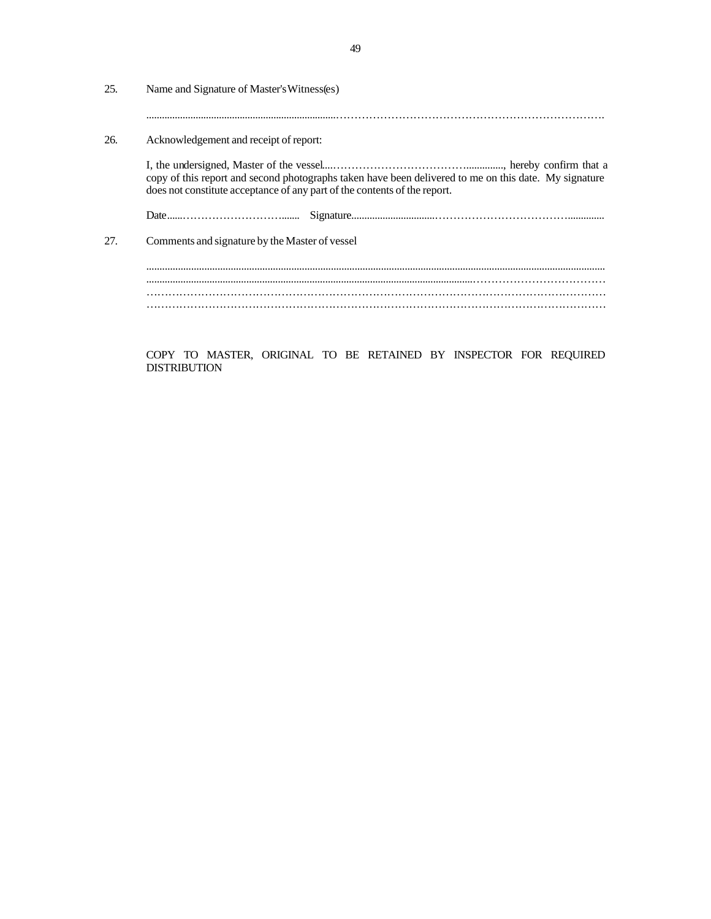25. Name and Signature of Master's Witness(es)

    ...........................................................................……………………………………………………………….

26. Acknowledgement and receipt of report:

    I, the undersigned, Master of the vessel....……………………………….............., hereby confirm that a copy of this report and second photographs taken have been delivered to me on this date. My signature does not constitute acceptance of any part of the contents of the report.

    Date......………………………....... Signature..................................………………………………..............

27. Comments and signature by the Master of vessel

    ..........................................................................................................................................................................
    ...................................................................................................................………………………………
    ……………………………………………………………………………………………………………
    ……………………………………………………………………………………………………………

COPY TO MASTER, ORIGINAL TO BE RETAINED BY INSPECTOR FOR REQUIRED DISTRIBUTION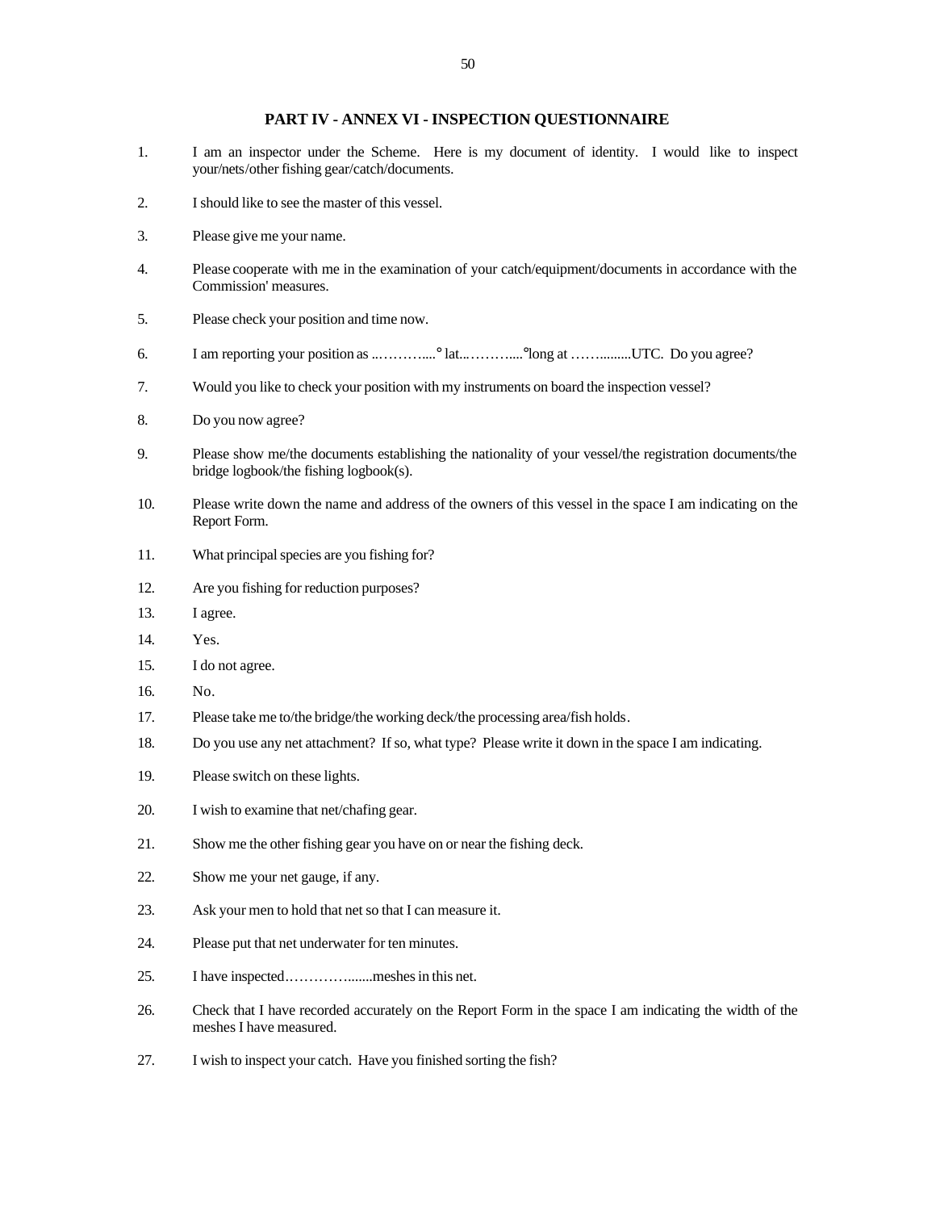# PART IV - ANNEX VI - INSPECTION QUESTIONNAIRE

1. I am an inspector under the Scheme. Here is my document of identity. I would like to inspect your/nets/other fishing gear/catch/documents.

2. I should like to see the master of this vessel.

3. Please give me your name.

4. Please cooperate with me in the examination of your catch/equipment/documents in accordance with the Commission' measures.

5. Please check your position and time now.

6. I am reporting your position as ..………....° lat...………....°long at ……........UTC. Do you agree?

7. Would you like to check your position with my instruments on board the inspection vessel?

8. Do you now agree?

9. Please show me/the documents establishing the nationality of your vessel/the registration documents/the bridge logbook/the fishing logbook(s).

10. Please write down the name and address of the owners of this vessel in the space I am indicating on the Report Form.

11. What principal species are you fishing for?

12. Are you fishing for reduction purposes?

13. I agree.

14. Yes.

15. I do not agree.

16. No.

17. Please take me to/the bridge/the working deck/the processing area/fish holds.

18. Do you use any net attachment? If so, what type? Please write it down in the space I am indicating.

19. Please switch on these lights.

20. I wish to examine that net/chafing gear.

21. Show me the other fishing gear you have on or near the fishing deck.

22. Show me your net gauge, if any.

23. Ask your men to hold that net so that I can measure it.

24. Please put that net underwater for ten minutes.

25. I have inspected…………........meshes in this net.

26. Check that I have recorded accurately on the Report Form in the space I am indicating the width of the meshes I have measured.

27. I wish to inspect your catch. Have you finished sorting the fish?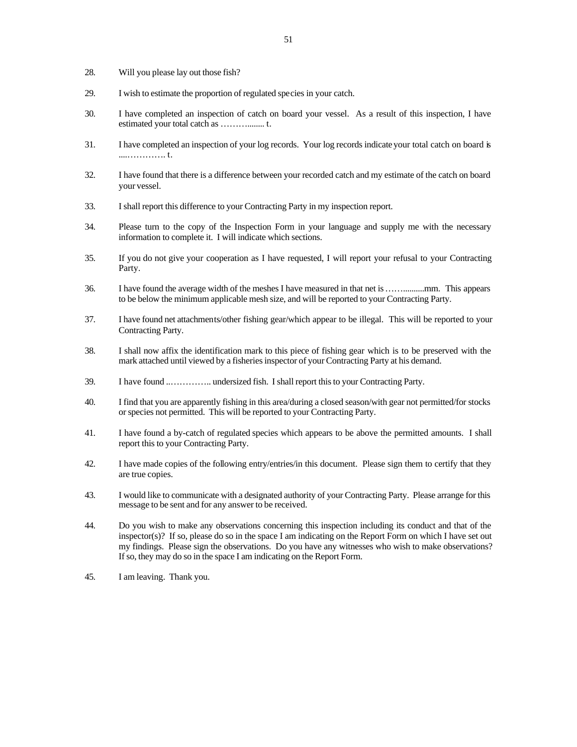28. Will you please lay out those fish?

29. I wish to estimate the proportion of regulated species in your catch.

30. I have completed an inspection of catch on board your vessel. As a result of this inspection, I have estimated your total catch as ……….…... t.

31. I have completed an inspection of your log records. Your log records indicate your total catch on board is …..………… t.

32. I have found that there is a difference between your recorded catch and my estimate of the catch on board your vessel.

33. I shall report this difference to your Contracting Party in my inspection report.

34. Please turn to the copy of the Inspection Form in your language and supply me with the necessary information to complete it. I will indicate which sections.

35. If you do not give your cooperation as I have requested, I will report your refusal to your Contracting Party.

36. I have found the average width of the meshes I have measured in that net is ……..........mm. This appears to be below the minimum applicable mesh size, and will be reported to your Contracting Party.

37. I have found net attachments/other fishing gear/which appear to be illegal. This will be reported to your Contracting Party.

38. I shall now affix the identification mark to this piece of fishing gear which is to be preserved with the mark attached until viewed by a fisheries inspector of your Contracting Party at his demand.

39. I have found ..………….. undersized fish. I shall report this to your Contracting Party.

40. I find that you are apparently fishing in this area/during a closed season/with gear not permitted/for stocks or species not permitted. This will be reported to your Contracting Party.

41. I have found a by-catch of regulated species which appears to be above the permitted amounts. I shall report this to your Contracting Party.

42. I have made copies of the following entry/entries/in this document. Please sign them to certify that they are true copies.

43. I would like to communicate with a designated authority of your Contracting Party. Please arrange for this message to be sent and for any answer to be received.

44. Do you wish to make any observations concerning this inspection including its conduct and that of the inspector(s)? If so, please do so in the space I am indicating on the Report Form on which I have set out my findings. Please sign the observations. Do you have any witnesses who wish to make observations? If so, they may do so in the space I am indicating on the Report Form.

45. I am leaving. Thank you.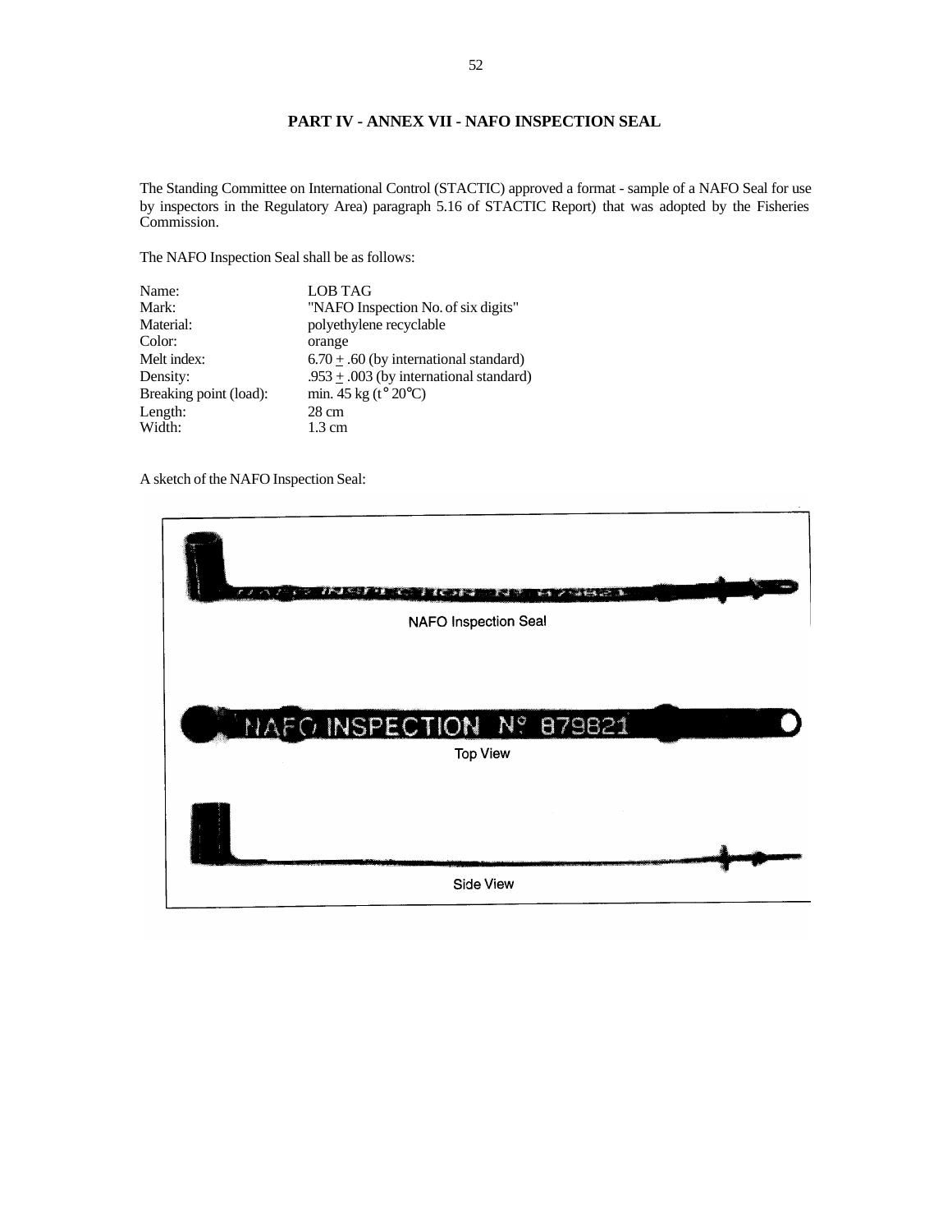# PART IV - ANNEX VII - NAFO INSPECTION SEAL

The Standing Committee on International Control (STACTIC) approved a format - sample of a NAFO Seal for use by inspectors in the Regulatory Area) paragraph 5.16 of STACTIC Report) that was adopted by the Fisheries Commission.

The NAFO Inspection Seal shall be as follows:

| | |
|---|---|
| Name: | LOB TAG |
| Mark: | "NAFO Inspection No. of six digits" |
| Material: | polyethylene recyclable |
| Color: | orange |
| Melt index: | 6.70 ± .60 (by international standard) |
| Density: | .953 ± .003 (by international standard) |
| Breaking point (load): | min. 45 kg (t° 20°C) |
| Length: | 28 cm |
| Width: | 1.3 cm |

A sketch of the NAFO Inspection Seal:

NAFO Inspection Seal

NAFO INSPECTION N° 879821

Top View

Side View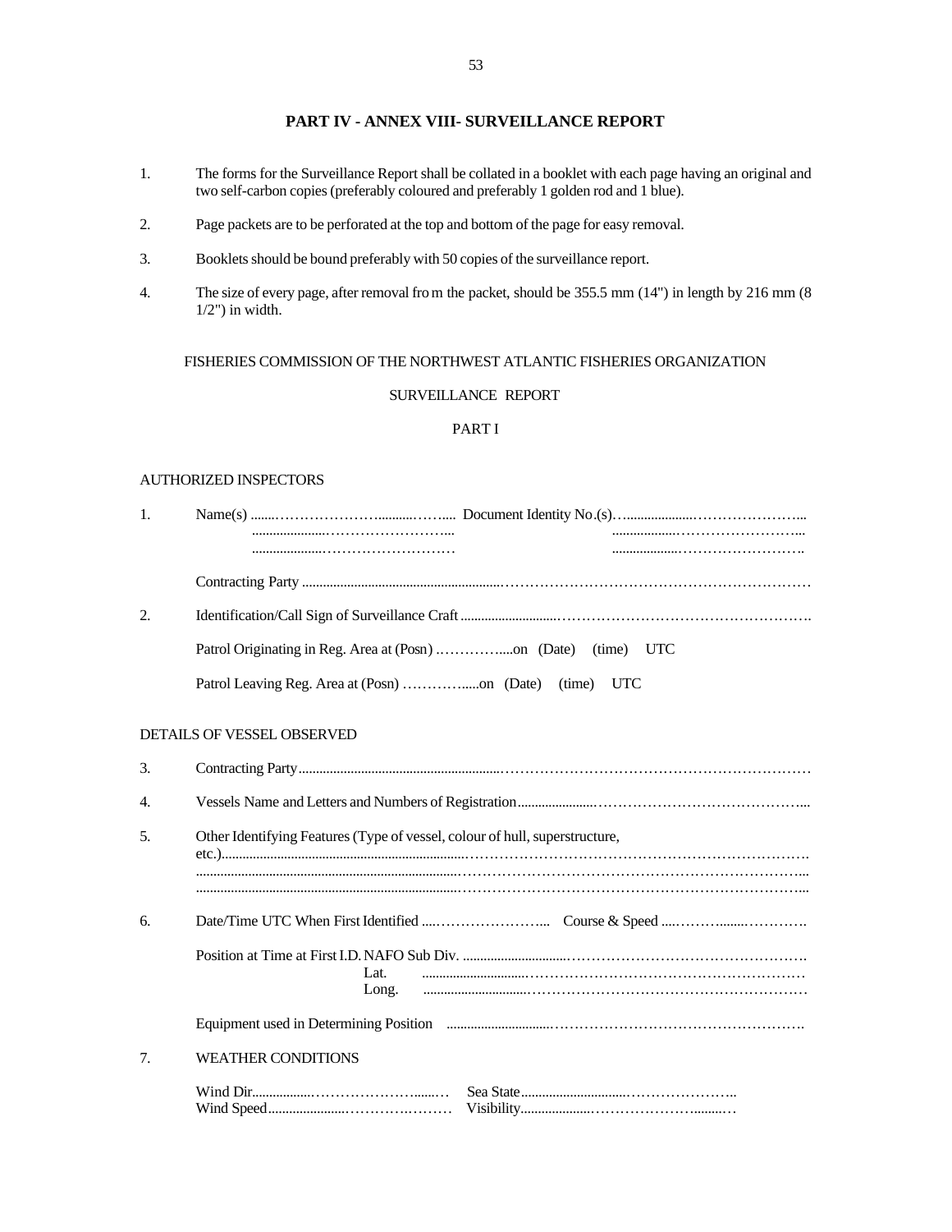## PART IV - ANNEX VIII- SURVEILLANCE REPORT

1. The forms for the Surveillance Report shall be collated in a booklet with each page having an original and two self-carbon copies (preferably coloured and preferably 1 golden rod and 1 blue).

2. Page packets are to be perforated at the top and bottom of the page for easy removal.

3. Booklets should be bound preferably with 50 copies of the surveillance report.

4. The size of every page, after removal from the packet, should be 355.5 mm (14") in length by 216 mm (8 1/2") in width.

FISHERIES COMMISSION OF THE NORTHWEST ATLANTIC FISHERIES ORGANIZATION

SURVEILLANCE REPORT

PART I

AUTHORIZED INSPECTORS

1. Name(s) ........................................ Document Identity No.(s)........................................
   ........................................ ........................................
   ........................................ ........................................

   Contracting Party ........................................................................................

2. Identification/Call Sign of Surveillance Craft ........................................................................

   Patrol Originating in Reg. Area at (Posn) ...................on (Date) (time) UTC

   Patrol Leaving Reg. Area at (Posn) ...................on (Date) (time) UTC

DETAILS OF VESSEL OBSERVED

3. Contracting Party........................................................................................

4. Vessels Name and Letters and Numbers of Registration........................................................................

5. Other Identifying Features (Type of vessel, colour of hull, superstructure, etc.)........................................................................................
   ........................................................................................
   ........................................................................................

6. Date/Time UTC When First Identified ........................................ Course & Speed ........................................

   Position at Time at First I.D. NAFO Sub Div. ........................................................................
   Lat. ........................................................................
   Long. ........................................................................

   Equipment used in Determining Position ........................................................................

7. WEATHER CONDITIONS

   Wind Dir........................................ Sea State........................................
   Wind Speed........................................ Visibility........................................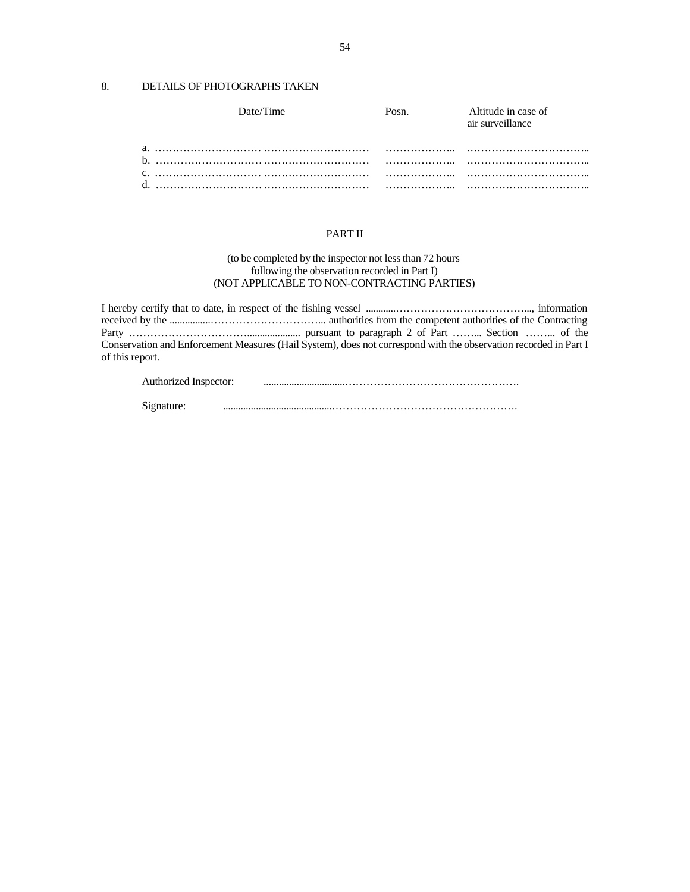8. DETAILS OF PHOTOGRAPHS TAKEN

| | Date/Time | Posn. | Altitude in case of air surveillance |
|---|---|---|---|
| a. | ………………………… ………………………… | ……………….. | …………………………….. |
| b. | ………………………… ………………………… | ……………….. | …………………………….. |
| c. | ………………………… ………………………… | ……………….. | …………………………….. |
| d. | ………………………… ………………………… | ……………….. | …………………………….. |

PART II

(to be completed by the inspector not less than 72 hours following the observation recorded in Part I)
(NOT APPLICABLE TO NON-CONTRACTING PARTIES)

I hereby certify that to date, in respect of the fishing vessel ............………………………………..., information received by the ................………………………….... authorities from the competent authorities of the Contracting Party …………………………….................... pursuant to paragraph 2 of Part ……... Section ……... of the Conservation and Enforcement Measures (Hail System), does not correspond with the observation recorded in Part I of this report.

Authorized Inspector: ................................………………………………………….

Signature: ..........................................…………………………………………….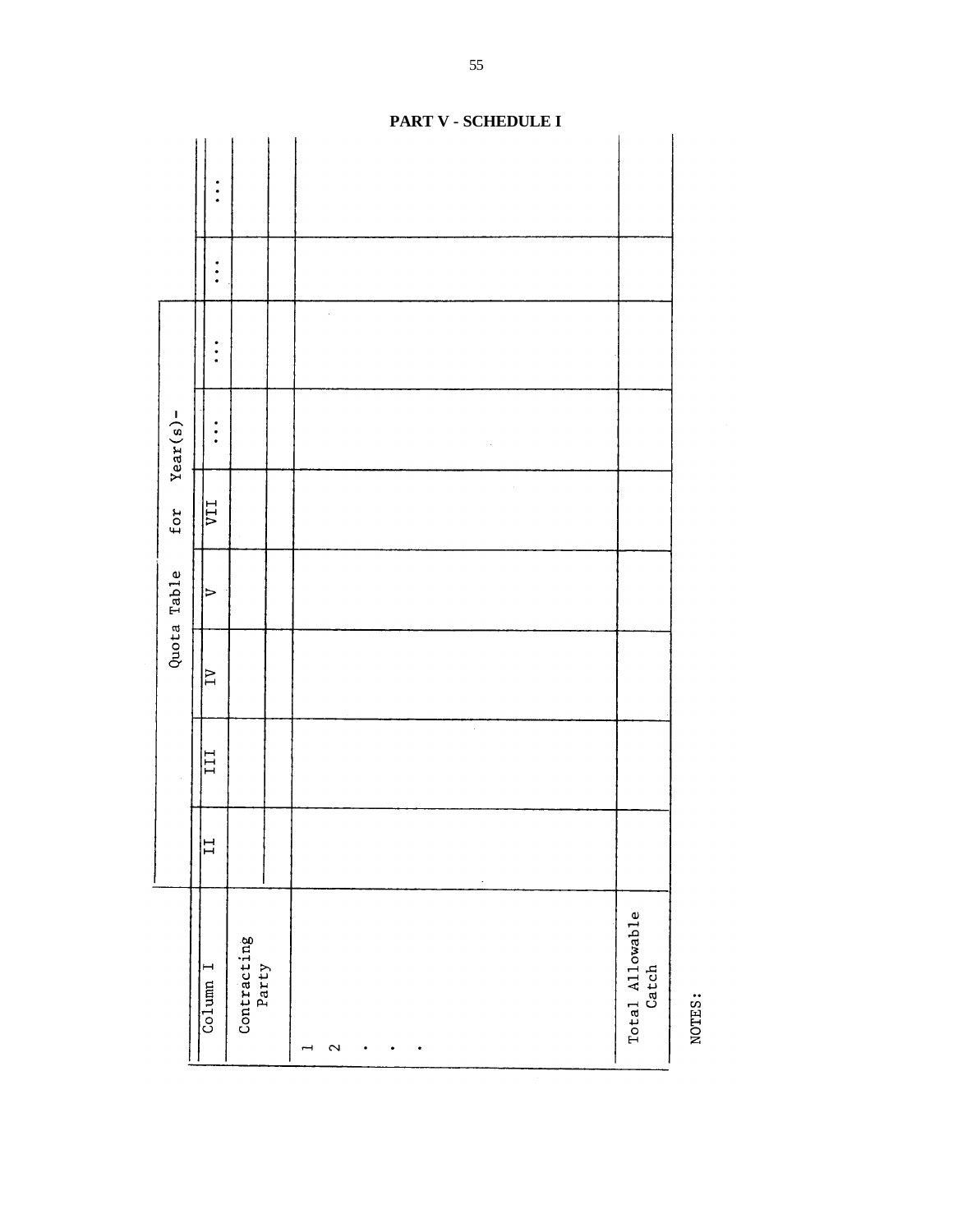## PART V - SCHEDULE I

| Column I | Quota Table for Year(s)- | | | | | | | |
|---|---|---|---|---|---|---|---|---|
| | II | III | IV | V | VII | ... | ... | ... |
| Contracting Party | | | | | | | | |
| 1 | | | | | | | | |
| 2 | | | | | | | | |
| . | | | | | | | | |
| . | | | | | | | | |
| . | | | | | | | | |
| Total Allowable Catch | | | | | | | | |

NOTES: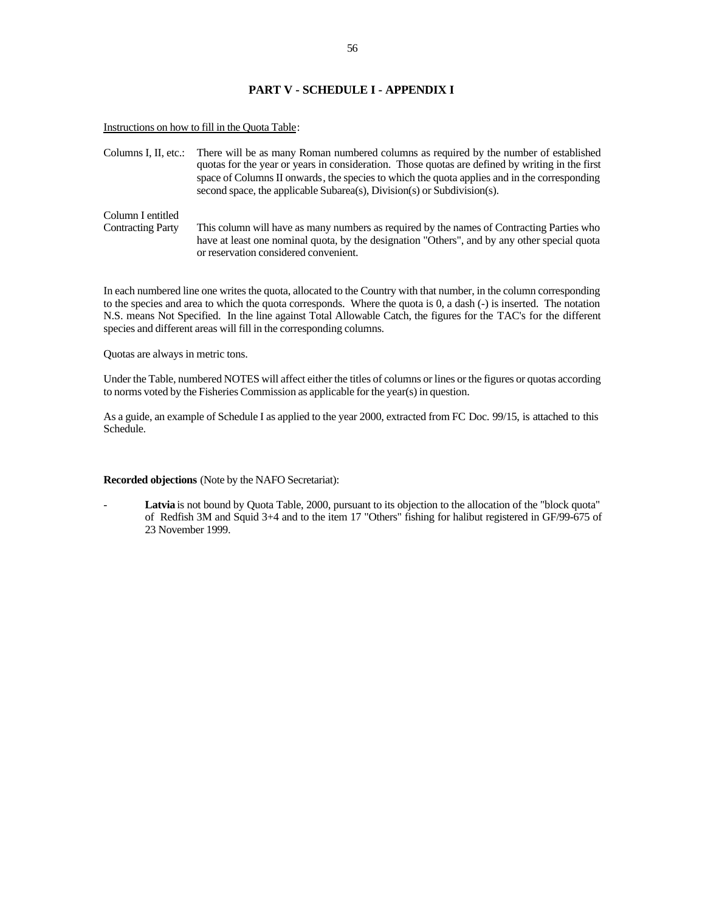## PART V - SCHEDULE I - APPENDIX I

Instructions on how to fill in the Quota Table:

Columns I, II, etc.: There will be as many Roman numbered columns as required by the number of established quotas for the year or years in consideration. Those quotas are defined by writing in the first space of Columns II onwards, the species to which the quota applies and in the corresponding second space, the applicable Subarea(s), Division(s) or Subdivision(s).

Column I entitled Contracting Party: This column will have as many numbers as required by the names of Contracting Parties who have at least one nominal quota, by the designation "Others", and by any other special quota or reservation considered convenient.

In each numbered line one writes the quota, allocated to the Country with that number, in the column corresponding to the species and area to which the quota corresponds. Where the quota is 0, a dash (-) is inserted. The notation N.S. means Not Specified. In the line against Total Allowable Catch, the figures for the TAC's for the different species and different areas will fill in the corresponding columns.

Quotas are always in metric tons.

Under the Table, numbered NOTES will affect either the titles of columns or lines or the figures or quotas according to norms voted by the Fisheries Commission as applicable for the year(s) in question.

As a guide, an example of Schedule I as applied to the year 2000, extracted from FC Doc. 99/15, is attached to this Schedule.

**Recorded objections** (Note by the NAFO Secretariat):

- **Latvia** is not bound by Quota Table, 2000, pursuant to its objection to the allocation of the "block quota" of Redfish 3M and Squid 3+4 and to the item 17 "Others" fishing for halibut registered in GF/99-675 of 23 November 1999.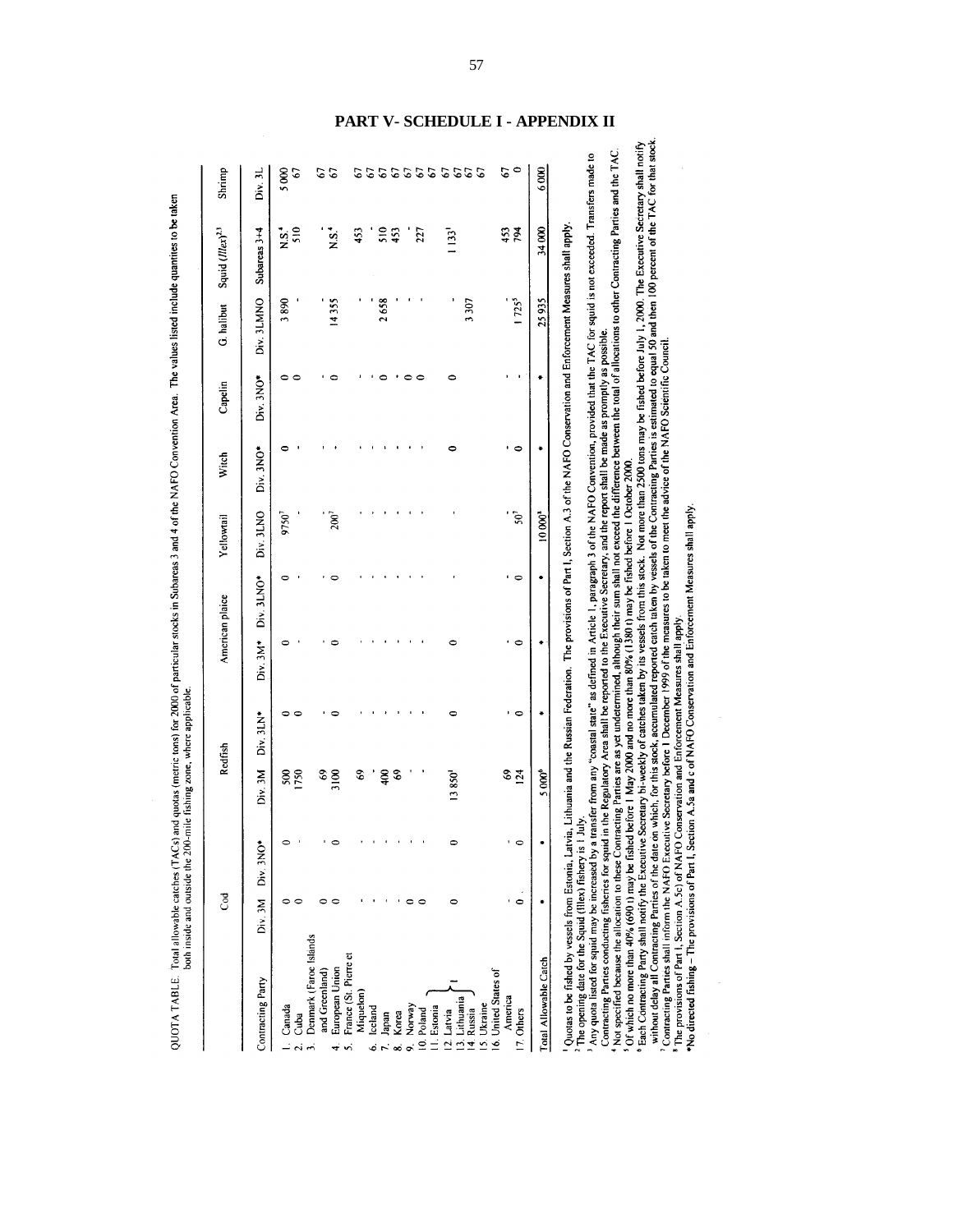# PART V- SCHEDULE I - APPENDIX II

QUOTA TABLE. Total allowable catches (TACs) and quotas (metric tons) for 2000 of particular stocks in Subareas 3 and 4 of the NAFO Convention Area. The values listed include quantities to be taken both inside and outside the 200-mile fishing zone, where applicable.

| Contracting Party | Cod | | Redfish | | American plaice | | Yellowtail | Witch | Capelin | G. halibut | Squid (*Illex*)[2,3] | Shrimp |
|---|---|---|---|---|---|---|---|---|---|---|---|---|
| | Div. 3M | Div. 3NO* | Div. 3M | Div. 3LN* | Div. 3M* | Div. 3LNO* | Div. 3LNO | Div. 3NO* | Div. 3NO* | Div. 3LMNO | Subareas 3+4 | Div. 3L |
| 1. Canada | 0 | 0 | 500 | 0 | 0 | 0 | 9750[7] | 0 | 0 | 3 890 | N.S.[4] | 5 000 |
| 2. Cuba | 0 | - | 1750 | 0 | - | - | - | - | 0 | - | 510 | 67 |
| 3. Denmark (Faroe Islands and Greenland) | 0 | - | 69 | - | - | - | - | - | - | - | - | 67 |
| 4. European Union | 0 | 0 | 3100 | 0 | 0 | 0 | 200[7] | - | 0 | 14 355 | N.S.[4] | 67 |
| 5. France (St. Pierre et Miquelon) | - | - | 69 | - | - | - | - | - | - | - | 453 | 67 |
| 6. Iceland | - | - | - | - | - | - | - | - | - | - | - | 67 |
| 7. Japan | - | - | 400 | - | - | - | - | - | 0 | 2 658 | 510 | 67 |
| 8. Korea | - | - | 69 | - | - | - | - | - | - | - | 453 | 67 |
| 9. Norway | 0 | - | - | - | - | - | - | - | 0 | - | - | 67 |
| 10. Poland | 0 | - | - | - | - | - | - | - | 0 | - | 227 | 67 |
| 11. Estonia | | | | | | | | | | | | 67 |
| 12. Latvia[1] | 0 | 0 | 13 850[1] | 0 | 0 | - | - | 0 | 0 | - | 1 133[1] | 67 |
| 13. Lithuania | | | | | | | | | | | | 67 |
| 14. Russia | | | | | | | | | | 3 307 | | 67 |
| 15. Ukraine | | | | | | | | | | | | 67 |
| 16. United States of America | - | - | 69 | - | - | - | - | - | - | - | 453 | 67 |
| 17. Others | 0 | 0 | 124 | 0 | 0 | 0 | 50[7] | 0 | - | 1 725[5] | 794 | 0 |
| Total Allowable Catch | * | * | 5 000[6] | * | * | * | 10 000[8] | * | * | 25 935 | 34 000 | 6 000 |

[1] Quotas to be fished by vessels from Estonia, Latvia, Lithuania and the Russian Federation. The provisions of Part I, Section A.3 of the NAFO Conservation and Enforcement Measures shall apply.

[2] The opening date for the Squid (Illex) fishery is 1 July.

[3] Any quota listed for squid may be increased by a transfer from any "coastal state" as defined in Article 1, paragraph 3 of the NAFO Convention, provided that the TAC for squid is not exceeded. Transfers made to Contracting Parties conducting fisheries for squid in the Regulatory Area shall be reported to the Executive Secretary, and the report shall be made as promptly as possible.

[4] Not specified because the allocation to these Contracting Parties are as yet undetermined, although their sum shall not exceed the difference between the total of allocations to other Contracting Parties and the TAC.

[5] Of which no more than 40% (690 t) may be fished before 1 May 2000 and no more than 80% (1380 t) may be fished before 1 October 2000.

[6] Each Contracting Party shall notify the Executive Secretary bi-weekly of catches taken by its vessels from this stock. Not more than 2500 tons may be fished before July 1, 2000. The Executive Secretary shall notify without delay all Contracting Parties of the date on which, for this stock, accumulated reported catch taken by vessels of the Contracting Parties is estimated to equal 50 and then 100 percent of the TAC for that stock.

[7] Contracting Parties shall inform the NAFO Executive Secretary before 1 December 1999 of the measures to be taken to meet the advice of the NAFO Scientific Council.

[8] The provisions of Part I, Section A.5c) of NAFO Conservation and Enforcement Measures shall apply.

*No directed fishing – The provisions of Part I, Section A.5a and c of NAFO Conservation and Enforcement Measures shall apply.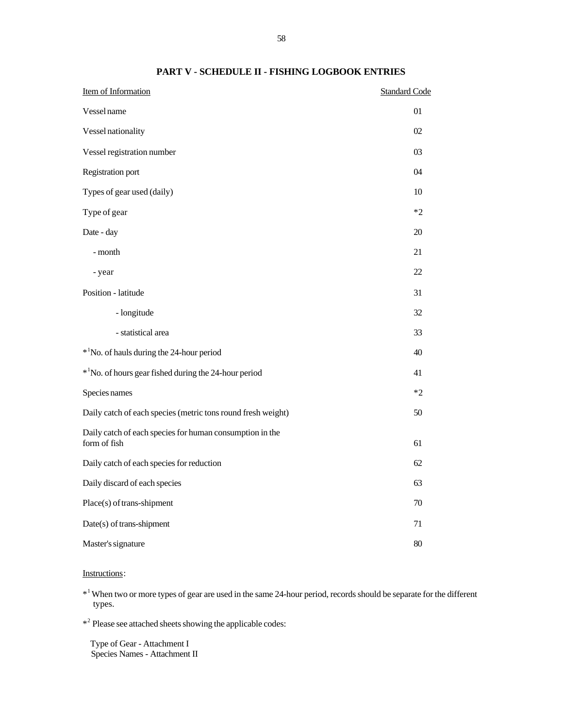## PART V - SCHEDULE II - FISHING LOGBOOK ENTRIES

| Item of Information | Standard Code |
|---|---|
| Vessel name | 01 |
| Vessel nationality | 02 |
| Vessel registration number | 03 |
| Registration port | 04 |
| Types of gear used (daily) | 10 |
| Type of gear | *2 |
| Date - day | 20 |
| - month | 21 |
| - year | 22 |
| Position - latitude | 31 |
| - longitude | 32 |
| - statistical area | 33 |
| *1 No. of hauls during the 24-hour period | 40 |
| *1 No. of hours gear fished during the 24-hour period | 41 |
| Species names | *2 |
| Daily catch of each species (metric tons round fresh weight) | 50 |
| Daily catch of each species for human consumption in the form of fish | 61 |
| Daily catch of each species for reduction | 62 |
| Daily discard of each species | 63 |
| Place(s) of trans-shipment | 70 |
| Date(s) of trans-shipment | 71 |
| Master's signature | 80 |

Instructions:

*1 When two or more types of gear are used in the same 24-hour period, records should be separate for the different types.

*2 Please see attached sheets showing the applicable codes:

Type of Gear - Attachment I
Species Names - Attachment II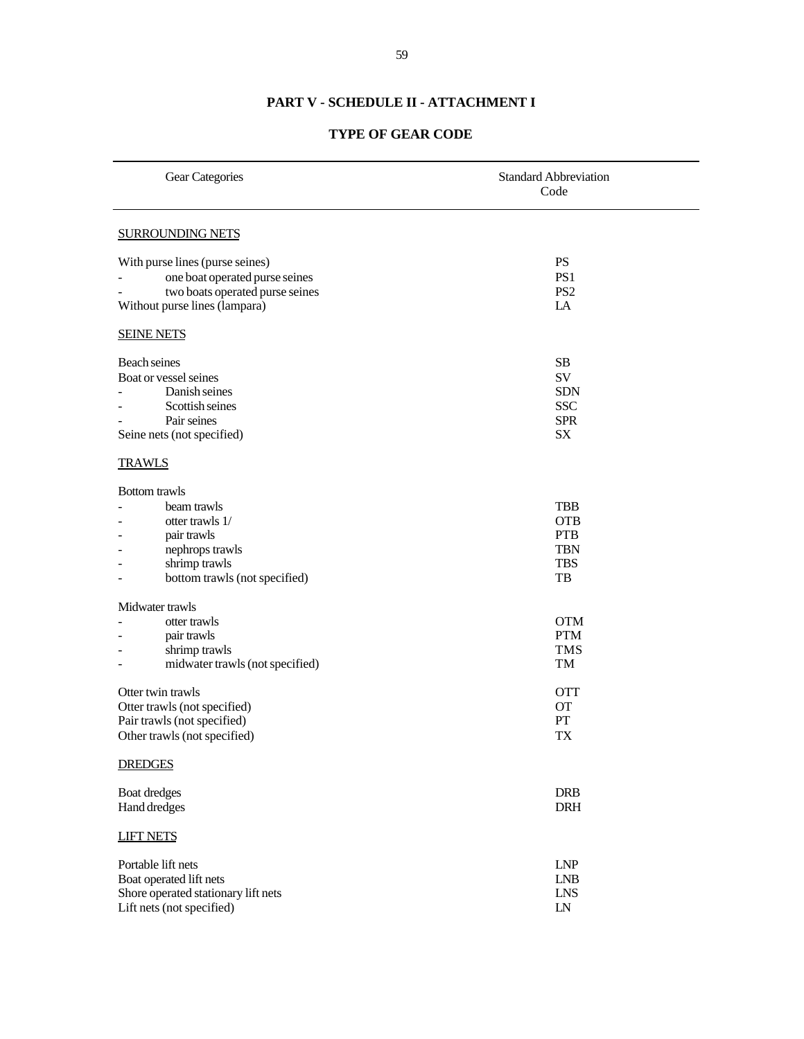## PART V - SCHEDULE II - ATTACHMENT I

## TYPE OF GEAR CODE

| Gear Categories | Standard Abbreviation Code |
| --- | --- |
| SURROUNDING NETS | |
| With purse lines (purse seines) | PS |
| - one boat operated purse seines | PS1 |
| - two boats operated purse seines | PS2 |
| Without purse lines (lampara) | LA |
| SEINE NETS | |
| Beach seines | SB |
| Boat or vessel seines | SV |
| - Danish seines | SDN |
| - Scottish seines | SSC |
| - Pair seines | SPR |
| Seine nets (not specified) | SX |
| TRAWLS | |
| Bottom trawls | |
| - beam trawls | TBB |
| - otter trawls 1/ | OTB |
| - pair trawls | PTB |
| - nephrops trawls | TBN |
| - shrimp trawls | TBS |
| - bottom trawls (not specified) | TB |
| Midwater trawls | |
| - otter trawls | OTM |
| - pair trawls | PTM |
| - shrimp trawls | TMS |
| - midwater trawls (not specified) | TM |
| Otter twin trawls | OTT |
| Otter trawls (not specified) | OT |
| Pair trawls (not specified) | PT |
| Other trawls (not specified) | TX |
| DREDGES | |
| Boat dredges | DRB |
| Hand dredges | DRH |
| LIFT NETS | |
| Portable lift nets | LNP |
| Boat operated lift nets | LNB |
| Shore operated stationary lift nets | LNS |
| Lift nets (not specified) | LN |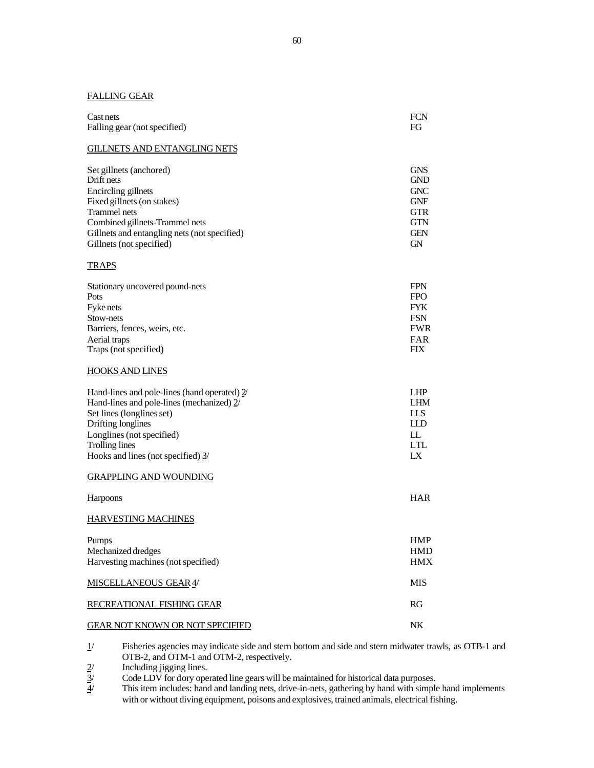FALLING GEAR

| | |
|---|---|
| Cast nets | FCN |
| Falling gear (not specified) | FG |

GILLNETS AND ENTANGLING NETS

| | |
|---|---|
| Set gillnets (anchored) | GNS |
| Drift nets | GND |
| Encircling gillnets | GNC |
| Fixed gillnets (on stakes) | GNF |
| Trammel nets | GTR |
| Combined gillnets-Trammel nets | GTN |
| Gillnets and entangling nets (not specified) | GEN |
| Gillnets (not specified) | GN |

TRAPS

| | |
|---|---|
| Stationary uncovered pound-nets | FPN |
| Pots | FPO |
| Fyke nets | FYK |
| Stow-nets | FSN |
| Barriers, fences, weirs, etc. | FWR |
| Aerial traps | FAR |
| Traps (not specified) | FIX |

HOOKS AND LINES

| | |
|---|---|
| Hand-lines and pole-lines (hand operated) 2/ | LHP |
| Hand-lines and pole-lines (mechanized) 2/ | LHM |
| Set lines (longlines set) | LLS |
| Drifting longlines | LLD |
| Longlines (not specified) | LL |
| Trolling lines | LTL |
| Hooks and lines (not specified) 3/ | LX |

GRAPPLING AND WOUNDING

| | |
|---|---|
| Harpoons | HAR |

HARVESTING MACHINES

| | |
|---|---|
| Pumps | HMP |
| Mechanized dredges | HMD |
| Harvesting machines (not specified) | HMX |

| | |
|---|---|
| MISCELLANEOUS GEAR 4/ | MIS |
| RECREATIONAL FISHING GEAR | RG |
| GEAR NOT KNOWN OR NOT SPECIFIED | NK |

1/ Fisheries agencies may indicate side and stern bottom and side and stern midwater trawls, as OTB-1 and OTB-2, and OTM-1 and OTM-2, respectively.

2/ Including jigging lines.

3/ Code LDV for dory operated line gears will be maintained for historical data purposes.

4/ This item includes: hand and landing nets, drive-in-nets, gathering by hand with simple hand implements with or without diving equipment, poisons and explosives, trained animals, electrical fishing.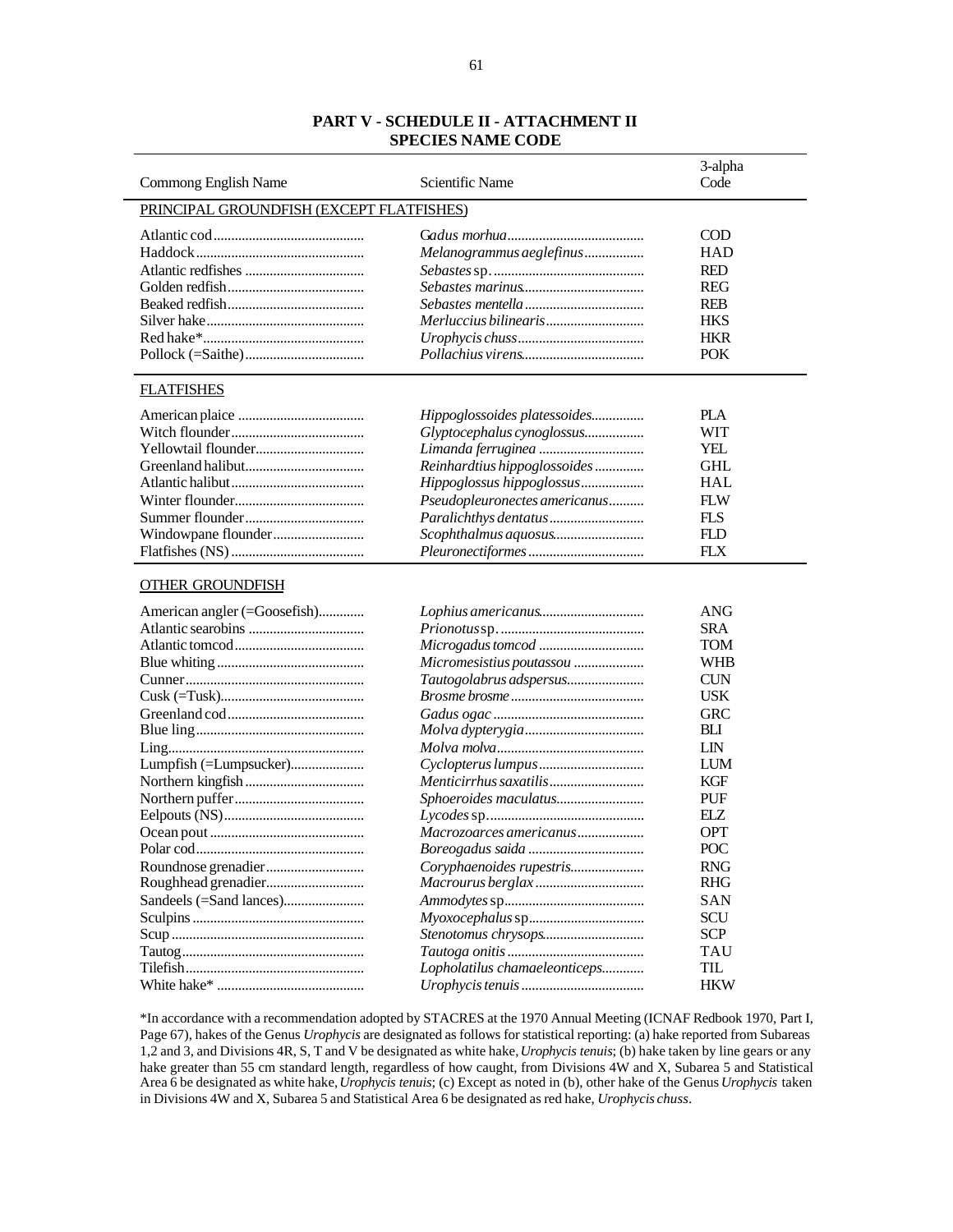## PART V - SCHEDULE II - ATTACHMENT II
## SPECIES NAME CODE

| Commong English Name | Scientific Name | 3-alpha Code |
|---|---|---|
| PRINCIPAL GROUNDFISH (EXCEPT FLATFISHES) | | |
| Atlantic cod | *Gadus morhua* | COD |
| Haddock | *Melanogrammus aeglefinus* | HAD |
| Atlantic redfishes | *Sebastes* sp. | RED |
| Golden redfish | *Sebastes marinus* | REG |
| Beaked redfish | *Sebastes mentella* | REB |
| Silver hake | *Merluccius bilinearis* | HKS |
| Red hake* | *Urophycis chuss* | HKR |
| Pollock (=Saithe) | *Pollachius virens* | POK |
| FLATFISHES | | |
| American plaice | *Hippoglossoides platessoides* | PLA |
| Witch flounder | *Glyptocephalus cynoglossus* | WIT |
| Yellowtail flounder | *Limanda ferruginea* | YEL |
| Greenland halibut | *Reinhardtius hippoglossoides* | GHL |
| Atlantic halibut | *Hippoglossus hippoglossus* | HAL |
| Winter flounder | *Pseudopleuronectes americanus* | FLW |
| Summer flounder | *Paralichthys dentatus* | FLS |
| Windowpane flounder | *Scophthalmus aquosus* | FLD |
| Flatfishes (NS) | *Pleuronectiformes* | FLX |
| OTHER GROUNDFISH | | |
| American angler (=Goosefish) | *Lophius americanus* | ANG |
| Atlantic searobins | *Prionotus* sp. | SRA |
| Atlantic tomcod | *Microgadus tomcod* | TOM |
| Blue whiting | *Micromesistius poutassou* | WHB |
| Cunner | *Tautogolabrus adspersus* | CUN |
| Cusk (=Tusk) | *Brosme brosme* | USK |
| Greenland cod | *Gadus ogac* | GRC |
| Blue ling | *Molva dypterygia* | BLI |
| Ling | *Molva molva* | LIN |
| Lumpfish (=Lumpsucker) | *Cyclopterus lumpus* | LUM |
| Northern kingfish | *Menticirrhus saxatilis* | KGF |
| Northern puffer | *Sphoeroides maculatus* | PUF |
| Eelpouts (NS) | *Lycodes* sp. | ELZ |
| Ocean pout | *Macrozoarces americanus* | OPT |
| Polar cod | *Boreogadus saida* | POC |
| Roundnose grenadier | *Coryphaenoides rupestris* | RNG |
| Roughhead grenadier | *Macrourus berglax* | RHG |
| Sandeels (=Sand lances) | *Ammodytes* sp | SAN |
| Sculpins | *Myoxocephalus* sp | SCU |
| Scup | *Stenotomus chrysops* | SCP |
| Tautog | *Tautoga onitis* | TAU |
| Tilefish | *Lopholatilus chamaeleonticeps* | TIL |
| White hake* | *Urophycis tenuis* | HKW |

*In accordance with a recommendation adopted by STACRES at the 1970 Annual Meeting (ICNAF Redbook 1970, Part I, Page 67), hakes of the Genus *Urophycis* are designated as follows for statistical reporting: (a) hake reported from Subareas 1,2 and 3, and Divisions 4R, S, T and V be designated as white hake, *Urophycis tenuis*; (b) hake taken by line gears or any hake greater than 55 cm standard length, regardless of how caught, from Divisions 4W and X, Subarea 5 and Statistical Area 6 be designated as white hake, *Urophycis tenuis*; (c) Except as noted in (b), other hake of the Genus *Urophycis* taken in Divisions 4W and X, Subarea 5 and Statistical Area 6 be designated as red hake, *Urophycis chuss*.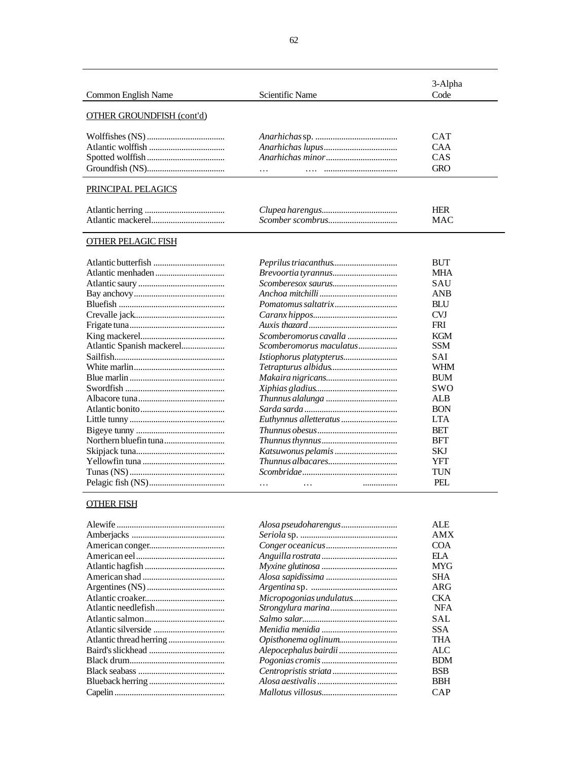| Common English Name | Scientific Name | 3-Alpha Code |
|---|---|---|
| **OTHER GROUNDFISH (cont'd)** | | |
| Wolffishes (NS) | *Anarhichas* sp. | CAT |
| Atlantic wolffish | *Anarhichas lupus* | CAA |
| Spotted wolffish | *Anarhichas minor* | CAS |
| Groundfish (NS) | ... .... | GRO |
| **PRINCIPAL PELAGICS** | | |
| Atlantic herring | *Clupea harengus* | HER |
| Atlantic mackerel | *Scomber scombrus* | MAC |
| **OTHER PELAGIC FISH** | | |
| Atlantic butterfish | *Peprilus triacanthus* | BUT |
| Atlantic menhaden | *Brevoortia tyrannus* | MHA |
| Atlantic saury | *Scomberesox saurus* | SAU |
| Bay anchovy | *Anchoa mitchilli* | ANB |
| Bluefish | *Pomatomus saltatrix* | BLU |
| Crevalle jack | *Caranx hippos* | CVJ |
| Frigate tuna | *Auxis thazard* | FRI |
| King mackerel | *Scomberomorus cavalla* | KGM |
| Atlantic Spanish mackerel | *Scomberomorus maculatus* | SSM |
| Sailfish | *Istiophorus platypterus* | SAI |
| White marlin | *Tetrapturus albidus* | WHM |
| Blue marlin | *Makaira nigricans* | BUM |
| Swordfish | *Xiphias gladius* | SWO |
| Albacore tuna | *Thunnus alalunga* | ALB |
| Atlantic bonito | *Sarda sarda* | BON |
| Little tunny | *Euthynnus alletteratus* | LTA |
| Bigeye tunny | *Thunnus obesus* | BET |
| Northern bluefin tuna | *Thunnus thynnus* | BFT |
| Skipjack tuna | *Katsuwonus pelamis* | SKJ |
| Yellowfin tuna | *Thunnus albacares* | YFT |
| Tunas (NS) | *Scombridae* | TUN |
| Pelagic fish (NS) | ... ... | PEL |
| **OTHER FISH** | | |
| Alewife | *Alosa pseudoharengus* | ALE |
| Amberjacks | *Seriola* sp. | AMX |
| American conger | *Conger oceanicus* | COA |
| American eel | *Anguilla rostrata* | ELA |
| Atlantic hagfish | *Myxine glutinosa* | MYG |
| American shad | *Alosa sapidissima* | SHA |
| Argentines (NS) | *Argentina* sp. | ARG |
| Atlantic croaker | *Micropogonias undulatus* | CKA |
| Atlantic needlefish | *Strongylura marina* | NFA |
| Atlantic salmon | *Salmo salar* | SAL |
| Atlantic silverside | *Menidia menidia* | SSA |
| Atlantic thread herring | *Opisthonema oglinum* | THA |
| Baird's slickhead | *Alepocephalus bairdii* | ALC |
| Black drum | *Pogonias cromis* | BDM |
| Black seabass | *Centropristis striata* | BSB |
| Blueback herring | *Alosa aestivalis* | BBH |
| Capelin | *Mallotus villosus* | CAP |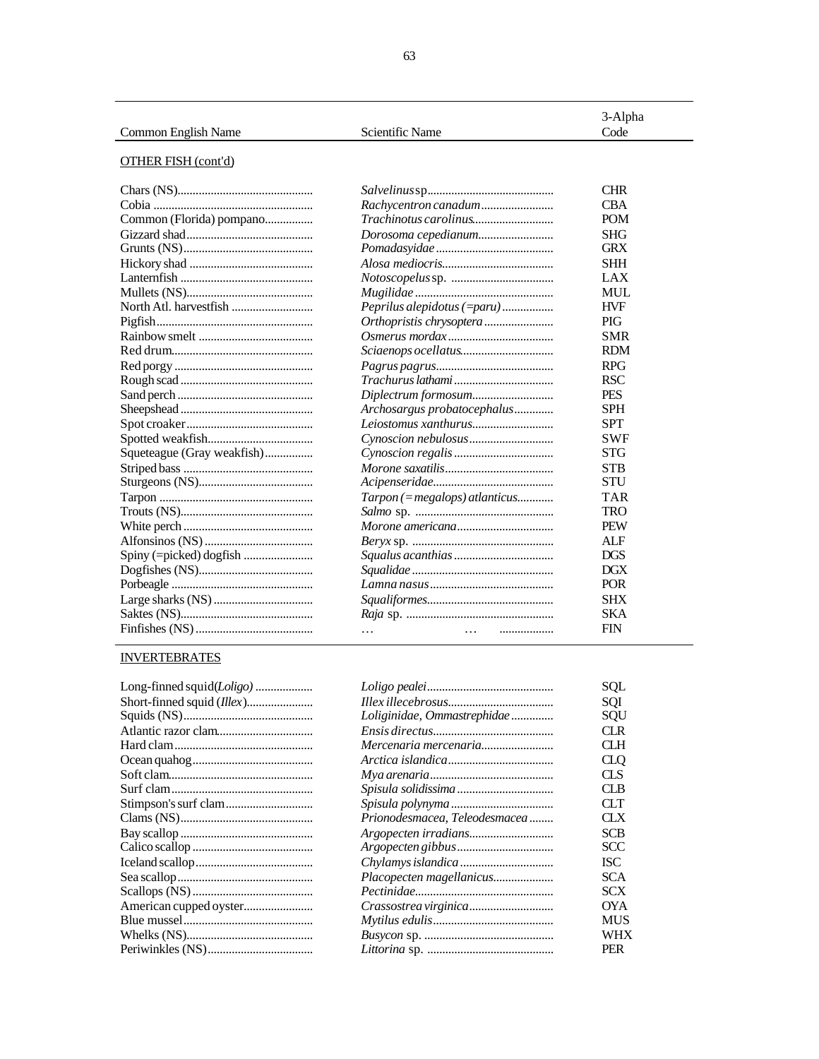| Common English Name | Scientific Name | 3-Alpha Code |
|---|---|---|
| OTHER FISH (cont'd) | | |
| Chars (NS) | *Salvelinus* sp | CHR |
| Cobia | *Rachycentron canadum* | CBA |
| Common (Florida) pompano | *Trachinotus carolinus* | POM |
| Gizzard shad | *Dorosoma cepedianum* | SHG |
| Grunts (NS) | *Pomadasyidae* | GRX |
| Hickory shad | *Alosa mediocris* | SHH |
| Lanternfish | *Notoscopelus* sp. | LAX |
| Mullets (NS) | *Mugilidae* | MUL |
| North Atl. harvestfish | *Peprilus alepidotus (=paru)* | HVF |
| Pigfish | *Orthopristis chrysoptera* | PIG |
| Rainbow smelt | *Osmerus mordax* | SMR |
| Red drum | *Sciaenops ocellatus* | RDM |
| Red porgy | *Pagrus pagrus* | RPG |
| Rough scad | *Trachurus lathami* | RSC |
| Sand perch | *Diplectrum formosum* | PES |
| Sheepshead | *Archosargus probatocephalus* | SPH |
| Spot croaker | *Leiostomus xanthurus* | SPT |
| Spotted weakfish | *Cynoscion nebulosus* | SWF |
| Squeteague (Gray weakfish) | *Cynoscion regalis* | STG |
| Striped bass | *Morone saxatilis* | STB |
| Sturgeons (NS) | *Acipenseridae* | STU |
| Tarpon | *Tarpon (=megalops) atlanticus* | TAR |
| Trouts (NS) | *Salmo* sp. | TRO |
| White perch | *Morone americana* | PEW |
| Alfonsinos (NS) | *Beryx* sp. | ALF |
| Spiny (=picked) dogfish | *Squalus acanthias* | DGS |
| Dogfishes (NS) | *Squalidae* | DGX |
| Porbeagle | *Lamna nasus* | POR |
| Large sharks (NS) | *Squaliformes* | SHX |
| Saktes (NS) | *Raja* sp. | SKA |
| Finfishes (NS) | ... ... | FIN |
| INVERTEBRATES | | |
| Long-finned squid (*Loligo*) | *Loligo pealei* | SQL |
| Short-finned squid (*Illex*) | *Illex illecebrosus* | SQI |
| Squids (NS) | *Loliginidae, Ommastrephidae* | SQU |
| Atlantic razor clam | *Ensis directus* | CLR |
| Hard clam | *Mercenaria mercenaria* | CLH |
| Ocean quahog | *Arctica islandica* | CLQ |
| Soft clam | *Mya arenaria* | CLS |
| Surf clam | *Spisula solidissima* | CLB |
| Stimpson's surf clam | *Spisula polynyma* | CLT |
| Clams (NS) | *Prionodesmacea, Teleodesmacea* | CLX |
| Bay scallop | *Argopecten irradians* | SCB |
| Calico scallop | *Argopecten gibbus* | SCC |
| Iceland scallop | *Chylamys islandica* | ISC |
| Sea scallop | *Placopecten magellanicus* | SCA |
| Scallops (NS) | *Pectinidae* | SCX |
| American cupped oyster | *Crassostrea virginica* | OYA |
| Blue mussel | *Mytilus edulis* | MUS |
| Whelks (NS) | *Busycon* sp. | WHX |
| Periwinkles (NS) | *Littorina* sp. | PER |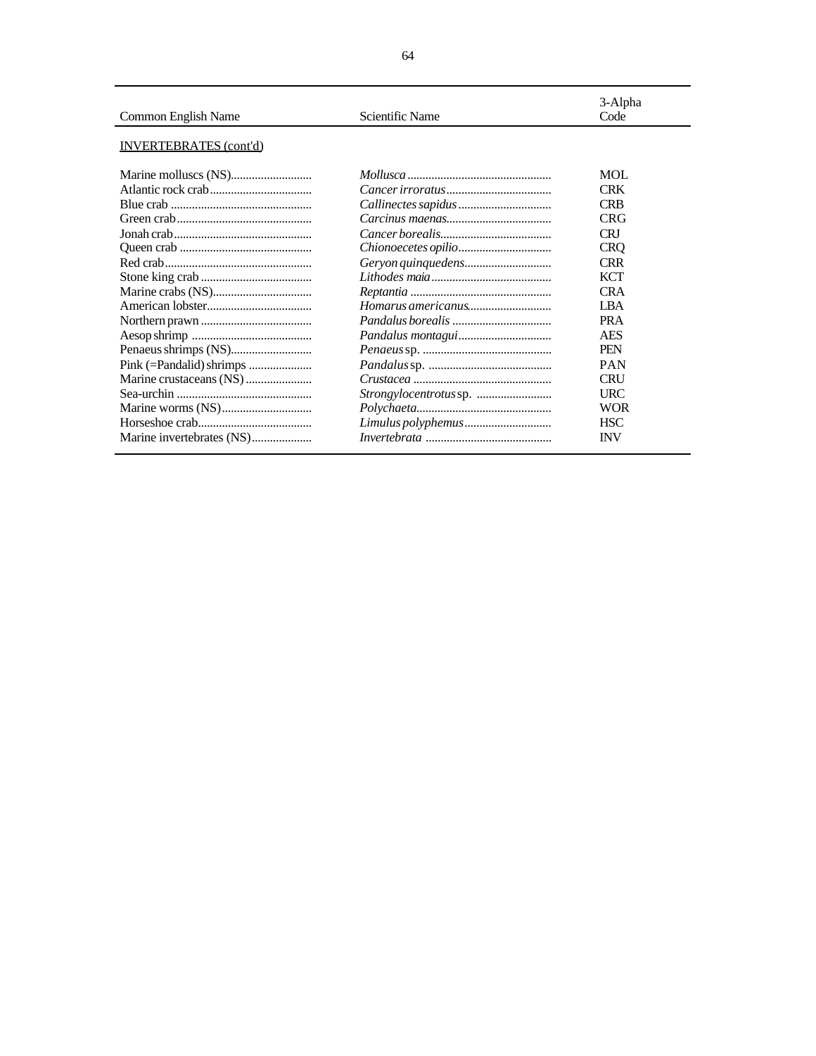| Common English Name | Scientific Name | 3-Alpha Code |
|---|---|---|
| INVERTEBRATES (cont'd) | | |
| Marine molluscs (NS) | *Mollusca* | MOL |
| Atlantic rock crab | *Cancer irroratus* | CRK |
| Blue crab | *Callinectes sapidus* | CRB |
| Green crab | *Carcinus maenas* | CRG |
| Jonah crab | *Cancer borealis* | CRJ |
| Queen crab | *Chionoecetes opilio* | CRQ |
| Red crab | *Geryon quinquedens* | CRR |
| Stone king crab | *Lithodes maia* | KCT |
| Marine crabs (NS) | *Reptantia* | CRA |
| American lobster | *Homarus americanus* | LBA |
| Northern prawn | *Pandalus borealis* | PRA |
| Aesop shrimp | *Pandalus montagui* | AES |
| Penaeus shrimps (NS) | *Penaeus* sp. | PEN |
| Pink (=Pandalid) shrimps | *Pandalus* sp. | PAN |
| Marine crustaceans (NS) | *Crustacea* | CRU |
| Sea-urchin | *Strongylocentrotus* sp. | URC |
| Marine worms (NS) | *Polychaeta* | WOR |
| Horseshoe crab | *Limulus polyphemus* | HSC |
| Marine invertebrates (NS) | *Invertebrata* | INV |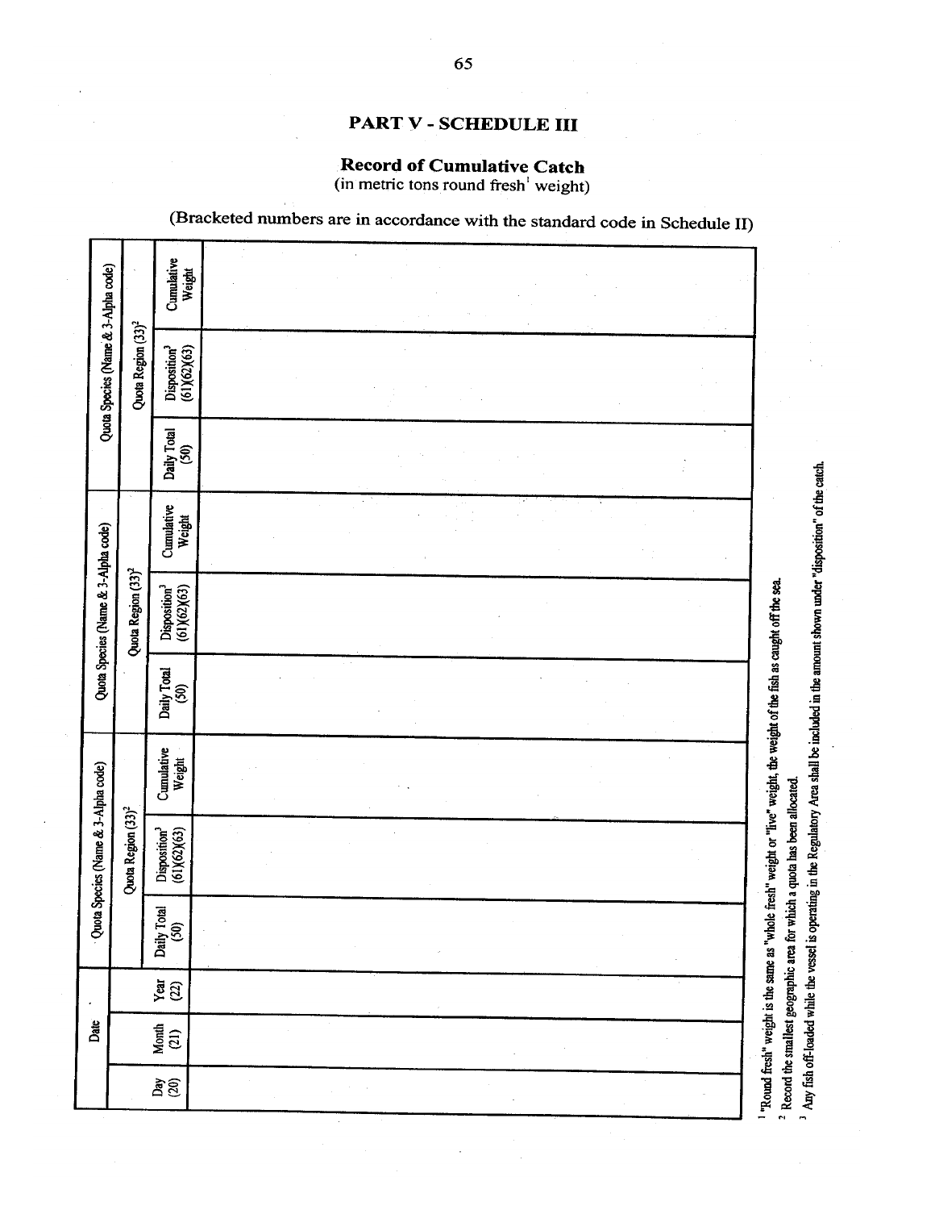## PART V - SCHEDULE III

### Record of Cumulative Catch

(in metric tons round fresh[1] weight)

(Bracketed numbers are in accordance with the standard code in Schedule II)

| Date | | | Quota Species (Name & 3-Alpha code) | | | Quota Species (Name & 3-Alpha code) | | | Quota Species (Name & 3-Alpha code) | | |
|---|---|---|---|---|---|---|---|---|---|---|---|
| | | | Quota Region (33)[2] | | | Quota Region (33)[2] | | | Quota Region (33)[2] | | |
| Day (20) | Month (21) | Year (22) | Daily Total (50) | Disposition[3] (61)(62)(63) | Cumulative Weight | Daily Total (50) | Disposition[3] (61)(62)(63) | Cumulative Weight | Daily Total (50) | Disposition[3] (61)(62)(63) | Cumulative Weight |
| | | | | | | | | | | | |

[1] "Round fresh" weight is the same as "whole fresh" weight or "live" weight, the weight of the fish as caught off the sea.

[2] Record the smallest geographic area for which a quota has been allocated.

[3] Any fish off-loaded while the vessel is operating in the Regulatory Area shall be included in the amount shown under "disposition" of the catch.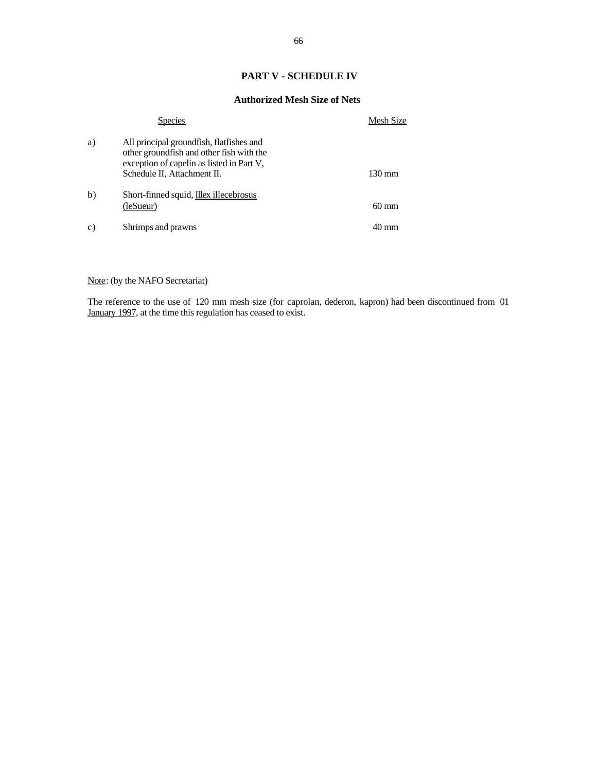## PART V - SCHEDULE IV

### Authorized Mesh Size of Nets

| | Species | Mesh Size |
|---|---|---|
| a) | All principal groundfish, flatfishes and other groundfish and other fish with the exception of capelin as listed in Part V, Schedule II, Attachment II. | 130 mm |
| b) | Short-finned squid, Illex illecebrosus (leSueur) | 60 mm |
| c) | Shrimps and prawns | 40 mm |

Note: (by the NAFO Secretariat)

The reference to the use of 120 mm mesh size (for caprolan, dederon, kapron) had been discontinued from 01 January 1997, at the time this regulation has ceased to exist.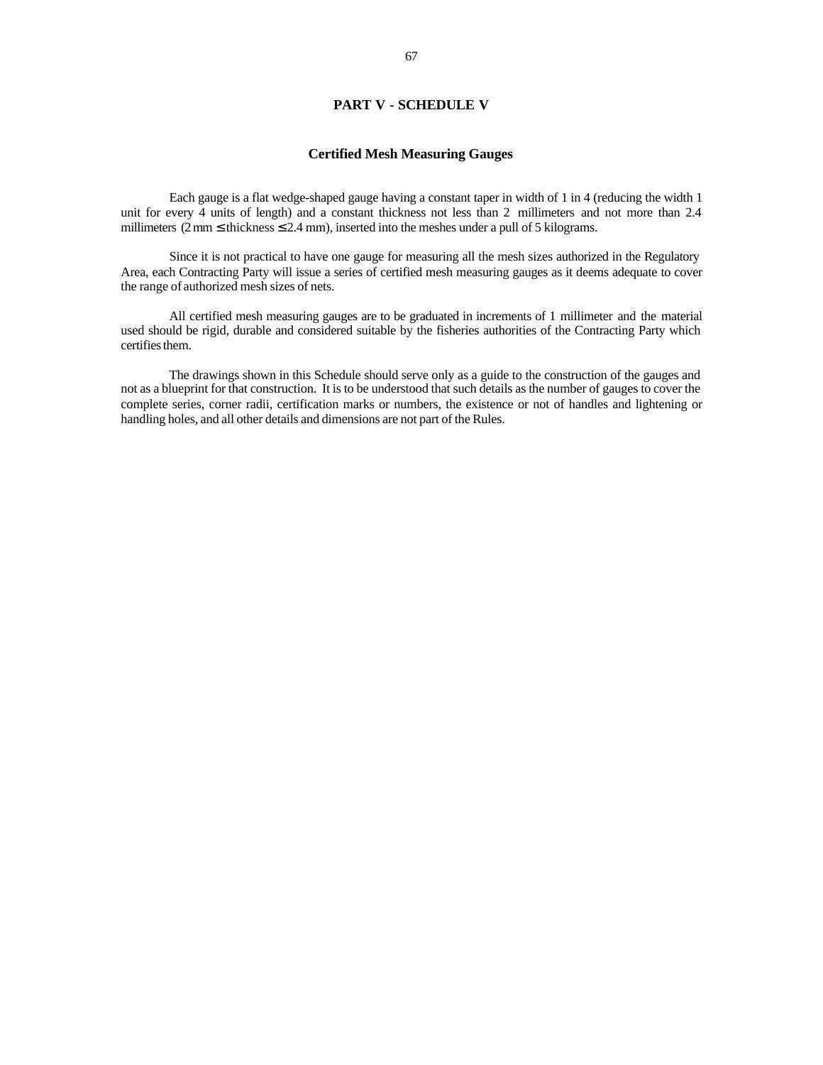## PART V - SCHEDULE V

### Certified Mesh Measuring Gauges

Each gauge is a flat wedge-shaped gauge having a constant taper in width of 1 in 4 (reducing the width 1 unit for every 4 units of length) and a constant thickness not less than 2 millimeters and not more than 2.4 millimeters (2 mm ≤ thickness ≤ 2.4 mm), inserted into the meshes under a pull of 5 kilograms.

Since it is not practical to have one gauge for measuring all the mesh sizes authorized in the Regulatory Area, each Contracting Party will issue a series of certified mesh measuring gauges as it deems adequate to cover the range of authorized mesh sizes of nets.

All certified mesh measuring gauges are to be graduated in increments of 1 millimeter and the material used should be rigid, durable and considered suitable by the fisheries authorities of the Contracting Party which certifies them.

The drawings shown in this Schedule should serve only as a guide to the construction of the gauges and not as a blueprint for that construction. It is to be understood that such details as the number of gauges to cover the complete series, corner radii, certification marks or numbers, the existence or not of handles and lightening or handling holes, and all other details and dimensions are not part of the Rules.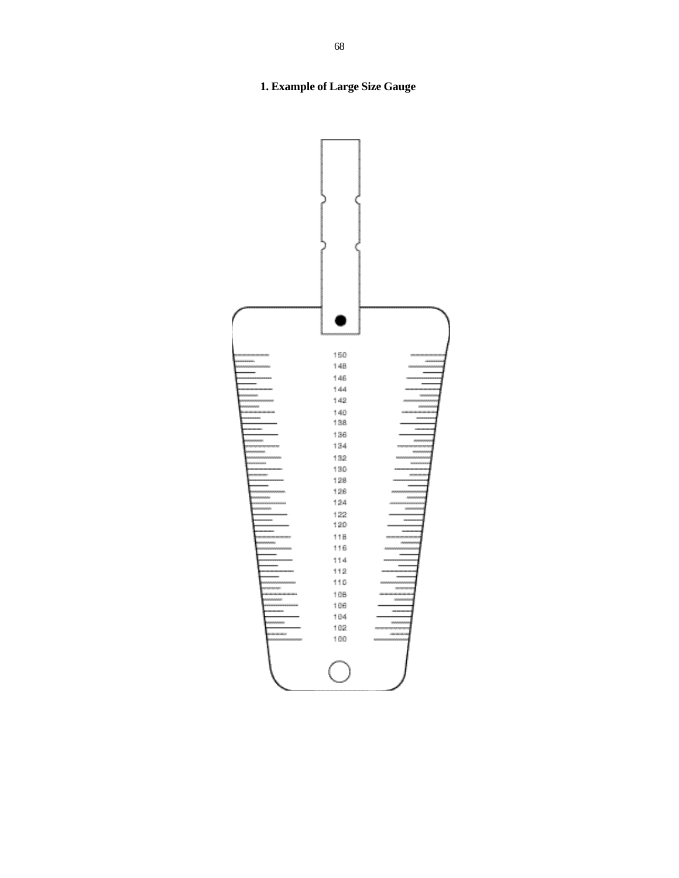**1. Example of Large Size Gauge**

150
148
146
144
142
140
138
136
134
132
130
128
126
124
122
120
118
116
114
112
110
108
106
104
102
100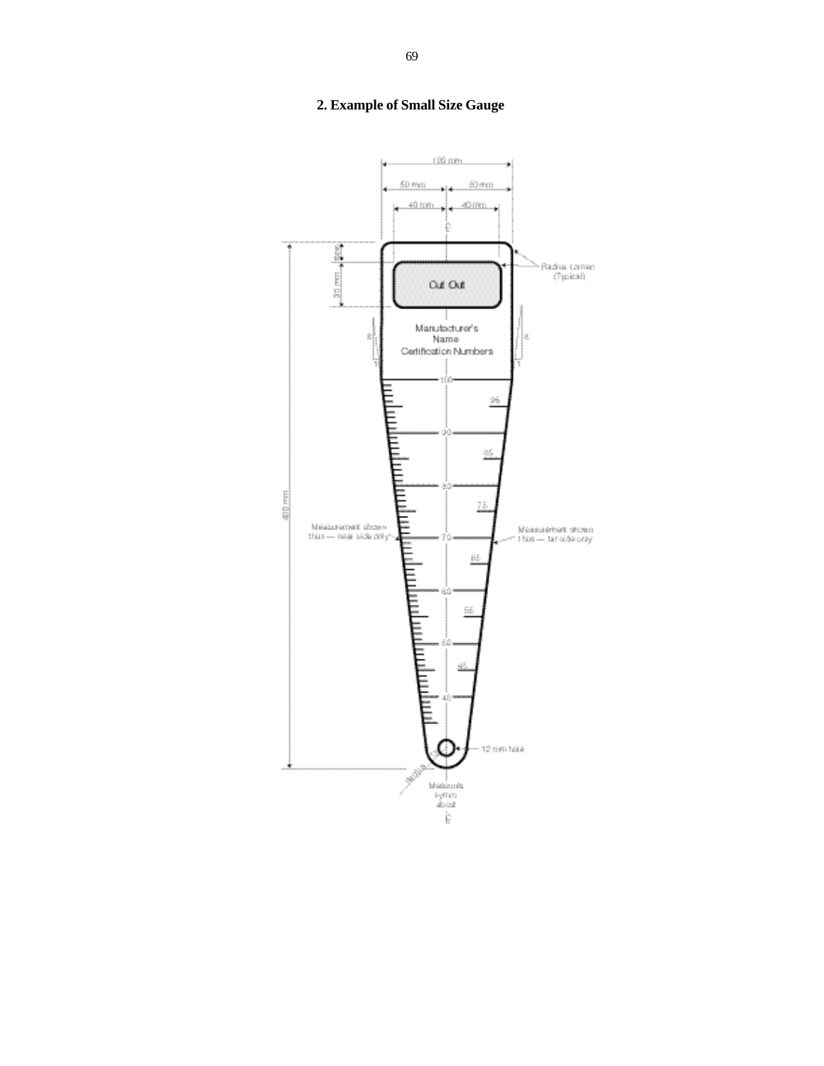## 2. Example of Small Size Gauge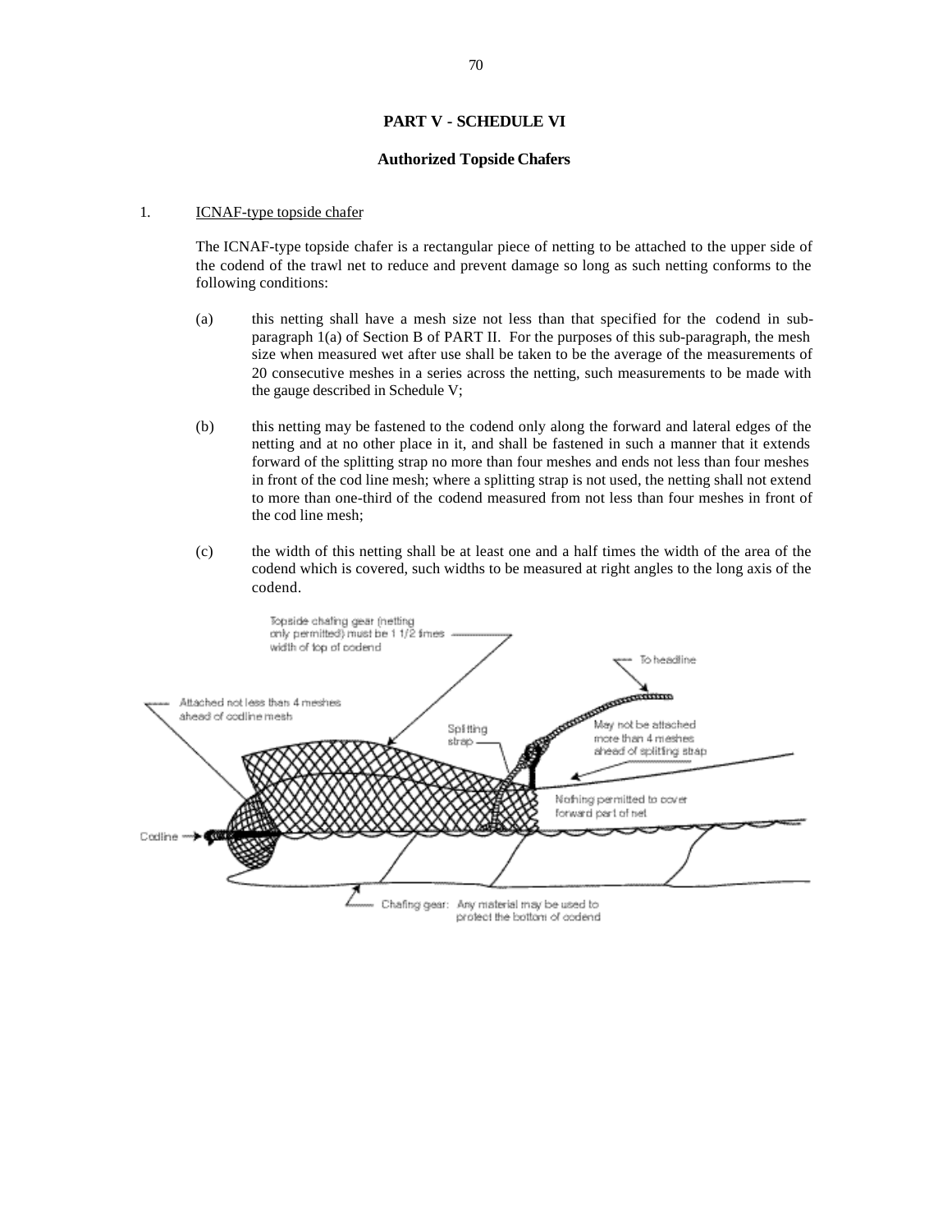## PART V - SCHEDULE VI

### Authorized Topside Chafers

1. ICNAF-type topside chafer

The ICNAF-type topside chafer is a rectangular piece of netting to be attached to the upper side of the codend of the trawl net to reduce and prevent damage so long as such netting conforms to the following conditions:

(a) this netting shall have a mesh size not less than that specified for the codend in sub-paragraph 1(a) of Section B of PART II. For the purposes of this sub-paragraph, the mesh size when measured wet after use shall be taken to be the average of the measurements of 20 consecutive meshes in a series across the netting, such measurements to be made with the gauge described in Schedule V;

(b) this netting may be fastened to the codend only along the forward and lateral edges of the netting and at no other place in it, and shall be fastened in such a manner that it extends forward of the splitting strap no more than four meshes and ends not less than four meshes in front of the cod line mesh; where a splitting strap is not used, the netting shall not extend to more than one-third of the codend measured from not less than four meshes in front of the cod line mesh;

(c) the width of this netting shall be at least one and a half times the width of the area of the codend which is covered, such widths to be measured at right angles to the long axis of the codend.

Topside chafing gear (netting only permitted) must be 1 1/2 times width of top of codend

To headline

Attached not less than 4 meshes ahead of codline mesh

Splitting strap

May not be attached more than 4 meshes ahead of splitting strap

Nothing permitted to cover forward part of net

Codline

Chafing gear: Any material may be used to protect the bottom of codend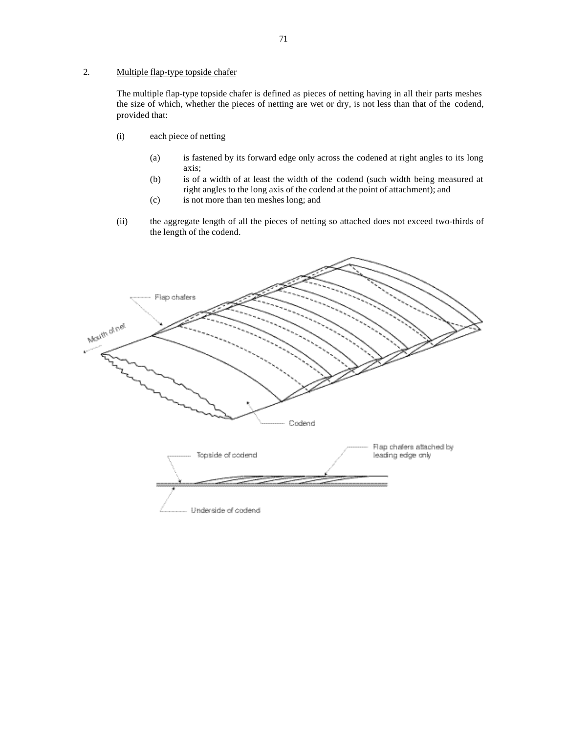2. <u>Multiple flap-type topside chafer</u>

The multiple flap-type topside chafer is defined as pieces of netting having in all their parts meshes the size of which, whether the pieces of netting are wet or dry, is not less than that of the codend, provided that:

(i) each piece of netting

(a) is fastened by its forward edge only across the codened at right angles to its long axis;

(b) is of a width of at least the width of the codend (such width being measured at right angles to the long axis of the codend at the point of attachment); and

(c) is not more than ten meshes long; and

(ii) the aggregate length of all the pieces of netting so attached does not exceed two-thirds of the length of the codend.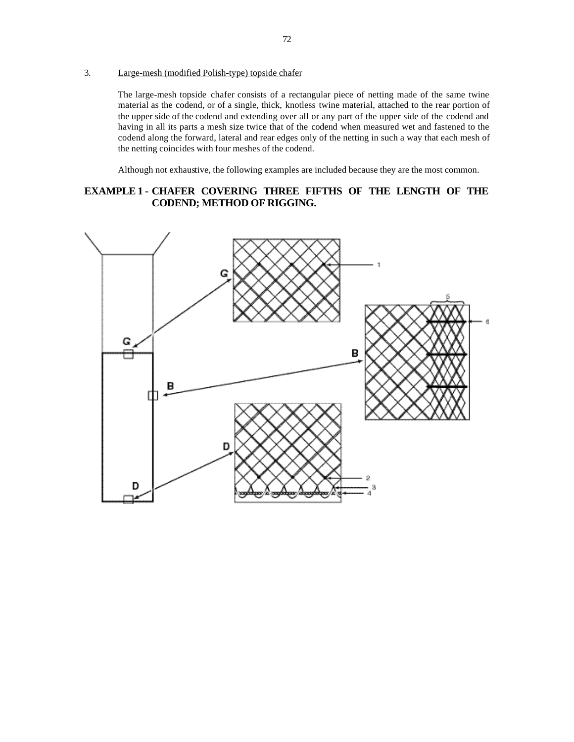3. Large-mesh (modified Polish-type) topside chafer

The large-mesh topside chafer consists of a rectangular piece of netting made of the same twine material as the codend, or of a single, thick, knotless twine material, attached to the rear portion of the upper side of the codend and extending over all or any part of the upper side of the codend and having in all its parts a mesh size twice that of the codend when measured wet and fastened to the codend along the forward, lateral and rear edges only of the netting in such a way that each mesh of the netting coincides with four meshes of the codend.

Although not exhaustive, the following examples are included because they are the most common.

**EXAMPLE 1 - CHAFER COVERING THREE FIFTHS OF THE LENGTH OF THE CODEND; METHOD OF RIGGING.**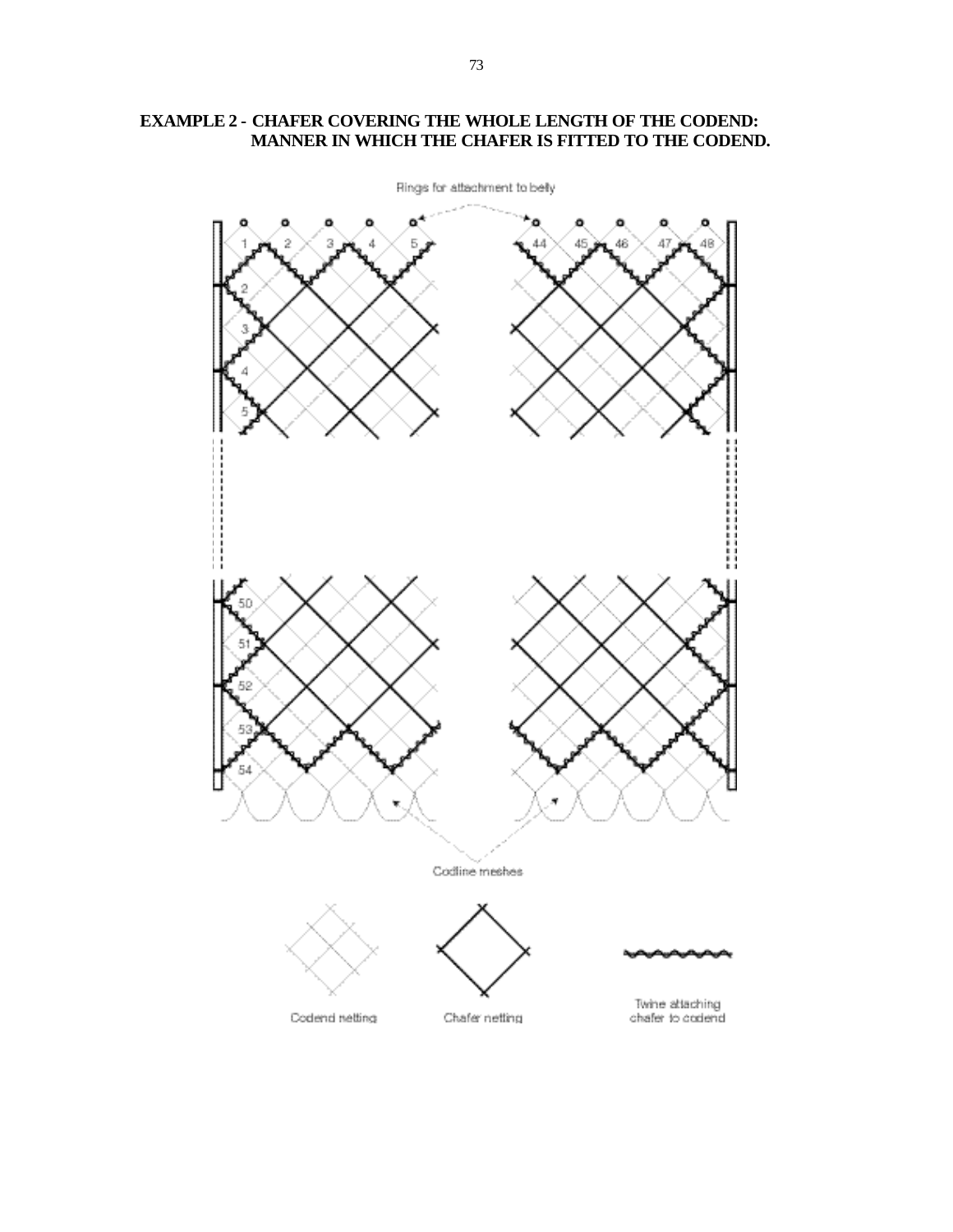**EXAMPLE 2 - CHAFER COVERING THE WHOLE LENGTH OF THE CODEND: MANNER IN WHICH THE CHAFER IS FITTED TO THE CODEND.**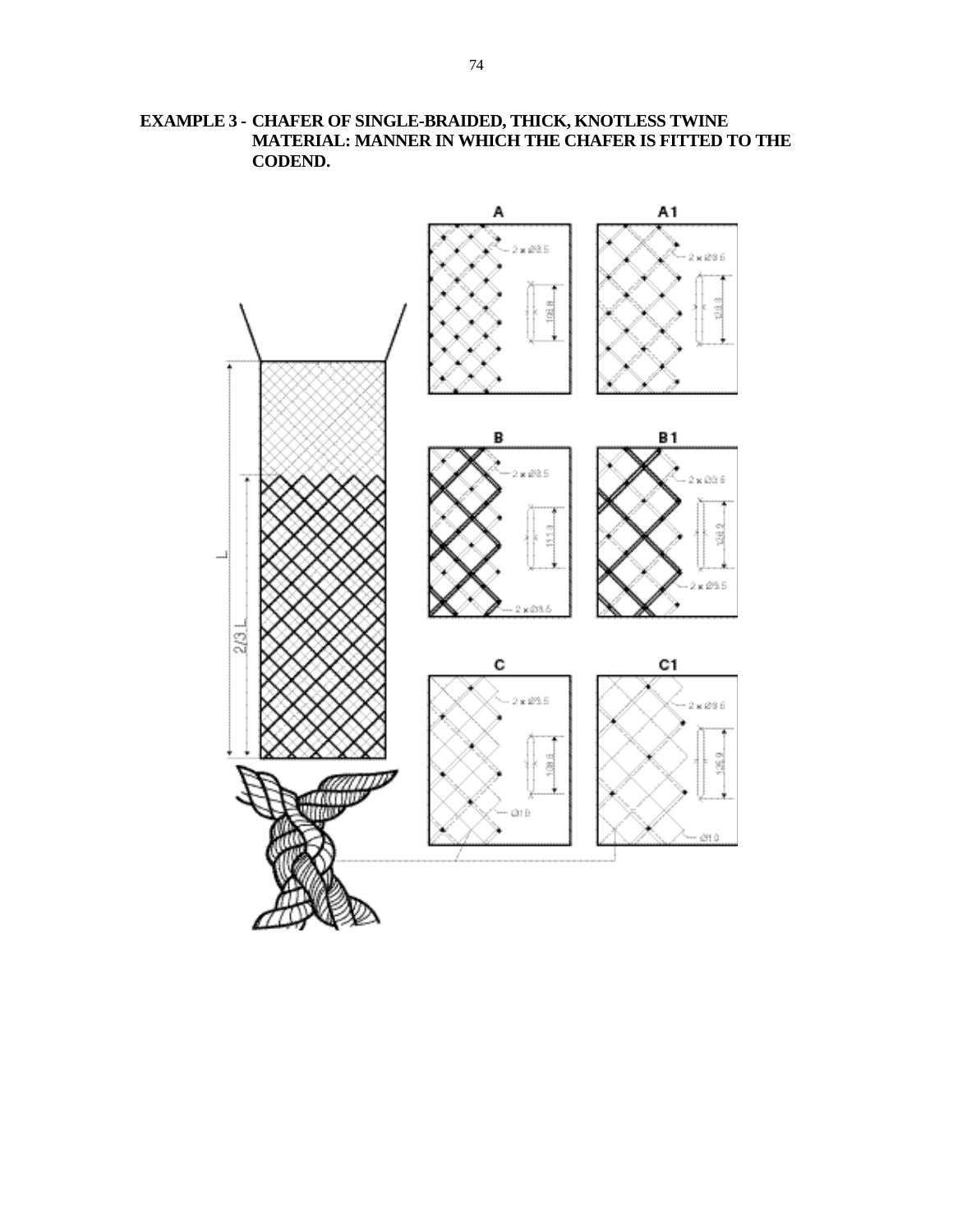**EXAMPLE 3 - CHAFER OF SINGLE-BRAIDED, THICK, KNOTLESS TWINE MATERIAL: MANNER IN WHICH THE CHAFER IS FITTED TO THE CODEND.**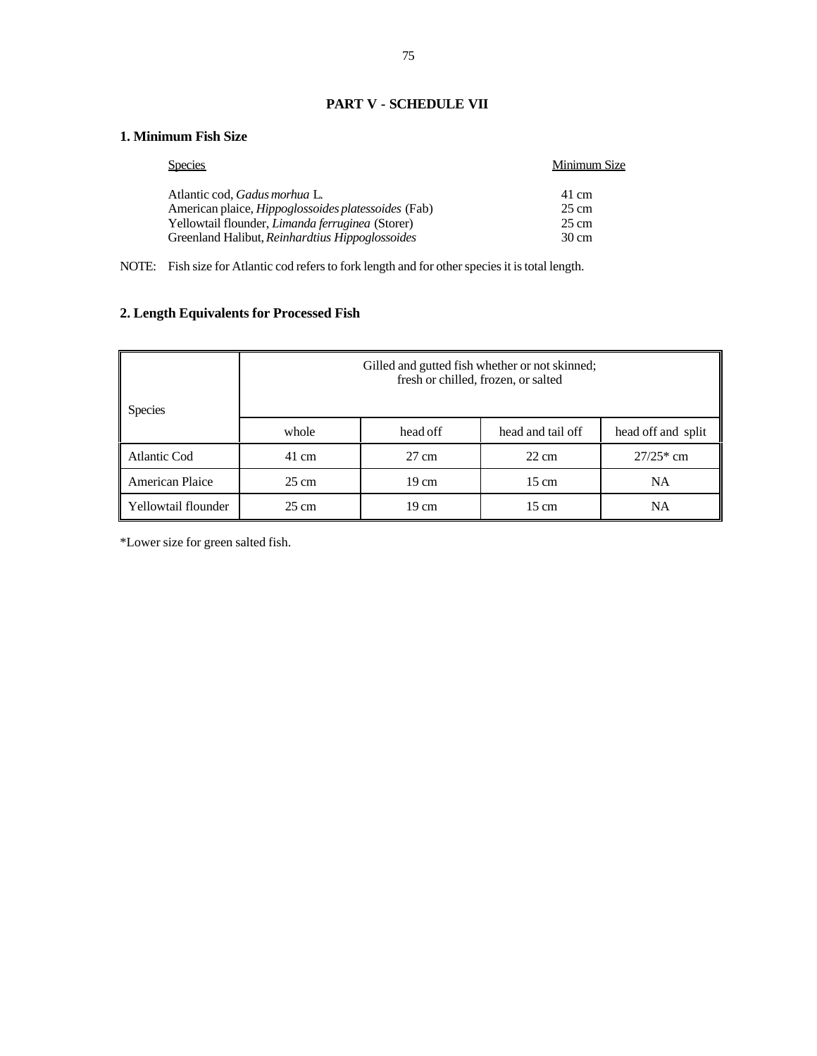## PART V - SCHEDULE VII

### 1. Minimum Fish Size

| Species | Minimum Size |
|---|---|
| Atlantic cod, *Gadus morhua* L. | 41 cm |
| American plaice, *Hippoglossoides platessoides* (Fab) | 25 cm |
| Yellowtail flounder, *Limanda ferruginea* (Storer) | 25 cm |
| Greenland Halibut, *Reinhardtius Hippoglossoides* | 30 cm |

NOTE: Fish size for Atlantic cod refers to fork length and for other species it is total length.

### 2. Length Equivalents for Processed Fish

| Species | Gilled and gutted fish whether or not skinned; fresh or chilled, frozen, or salted | | | |
|---|---|---|---|---|
| | whole | head off | head and tail off | head off and split |
| Atlantic Cod | 41 cm | 27 cm | 22 cm | 27/25* cm |
| American Plaice | 25 cm | 19 cm | 15 cm | NA |
| Yellowtail flounder | 25 cm | 19 cm | 15 cm | NA |

*Lower size for green salted fish.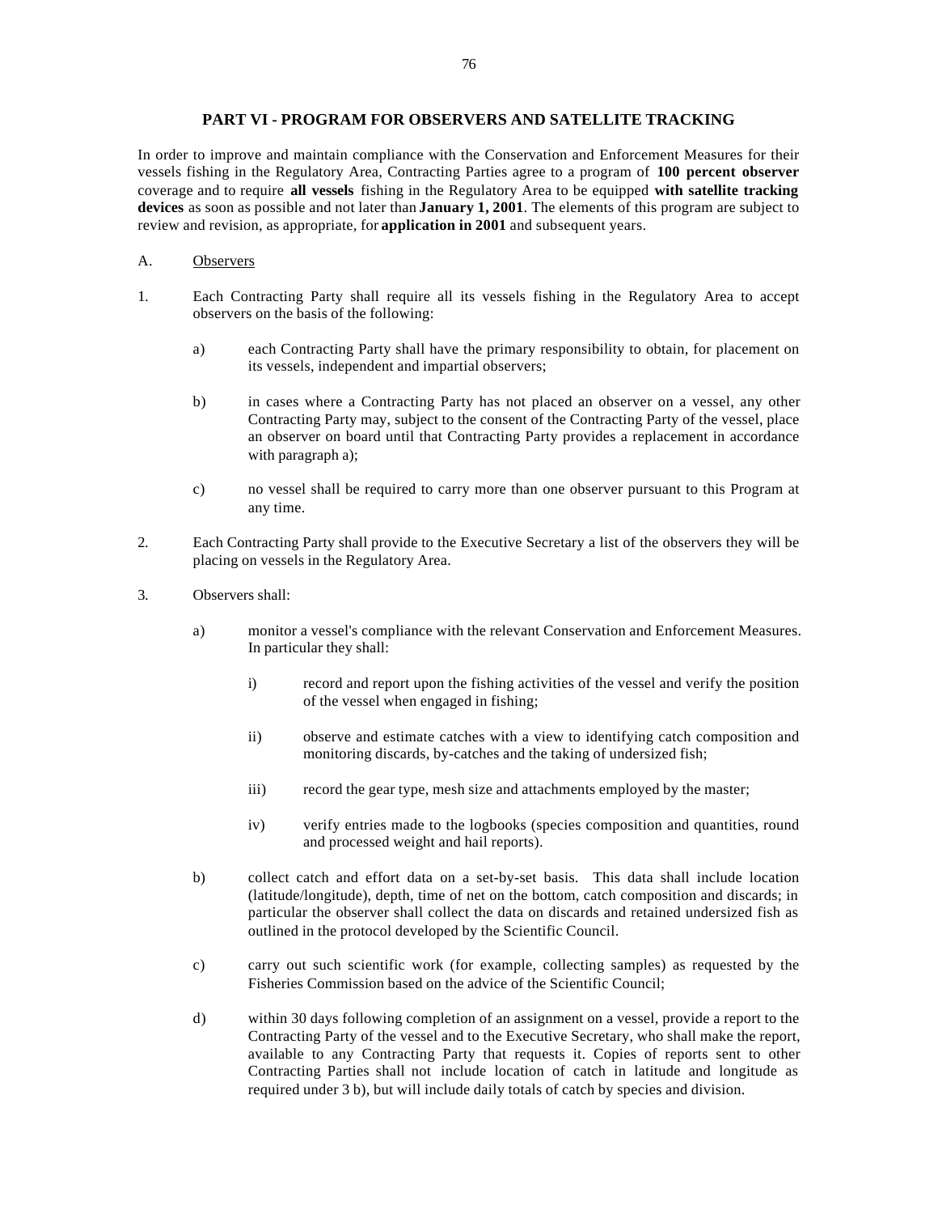## PART VI - PROGRAM FOR OBSERVERS AND SATELLITE TRACKING

In order to improve and maintain compliance with the Conservation and Enforcement Measures for their vessels fishing in the Regulatory Area, Contracting Parties agree to a program of **100 percent observer** coverage and to require **all vessels** fishing in the Regulatory Area to be equipped **with satellite tracking devices** as soon as possible and not later than **January 1, 2001**. The elements of this program are subject to review and revision, as appropriate, for **application in 2001** and subsequent years.

A. Observers

1. Each Contracting Party shall require all its vessels fishing in the Regulatory Area to accept observers on the basis of the following:

   a) each Contracting Party shall have the primary responsibility to obtain, for placement on its vessels, independent and impartial observers;

   b) in cases where a Contracting Party has not placed an observer on a vessel, any other Contracting Party may, subject to the consent of the Contracting Party of the vessel, place an observer on board until that Contracting Party provides a replacement in accordance with paragraph a);

   c) no vessel shall be required to carry more than one observer pursuant to this Program at any time.

2. Each Contracting Party shall provide to the Executive Secretary a list of the observers they will be placing on vessels in the Regulatory Area.

3. Observers shall:

   a) monitor a vessel's compliance with the relevant Conservation and Enforcement Measures. In particular they shall:

      i) record and report upon the fishing activities of the vessel and verify the position of the vessel when engaged in fishing;

      ii) observe and estimate catches with a view to identifying catch composition and monitoring discards, by-catches and the taking of undersized fish;

      iii) record the gear type, mesh size and attachments employed by the master;

      iv) verify entries made to the logbooks (species composition and quantities, round and processed weight and hail reports).

   b) collect catch and effort data on a set-by-set basis. This data shall include location (latitude/longitude), depth, time of net on the bottom, catch composition and discards; in particular the observer shall collect the data on discards and retained undersized fish as outlined in the protocol developed by the Scientific Council.

   c) carry out such scientific work (for example, collecting samples) as requested by the Fisheries Commission based on the advice of the Scientific Council;

   d) within 30 days following completion of an assignment on a vessel, provide a report to the Contracting Party of the vessel and to the Executive Secretary, who shall make the report, available to any Contracting Party that requests it. Copies of reports sent to other Contracting Parties shall not include location of catch in latitude and longitude as required under 3 b), but will include daily totals of catch by species and division.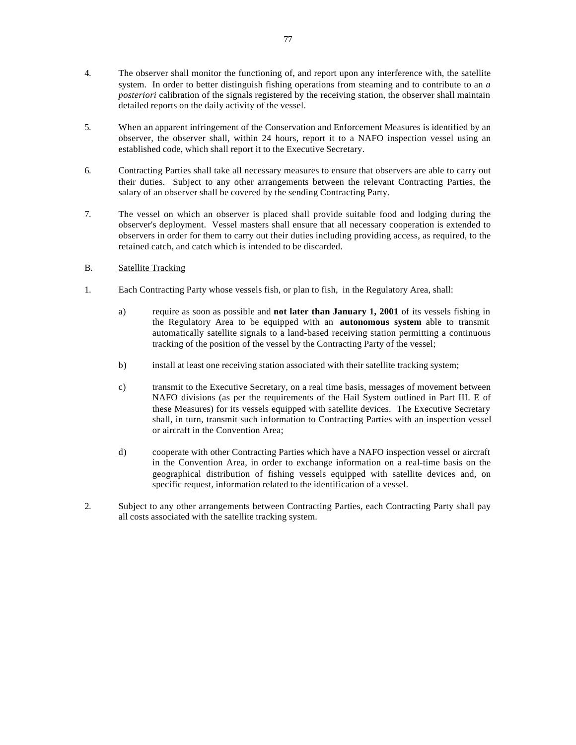4. The observer shall monitor the functioning of, and report upon any interference with, the satellite system. In order to better distinguish fishing operations from steaming and to contribute to an *a posteriori* calibration of the signals registered by the receiving station, the observer shall maintain detailed reports on the daily activity of the vessel.

5. When an apparent infringement of the Conservation and Enforcement Measures is identified by an observer, the observer shall, within 24 hours, report it to a NAFO inspection vessel using an established code, which shall report it to the Executive Secretary.

6. Contracting Parties shall take all necessary measures to ensure that observers are able to carry out their duties. Subject to any other arrangements between the relevant Contracting Parties, the salary of an observer shall be covered by the sending Contracting Party.

7. The vessel on which an observer is placed shall provide suitable food and lodging during the observer's deployment. Vessel masters shall ensure that all necessary cooperation is extended to observers in order for them to carry out their duties including providing access, as required, to the retained catch, and catch which is intended to be discarded.

B. Satellite Tracking

1. Each Contracting Party whose vessels fish, or plan to fish, in the Regulatory Area, shall:

   a) require as soon as possible and **not later than January 1, 2001** of its vessels fishing in the Regulatory Area to be equipped with an **autonomous system** able to transmit automatically satellite signals to a land-based receiving station permitting a continuous tracking of the position of the vessel by the Contracting Party of the vessel;

   b) install at least one receiving station associated with their satellite tracking system;

   c) transmit to the Executive Secretary, on a real time basis, messages of movement between NAFO divisions (as per the requirements of the Hail System outlined in Part III. E of these Measures) for its vessels equipped with satellite devices. The Executive Secretary shall, in turn, transmit such information to Contracting Parties with an inspection vessel or aircraft in the Convention Area;

   d) cooperate with other Contracting Parties which have a NAFO inspection vessel or aircraft in the Convention Area, in order to exchange information on a real-time basis on the geographical distribution of fishing vessels equipped with satellite devices and, on specific request, information related to the identification of a vessel.

2. Subject to any other arrangements between Contracting Parties, each Contracting Party shall pay all costs associated with the satellite tracking system.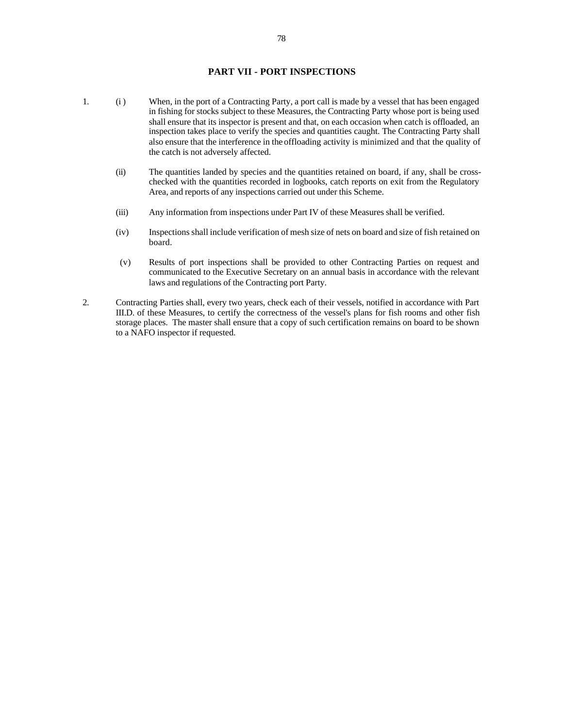## PART VII - PORT INSPECTIONS

1. (i) When, in the port of a Contracting Party, a port call is made by a vessel that has been engaged in fishing for stocks subject to these Measures, the Contracting Party whose port is being used shall ensure that its inspector is present and that, on each occasion when catch is offloaded, an inspection takes place to verify the species and quantities caught. The Contracting Party shall also ensure that the interference in the offloading activity is minimized and that the quality of the catch is not adversely affected.

   (ii) The quantities landed by species and the quantities retained on board, if any, shall be cross-checked with the quantities recorded in logbooks, catch reports on exit from the Regulatory Area, and reports of any inspections carried out under this Scheme.

   (iii) Any information from inspections under Part IV of these Measures shall be verified.

   (iv) Inspections shall include verification of mesh size of nets on board and size of fish retained on board.

   (v) Results of port inspections shall be provided to other Contracting Parties on request and communicated to the Executive Secretary on an annual basis in accordance with the relevant laws and regulations of the Contracting port Party.

2. Contracting Parties shall, every two years, check each of their vessels, notified in accordance with Part III.D. of these Measures, to certify the correctness of the vessel's plans for fish rooms and other fish storage places. The master shall ensure that a copy of such certification remains on board to be shown to a NAFO inspector if requested.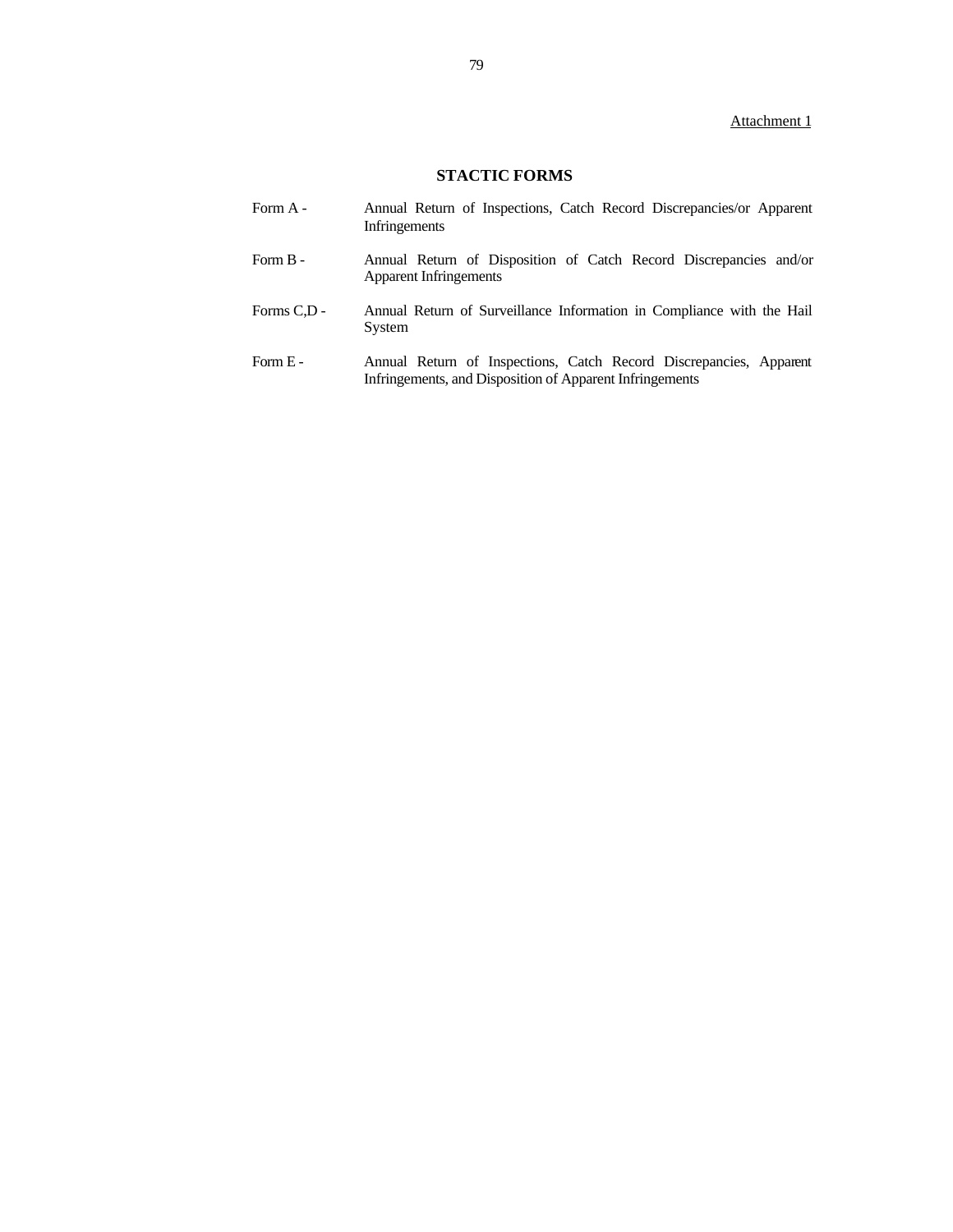<u>Attachment 1</u>

## STACTIC FORMS

| | |
|---|---|
| Form A - | Annual Return of Inspections, Catch Record Discrepancies/or Apparent Infringements |
| Form B - | Annual Return of Disposition of Catch Record Discrepancies and/or Apparent Infringements |
| Forms C,D - | Annual Return of Surveillance Information in Compliance with the Hail System |
| Form E - | Annual Return of Inspections, Catch Record Discrepancies, Apparent Infringements, and Disposition of Apparent Infringements |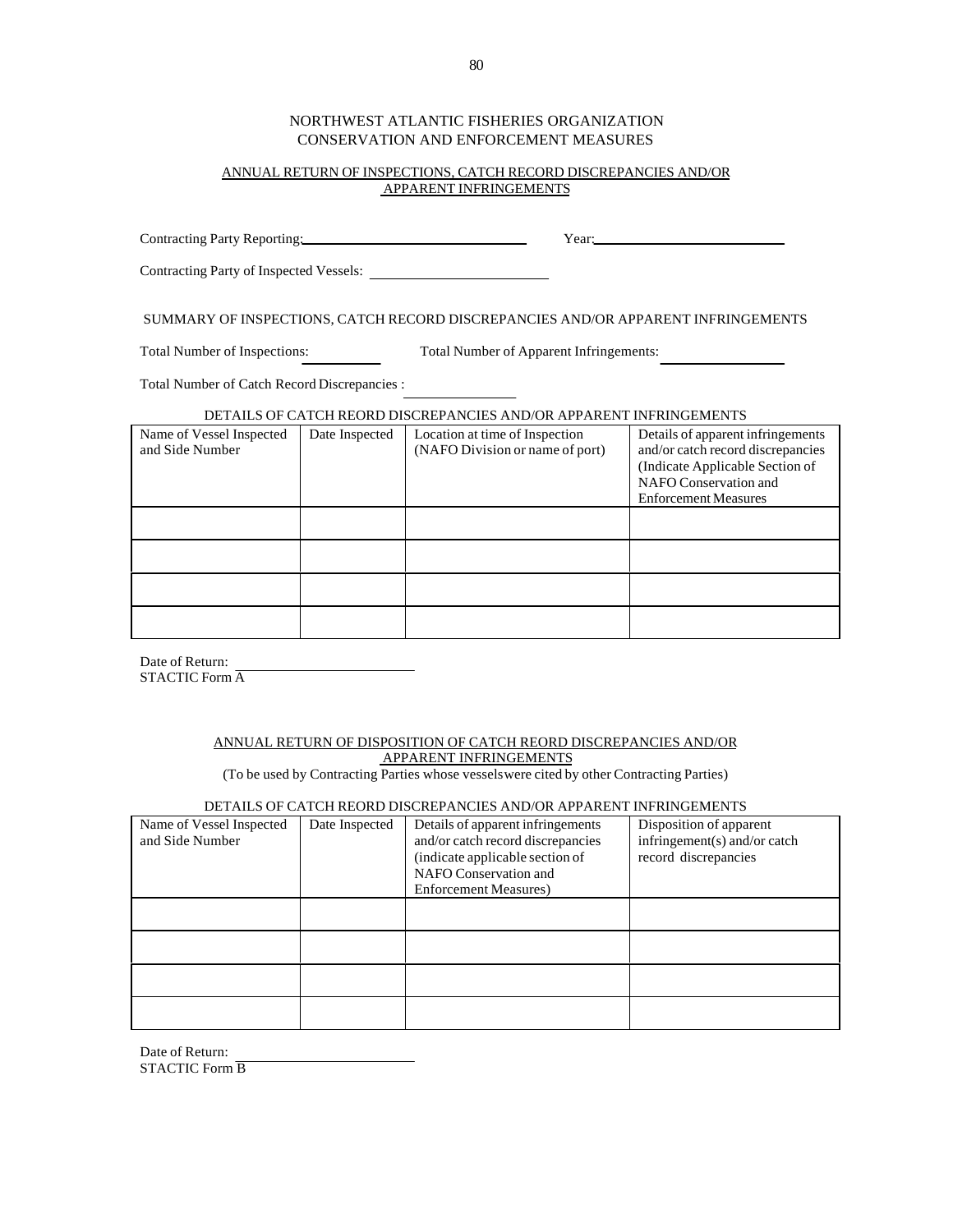NORTHWEST ATLANTIC FISHERIES ORGANIZATION
CONSERVATION AND ENFORCEMENT MEASURES

ANNUAL RETURN OF INSPECTIONS, CATCH RECORD DISCREPANCIES AND/OR APPARENT INFRINGEMENTS

Contracting Party Reporting: ______________________________ Year: __________________________

Contracting Party of Inspected Vessels: ________________________

SUMMARY OF INSPECTIONS, CATCH RECORD DISCREPANCIES AND/OR APPARENT INFRINGEMENTS

Total Number of Inspections: __________ Total Number of Apparent Infringements: ________________

Total Number of Catch Record Discrepancies : ______________

DETAILS OF CATCH REORD DISCREPANCIES AND/OR APPARENT INFRINGEMENTS

| Name of Vessel Inspected and Side Number | Date Inspected | Location at time of Inspection (NAFO Division or name of port) | Details of apparent infringements and/or catch record discrepancies (Indicate Applicable Section of NAFO Conservation and Enforcement Measures |
|---|---|---|---|
| | | | |
| | | | |
| | | | |
| | | | |

Date of Return: ________________________
STACTIC Form A

ANNUAL RETURN OF DISPOSITION OF CATCH REORD DISCREPANCIES AND/OR APPARENT INFRINGEMENTS

(To be used by Contracting Parties whose vessels were cited by other Contracting Parties)

DETAILS OF CATCH REORD DISCREPANCIES AND/OR APPARENT INFRINGEMENTS

| Name of Vessel Inspected and Side Number | Date Inspected | Details of apparent infringements and/or catch record discrepancies (indicate applicable section of NAFO Conservation and Enforcement Measures) | Disposition of apparent infringement(s) and/or catch record discrepancies |
|---|---|---|---|
| | | | |
| | | | |
| | | | |
| | | | |

Date of Return: ________________________
STACTIC Form B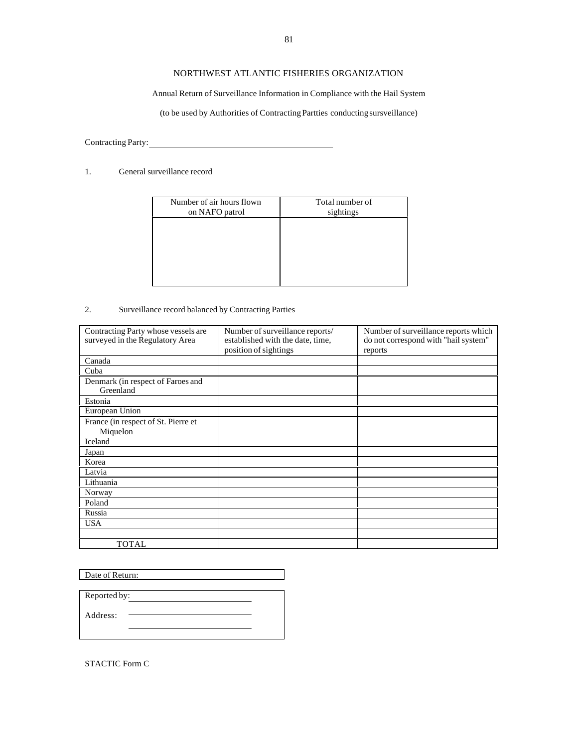# NORTHWEST ATLANTIC FISHERIES ORGANIZATION

Annual Return of Surveillance Information in Compliance with the Hail System

(to be used by Authorities of Contracting Partties conducting sursveillance)

Contracting Party: ________________________________________

1. General surveillance record

| Number of air hours flown on NAFO patrol | Total number of sightings |
|---|---|
| | |

2. Surveillance record balanced by Contracting Parties

| Contracting Party whose vessels are surveyed in the Regulatory Area | Number of surveillance reports/ established with the date, time, position of sightings | Number of surveillance reports which do not correspond with "hail system" reports |
|---|---|---|
| Canada | | |
| Cuba | | |
| Denmark (in respect of Faroes and Greenland | | |
| Estonia | | |
| European Union | | |
| France (in respect of St. Pierre et Miquelon | | |
| Iceland | | |
| Japan | | |
| Korea | | |
| Latvia | | |
| Lithuania | | |
| Norway | | |
| Poland | | |
| Russia | | |
| USA | | |
| | | |
| TOTAL | | |

Date of Return:

Reported by: ________________________

Address: ________________________

________________________

STACTIC Form C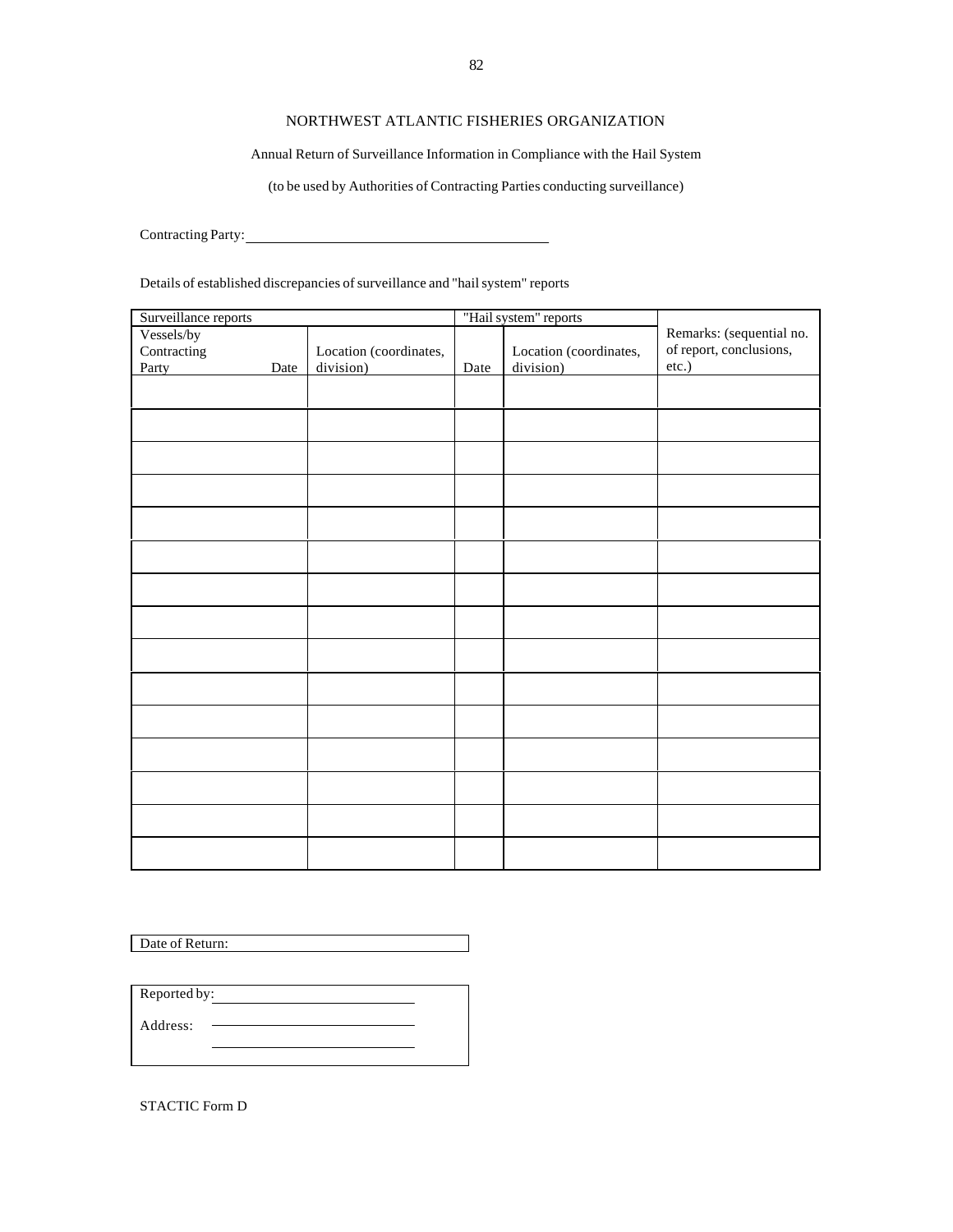NORTHWEST ATLANTIC FISHERIES ORGANIZATION

Annual Return of Surveillance Information in Compliance with the Hail System

(to be used by Authorities of Contracting Parties conducting surveillance)

Contracting Party: ________________________________________

Details of established discrepancies of surveillance and "hail system" reports

| Surveillance reports | | | "Hail system" reports | | |
|---|---|---|---|---|---|
| Vessels/by Contracting Party | Date | Location (coordinates, division) | Date | Location (coordinates, division) | Remarks: (sequential no. of report, conclusions, etc.) |
| | | | | | |
| | | | | | |
| | | | | | |
| | | | | | |
| | | | | | |
| | | | | | |
| | | | | | |
| | | | | | |
| | | | | | |
| | | | | | |
| | | | | | |
| | | | | | |
| | | | | | |
| | | | | | |
| | | | | | |

Date of Return:

Reported by: ____________________________

Address: ____________________________

____________________________

STACTIC Form D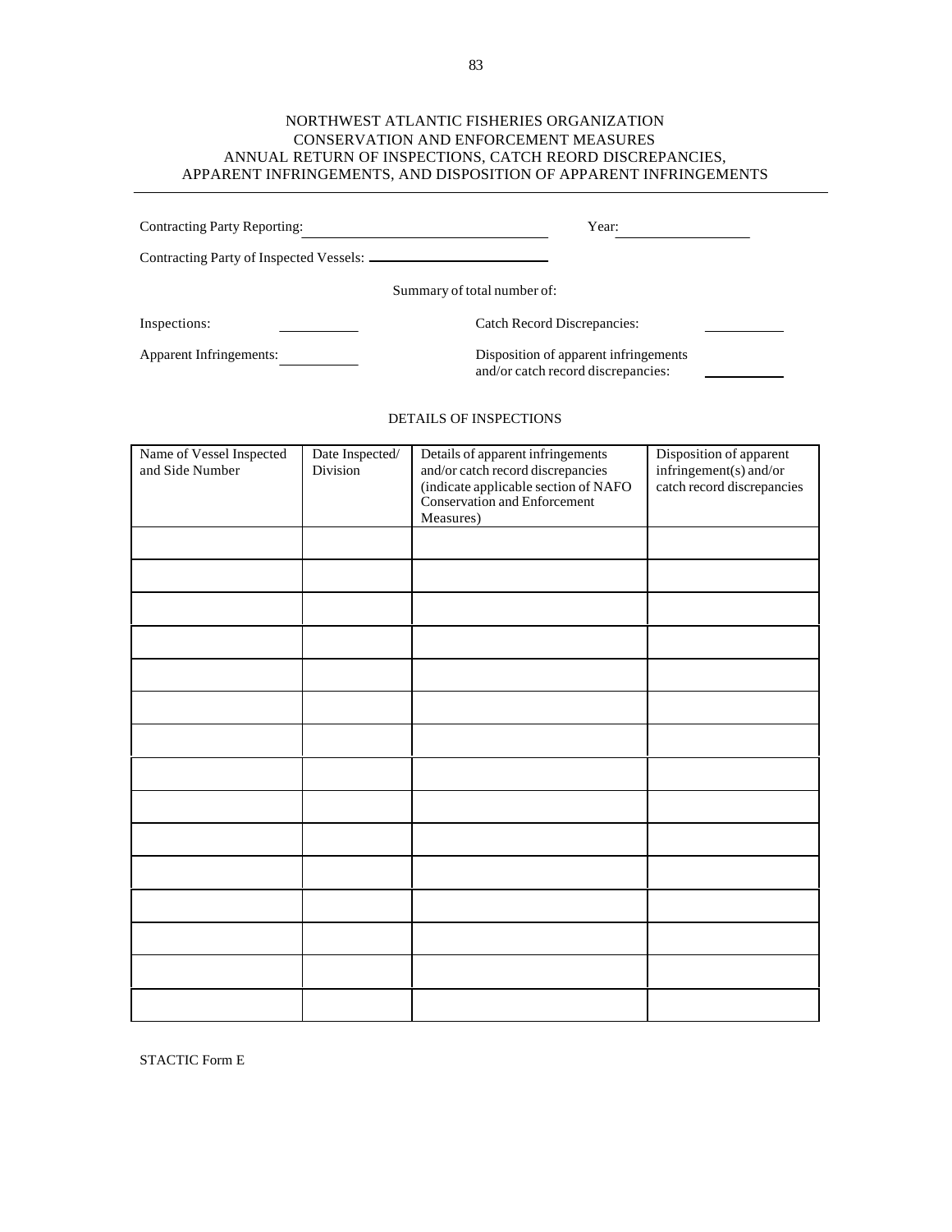NORTHWEST ATLANTIC FISHERIES ORGANIZATION
CONSERVATION AND ENFORCEMENT MEASURES
ANNUAL RETURN OF INSPECTIONS, CATCH REORD DISCREPANCIES,
APPARENT INFRINGEMENTS, AND DISPOSITION OF APPARENT INFRINGEMENTS

---

Contracting Party Reporting: ______________________ Year: ______________

Contracting Party of Inspected Vessels: ______________________

Summary of total number of:

Inspections: __________

Catch Record Discrepancies: __________

Apparent Infringements: __________

Disposition of apparent infringements and/or catch record discrepancies: __________

DETAILS OF INSPECTIONS

| Name of Vessel Inspected and Side Number | Date Inspected/ Division | Details of apparent infringements and/or catch record discrepancies (indicate applicable section of NAFO Conservation and Enforcement Measures) | Disposition of apparent infringement(s) and/or catch record discrepancies |
|---|---|---|---|
| | | | |
| | | | |
| | | | |
| | | | |
| | | | |
| | | | |
| | | | |
| | | | |
| | | | |
| | | | |
| | | | |
| | | | |
| | | | |
| | | | |
| | | | |

STACTIC Form E